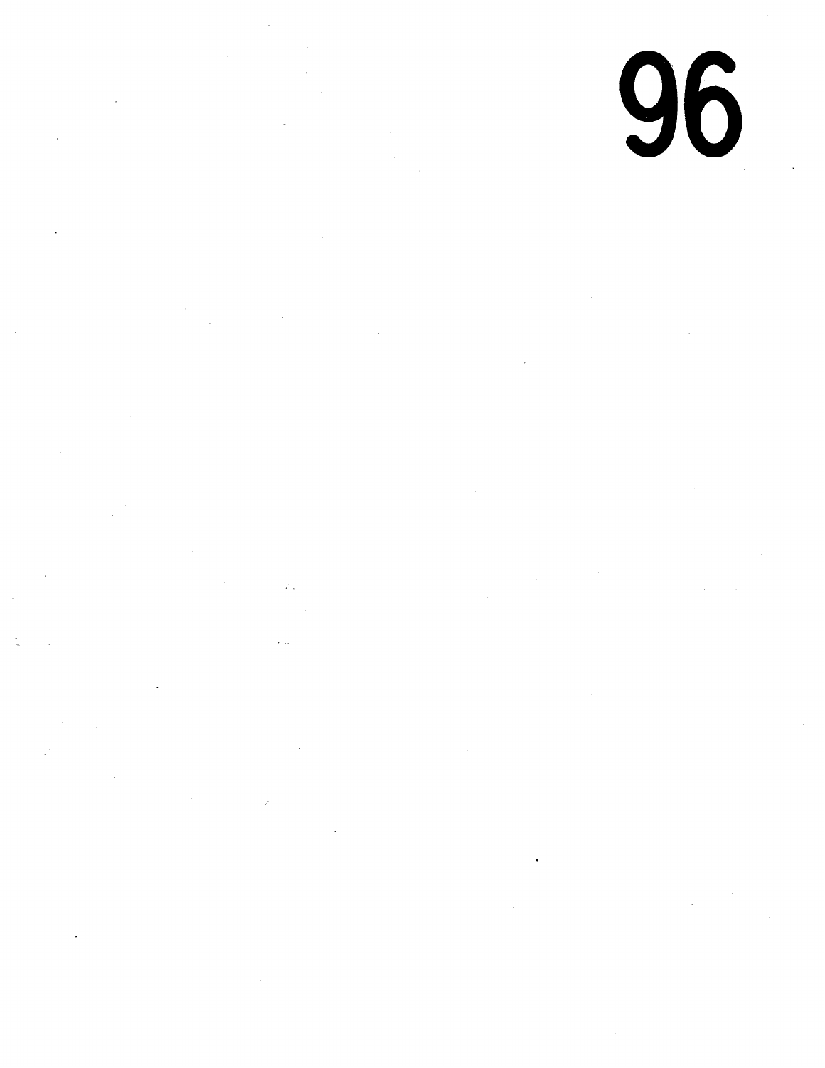96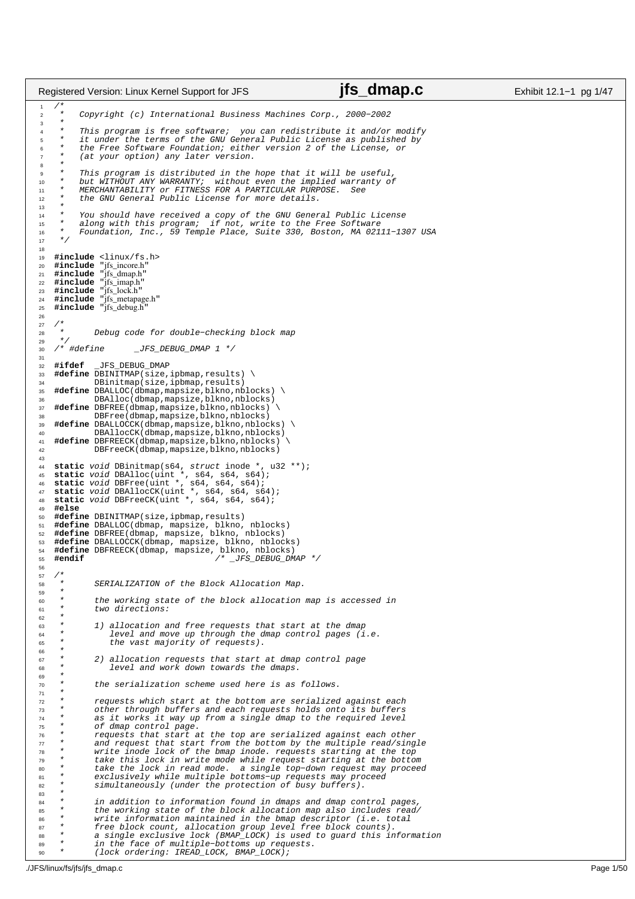```c
/*
 *   Copyright (c) International Business Machines Corp., 2000-2002
 *
 *   This program is free software;  you can redistribute it and/or modify
 *   it under the terms of the GNU General Public License as published by
 *   the Free Software Foundation; either version 2 of the License, or
 *   (at your option) any later version.
 *
 *   This program is distributed in the hope that it will be useful,
 *   but WITHOUT ANY WARRANTY;  without even the implied warranty of
 *   MERCHANTABILITY or FITNESS FOR A PARTICULAR PURPOSE.  See
 *   the GNU General Public License for more details.
 *
 *   You should have received a copy of the GNU General Public License
 *   along with this program;  if not, write to the Free Software
 *   Foundation, Inc., 59 Temple Place, Suite 330, Boston, MA 02111-1307 USA
 */

#include <linux/fs.h>
#include "jfs_incore.h"
#include "jfs_dmap.h"
#include "jfs_imap.h"
#include "jfs_lock.h"
#include "jfs_metapage.h"
#include "jfs_debug.h"

/*
 *      Debug code for double-checking block map
 */
/* #define      _JFS_DEBUG_DMAP 1 */

#ifdef  _JFS_DEBUG_DMAP
#define DBINITMAP(size,ipbmap,results) \
        DBinitmap(size,ipbmap,results)
#define DBALLOC(dbmap,mapsize,blkno,nblocks) \
        DBAlloc(dbmap,mapsize,blkno,nblocks)
#define DBFREE(dbmap,mapsize,blkno,nblocks) \
        DBFree(dbmap,mapsize,blkno,nblocks)
#define DBALLOCCK(dbmap,mapsize,blkno,nblocks) \
        DBAllocCK(dbmap,mapsize,blkno,nblocks)
#define DBFREECK(dbmap,mapsize,blkno,nblocks) \
        DBFreeCK(dbmap,mapsize,blkno,nblocks)

static void DBinitmap(s64, struct inode *, u32 **);
static void DBAlloc(uint *, s64, s64, s64);
static void DBFree(uint *, s64, s64, s64);
static void DBAllocCK(uint *, s64, s64, s64);
static void DBFreeCK(uint *, s64, s64, s64);
#else
#define DBINITMAP(size,ipbmap,results)
#define DBALLOC(dbmap, mapsize, blkno, nblocks)
#define DBFREE(dbmap, mapsize, blkno, nblocks)
#define DBALLOCCK(dbmap, mapsize, blkno, nblocks)
#define DBFREECK(dbmap, mapsize, blkno, nblocks)
#endif                          /* _JFS_DEBUG_DMAP */

/*
 *      SERIALIZATION of the Block Allocation Map.
 *
 *      the working state of the block allocation map is accessed in
 *      two directions:
 *
 *      1) allocation and free requests that start at the dmap
 *         level and move up through the dmap control pages (i.e.
 *         the vast majority of requests).
 *
 *      2) allocation requests that start at dmap control page
 *         level and work down towards the dmaps.
 *
 *      the serialization scheme used here is as follows.
 *
 *      requests which start at the bottom are serialized against each
 *      other through buffers and each requests holds onto its buffers
 *      as it works it way up from a single dmap to the required level
 *      of dmap control page.
 *      requests that start at the top are serialized against each other
 *      and request that start from the bottom by the multiple read/single
 *      write inode lock of the bmap inode. requests starting at the top
 *      take this lock in write mode while request starting at the bottom
 *      take the lock in read mode.  a single top-down request may proceed
 *      exclusively while multiple bottoms-up requests may proceed
 *      simultaneously (under the protection of busy buffers).
 *
 *      in addition to information found in dmaps and dmap control pages,
 *      the working state of the block allocation map also includes read/
 *      write information maintained in the bmap descriptor (i.e. total
 *      free block count, allocation group level free block counts).
 *      a single exclusive lock (BMAP_LOCK) is used to guard this information
 *      in the face of multiple-bottoms up requests.
 *      (lock ordering: IREAD_LOCK, BMAP_LOCK);
```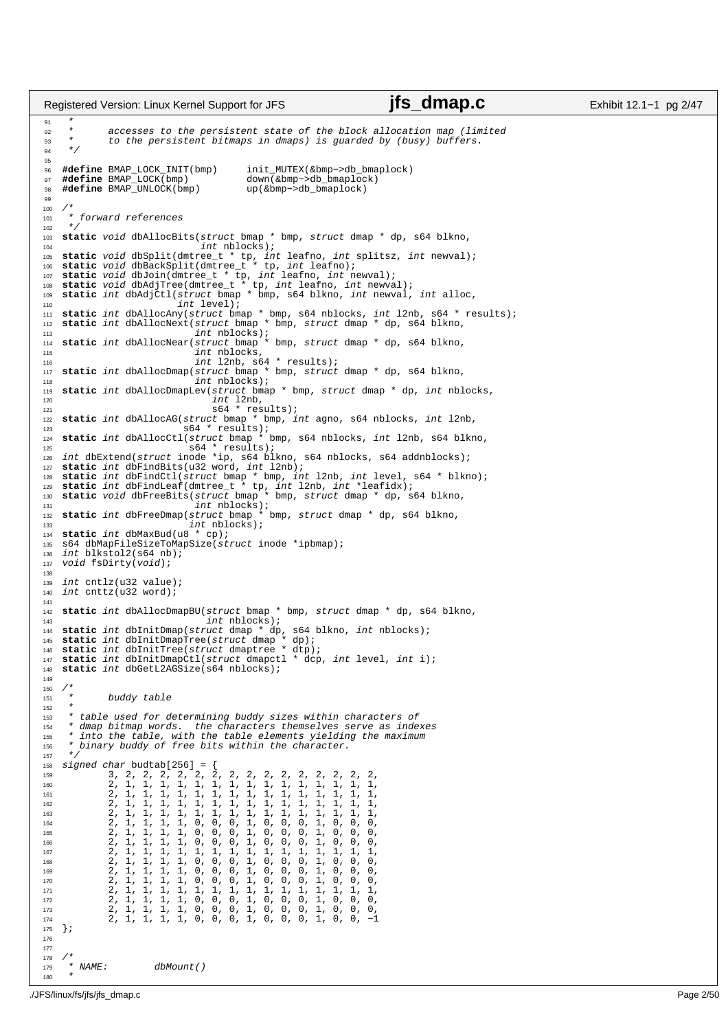```c
 *
 *      accesses to the persistent state of the block allocation map (limited
 *      to the persistent bitmaps in dmaps) is guarded by (busy) buffers.
 */

#define BMAP_LOCK_INIT(bmp)     init_MUTEX(&bmp->db_bmaplock)
#define BMAP_LOCK(bmp)          down(&bmp->db_bmaplock)
#define BMAP_UNLOCK(bmp)        up(&bmp->db_bmaplock)

/*
 * forward references
 */
static void dbAllocBits(struct bmap * bmp, struct dmap * dp, s64 blkno,
                        int nblocks);
static void dbSplit(dmtree_t * tp, int leafno, int splitsz, int newval);
static void dbBackSplit(dmtree_t * tp, int leafno);
static void dbJoin(dmtree_t * tp, int leafno, int newval);
static void dbAdjTree(dmtree_t * tp, int leafno, int newval);
static int dbAdjCtl(struct bmap * bmp, s64 blkno, int newval, int alloc,
                    int level);
static int dbAllocAny(struct bmap * bmp, s64 nblocks, int l2nb, s64 * results);
static int dbAllocNext(struct bmap * bmp, struct dmap * dp, s64 blkno,
                       int nblocks);
static int dbAllocNear(struct bmap * bmp, struct dmap * dp, s64 blkno,
                       int nblocks,
                       int l2nb, s64 * results);
static int dbAllocDmap(struct bmap * bmp, struct dmap * dp, s64 blkno,
                       int nblocks);
static int dbAllocDmapLev(struct bmap * bmp, struct dmap * dp, int nblocks,
                          int l2nb,
                          s64 * results);
static int dbAllocAG(struct bmap * bmp, int agno, s64 nblocks, int l2nb,
                     s64 * results);
static int dbAllocCtl(struct bmap * bmp, s64 nblocks, int l2nb, s64 blkno,
                      s64 * results);
int dbExtend(struct inode *ip, s64 blkno, s64 nblocks, s64 addnblocks);
static int dbFindBits(u32 word, int l2nb);
static int dbFindCtl(struct bmap * bmp, int l2nb, int level, s64 * blkno);
static int dbFindLeaf(dmtree_t * tp, int l2nb, int *leafidx);
static void dbFreeBits(struct bmap * bmp, struct dmap * dp, s64 blkno,
                       int nblocks);
static int dbFreeDmap(struct bmap * bmp, struct dmap * dp, s64 blkno,
                      int nblocks);
static int dbMaxBud(u8 * cp);
s64 dbMapFileSizeToMapSize(struct inode *ipbmap);
int blkstol2(s64 nb);
void fsDirty(void);

int cntlz(u32 value);
int cnttz(u32 word);

static int dbAllocDmapBU(struct bmap * bmp, struct dmap * dp, s64 blkno,
                         int nblocks);
static int dbInitDmap(struct dmap * dp, s64 blkno, int nblocks);
static int dbInitDmapTree(struct dmap * dp);
static int dbInitTree(struct dmaptree * dtp);
static int dbInitDmapCtl(struct dmapctl * dcp, int level, int i);
static int dbGetL2AGSize(s64 nblocks);

/*
 *      buddy table
 *
 * table used for determining buddy sizes within characters of
 * dmap bitmap words.  the characters themselves serve as indexes
 * into the table, with the table elements yielding the maximum
 * binary buddy of free bits within the character.
 */
signed char budtab[256] = {
        3, 2, 2, 2, 2, 2, 2, 2, 2, 2, 2, 2, 2, 2, 2, 2,
        2, 1, 1, 1, 1, 1, 1, 1, 1, 1, 1, 1, 1, 1, 1, 1,
        2, 1, 1, 1, 1, 1, 1, 1, 1, 1, 1, 1, 1, 1, 1, 1,
        2, 1, 1, 1, 1, 1, 1, 1, 1, 1, 1, 1, 1, 1, 1, 1,
        2, 1, 1, 1, 1, 1, 1, 1, 1, 1, 1, 1, 1, 1, 1, 1,
        2, 1, 1, 1, 1, 0, 0, 0, 1, 0, 0, 0, 1, 0, 0, 0,
        2, 1, 1, 1, 1, 0, 0, 0, 1, 0, 0, 0, 1, 0, 0, 0,
        2, 1, 1, 1, 1, 0, 0, 0, 1, 0, 0, 0, 1, 0, 0, 0,
        2, 1, 1, 1, 1, 1, 1, 1, 1, 1, 1, 1, 1, 1, 1, 1,
        2, 1, 1, 1, 1, 0, 0, 0, 1, 0, 0, 0, 1, 0, 0, 0,
        2, 1, 1, 1, 1, 0, 0, 0, 1, 0, 0, 0, 1, 0, 0, 0,
        2, 1, 1, 1, 1, 0, 0, 0, 1, 0, 0, 0, 1, 0, 0, 0,
        2, 1, 1, 1, 1, 1, 1, 1, 1, 1, 1, 1, 1, 1, 1, 1,
        2, 1, 1, 1, 1, 0, 0, 0, 1, 0, 0, 0, 1, 0, 0, 0,
        2, 1, 1, 1, 1, 0, 0, 0, 1, 0, 0, 0, 1, 0, 0, 0,
        2, 1, 1, 1, 1, 0, 0, 0, 1, 0, 0, 0, 1, 0, 0, -1
};


/*
 * NAME:        dbMount()
 *
```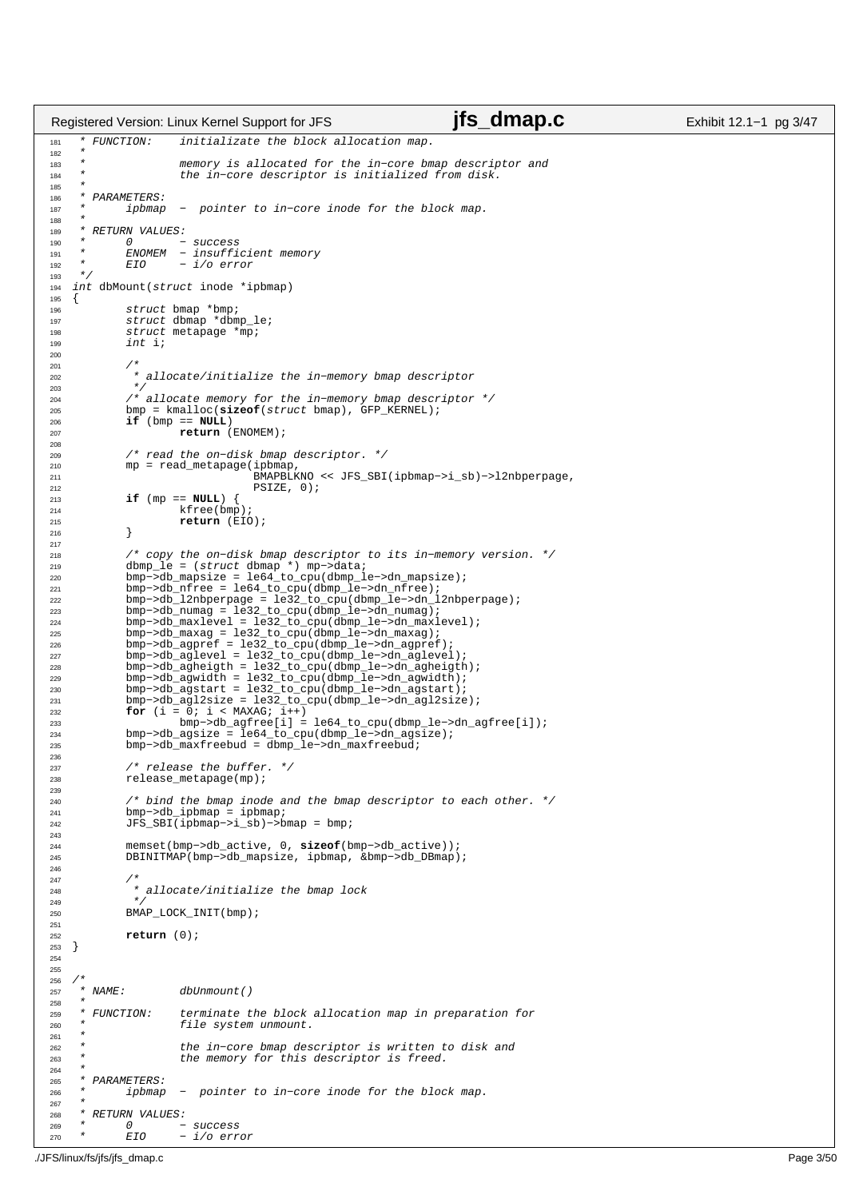```c
 * FUNCTION:    initializate the block allocation map.
 *
 *              memory is allocated for the in-core bmap descriptor and
 *              the in-core descriptor is initialized from disk.
 *
 * PARAMETERS:
 *      ipbmap  -  pointer to in-core inode for the block map.
 *
 * RETURN VALUES:
 *      0       - success
 *      ENOMEM  - insufficient memory
 *      EIO     - i/o error
 */
int dbMount(struct inode *ipbmap)
{
        struct bmap *bmp;
        struct dbmap *dbmp_le;
        struct metapage *mp;
        int i;

        /*
         * allocate/initialize the in-memory bmap descriptor
         */
        /* allocate memory for the in-memory bmap descriptor */
        bmp = kmalloc(sizeof(struct bmap), GFP_KERNEL);
        if (bmp == NULL)
                return (ENOMEM);

        /* read the on-disk bmap descriptor. */
        mp = read_metapage(ipbmap,
                           BMAPBLKNO << JFS_SBI(ipbmap->i_sb)->l2nbperpage,
                           PSIZE, 0);
        if (mp == NULL) {
                kfree(bmp);
                return (EIO);
        }

        /* copy the on-disk bmap descriptor to its in-memory version. */
        dbmp_le = (struct dbmap *) mp->data;
        bmp->db_mapsize = le64_to_cpu(dbmp_le->dn_mapsize);
        bmp->db_nfree = le64_to_cpu(dbmp_le->dn_nfree);
        bmp->db_l2nbperpage = le32_to_cpu(dbmp_le->dn_l2nbperpage);
        bmp->db_numag = le32_to_cpu(dbmp_le->dn_numag);
        bmp->db_maxlevel = le32_to_cpu(dbmp_le->dn_maxlevel);
        bmp->db_maxag = le32_to_cpu(dbmp_le->dn_maxag);
        bmp->db_agpref = le32_to_cpu(dbmp_le->dn_agpref);
        bmp->db_aglevel = le32_to_cpu(dbmp_le->dn_aglevel);
        bmp->db_agheigth = le32_to_cpu(dbmp_le->dn_agheigth);
        bmp->db_agwidth = le32_to_cpu(dbmp_le->dn_agwidth);
        bmp->db_agstart = le32_to_cpu(dbmp_le->dn_agstart);
        bmp->db_agl2size = le32_to_cpu(dbmp_le->dn_agl2size);
        for (i = 0; i < MAXAG; i++)
                bmp->db_agfree[i] = le64_to_cpu(dbmp_le->dn_agfree[i]);
        bmp->db_agsize = le64_to_cpu(dbmp_le->dn_agsize);
        bmp->db_maxfreebud = dbmp_le->dn_maxfreebud;

        /* release the buffer. */
        release_metapage(mp);

        /* bind the bmap inode and the bmap descriptor to each other. */
        bmp->db_ipbmap = ipbmap;
        JFS_SBI(ipbmap->i_sb)->bmap = bmp;

        memset(bmp->db_active, 0, sizeof(bmp->db_active));
        DBINITMAP(bmp->db_mapsize, ipbmap, &bmp->db_DBmap);

        /*
         * allocate/initialize the bmap lock
         */
        BMAP_LOCK_INIT(bmp);

        return (0);
}


/*
 * NAME:        dbUnmount()
 *
 * FUNCTION:    terminate the block allocation map in preparation for
 *              file system unmount.
 *
 *              the in-core bmap descriptor is written to disk and
 *              the memory for this descriptor is freed.
 *
 * PARAMETERS:
 *      ipbmap  -  pointer to in-core inode for the block map.
 *
 * RETURN VALUES:
 *      0       - success
 *      EIO     - i/o error
```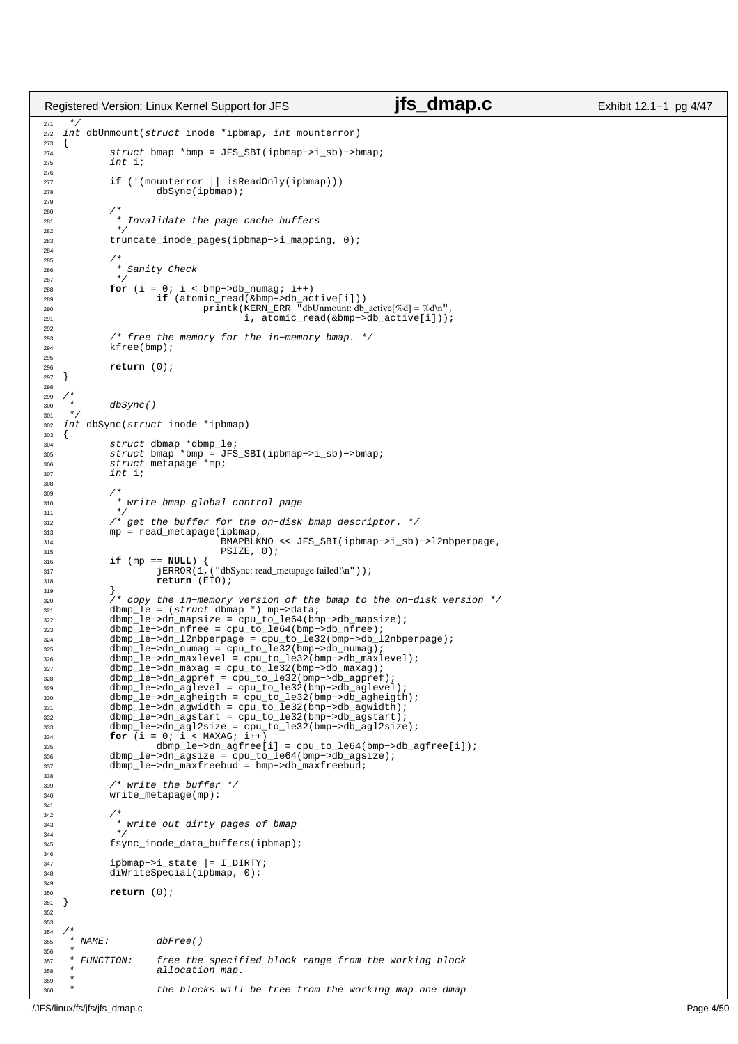```c
 */
int dbUnmount(struct inode *ipbmap, int mounterror)
{
	struct bmap *bmp = JFS_SBI(ipbmap->i_sb)->bmap;
	int i;

	if (!(mounterror || isReadOnly(ipbmap)))
		dbSync(ipbmap);

	/*
	 * Invalidate the page cache buffers
	 */
	truncate_inode_pages(ipbmap->i_mapping, 0);

	/*
	 * Sanity Check
	 */
	for (i = 0; i < bmp->db_numag; i++)
		if (atomic_read(&bmp->db_active[i]))
			printk(KERN_ERR "dbUnmount: db_active[%d] = %d\n",
			       i, atomic_read(&bmp->db_active[i]));

	/* free the memory for the in-memory bmap. */
	kfree(bmp);

	return (0);
}

/*
 *	dbSync()
 */
int dbSync(struct inode *ipbmap)
{
	struct dbmap *dbmp_le;
	struct bmap *bmp = JFS_SBI(ipbmap->i_sb)->bmap;
	struct metapage *mp;
	int i;

	/*
	 * write bmap global control page
	 */
	/* get the buffer for the on-disk bmap descriptor. */
	mp = read_metapage(ipbmap,
			   BMAPBLKNO << JFS_SBI(ipbmap->i_sb)->l2nbperpage,
			   PSIZE, 0);
	if (mp == NULL) {
		jERROR(1,("dbSync: read_metapage failed!\n"));
		return (EIO);
	}
	/* copy the in-memory version of the bmap to the on-disk version */
	dbmp_le = (struct dbmap *) mp->data;
	dbmp_le->dn_mapsize = cpu_to_le64(bmp->db_mapsize);
	dbmp_le->dn_nfree = cpu_to_le64(bmp->db_nfree);
	dbmp_le->dn_l2nbperpage = cpu_to_le32(bmp->db_l2nbperpage);
	dbmp_le->dn_numag = cpu_to_le32(bmp->db_numag);
	dbmp_le->dn_maxlevel = cpu_to_le32(bmp->db_maxlevel);
	dbmp_le->dn_maxag = cpu_to_le32(bmp->db_maxag);
	dbmp_le->dn_agpref = cpu_to_le32(bmp->db_agpref);
	dbmp_le->dn_aglevel = cpu_to_le32(bmp->db_aglevel);
	dbmp_le->dn_agheigth = cpu_to_le32(bmp->db_agheigth);
	dbmp_le->dn_agwidth = cpu_to_le32(bmp->db_agwidth);
	dbmp_le->dn_agstart = cpu_to_le32(bmp->db_agstart);
	dbmp_le->dn_agl2size = cpu_to_le32(bmp->db_agl2size);
	for (i = 0; i < MAXAG; i++)
		dbmp_le->dn_agfree[i] = cpu_to_le64(bmp->db_agfree[i]);
	dbmp_le->dn_agsize = cpu_to_le64(bmp->db_agsize);
	dbmp_le->dn_maxfreebud = bmp->db_maxfreebud;

	/* write the buffer */
	write_metapage(mp);

	/*
	 * write out dirty pages of bmap
	 */
	fsync_inode_data_buffers(ipbmap);

	ipbmap->i_state |= I_DIRTY;
	diWriteSpecial(ipbmap, 0);

	return (0);
}


/*
 * NAME:	dbFree()
 *
 * FUNCTION:	free the specified block range from the working block
 *		allocation map.
 *
 *		the blocks will be free from the working map one dmap
```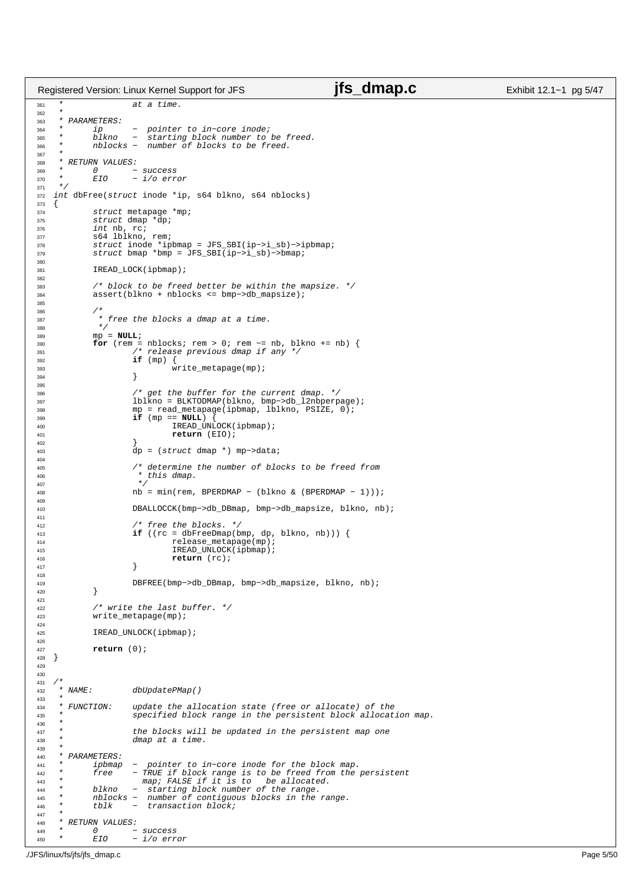```c
361  *              at a time.
362  *
363  * PARAMETERS:
364  *      ip      -  pointer to in-core inode;
365  *      blkno   -  starting block number to be freed.
366  *      nblocks -  number of blocks to be freed.
367  *
368  * RETURN VALUES:
369  *      0       - success
370  *      EIO     - i/o error
371  */
372 int dbFree(struct inode *ip, s64 blkno, s64 nblocks)
373 {
374         struct metapage *mp;
375         struct dmap *dp;
376         int nb, rc;
377         s64 lblkno, rem;
378         struct inode *ipbmap = JFS_SBI(ip->i_sb)->ipbmap;
379         struct bmap *bmp = JFS_SBI(ip->i_sb)->bmap;
380 
381         IREAD_LOCK(ipbmap);
382 
383         /* block to be freed better be within the mapsize. */
384         assert(blkno + nblocks <= bmp->db_mapsize);
385 
386         /*
387          * free the blocks a dmap at a time.
388          */
389         mp = NULL;
390         for (rem = nblocks; rem > 0; rem -= nb, blkno += nb) {
391                 /* release previous dmap if any */
392                 if (mp) {
393                         write_metapage(mp);
394                 }
395 
396                 /* get the buffer for the current dmap. */
397                 lblkno = BLKTODMAP(blkno, bmp->db_l2nbperpage);
398                 mp = read_metapage(ipbmap, lblkno, PSIZE, 0);
399                 if (mp == NULL) {
400                         IREAD_UNLOCK(ipbmap);
401                         return (EIO);
402                 }
403                 dp = (struct dmap *) mp->data;
404 
405                 /* determine the number of blocks to be freed from
406                  * this dmap.
407                  */
408                 nb = min(rem, BPERDMAP - (blkno & (BPERDMAP - 1)));
409 
410                 DBALLOCCK(bmp->db_DBmap, bmp->db_mapsize, blkno, nb);
411 
412                 /* free the blocks. */
413                 if ((rc = dbFreeDmap(bmp, dp, blkno, nb))) {
414                         release_metapage(mp);
415                         IREAD_UNLOCK(ipbmap);
416                         return (rc);
417                 }
418 
419                 DBFREE(bmp->db_DBmap, bmp->db_mapsize, blkno, nb);
420         }
421 
422         /* write the last buffer. */
423         write_metapage(mp);
424 
425         IREAD_UNLOCK(ipbmap);
426 
427         return (0);
428 }
429 
430 
431 /*
432  * NAME:        dbUpdatePMap()
433  *
434  * FUNCTION:    update the allocation state (free or allocate) of the
435  *              specified block range in the persistent block allocation map.
436  *
437  *              the blocks will be updated in the persistent map one
438  *              dmap at a time.
439  *
440  * PARAMETERS:
441  *      ipbmap  -  pointer to in-core inode for the block map.
442  *      free    - TRUE if block range is to be freed from the persistent
443  *                map; FALSE if it is to   be allocated.
444  *      blkno   -  starting block number of the range.
445  *      nblocks -  number of contiguous blocks in the range.
446  *      tblk    -  transaction block;
447  *
448  * RETURN VALUES:
449  *      0       - success
450  *      EIO     - i/o error
```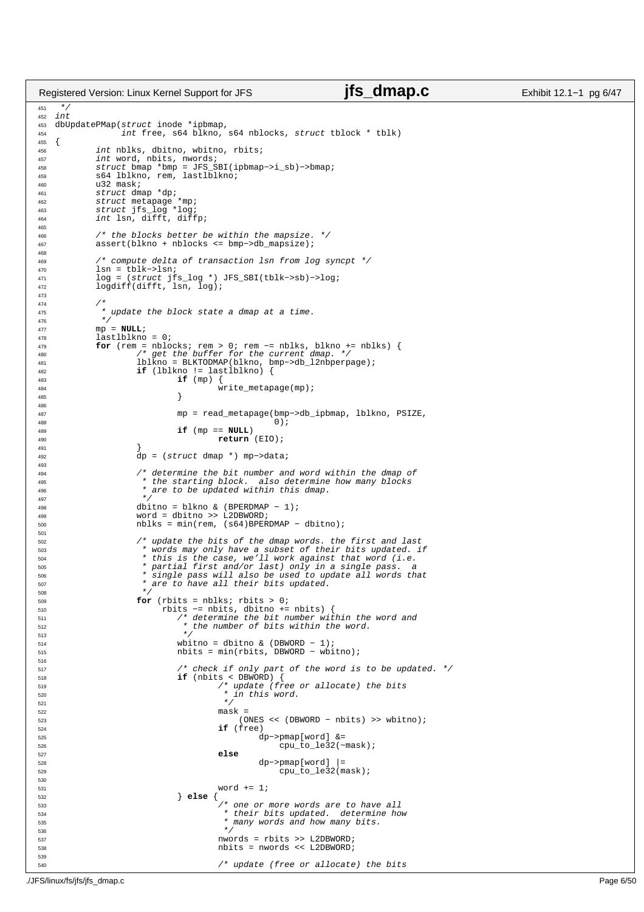```c
451	 */
452	int
453	dbUpdatePMap(struct inode *ipbmap,
454	             int free, s64 blkno, s64 nblocks, struct tblock * tblk)
455	{
456	        int nblks, dbitno, wbitno, rbits;
457	        int word, nbits, nwords;
458	        struct bmap *bmp = JFS_SBI(ipbmap->i_sb)->bmap;
459	        s64 lblkno, rem, lastlblkno;
460	        u32 mask;
461	        struct dmap *dp;
462	        struct metapage *mp;
463	        struct jfs_log *log;
464	        int lsn, difft, diffp;
465	
466	        /* the blocks better be within the mapsize. */
467	        assert(blkno + nblocks <= bmp->db_mapsize);
468	
469	        /* compute delta of transaction lsn from log syncpt */
470	        lsn = tblk->lsn;
471	        log = (struct jfs_log *) JFS_SBI(tblk->sb)->log;
472	        logdiff(difft, lsn, log);
473	
474	        /*
475	         * update the block state a dmap at a time.
476	         */
477	        mp = NULL;
478	        lastlblkno = 0;
479	        for (rem = nblocks; rem > 0; rem -= nblks, blkno += nblks) {
480	                /* get the buffer for the current dmap. */
481	                lblkno = BLKTODMAP(blkno, bmp->db_l2nbperpage);
482	                if (lblkno != lastlblkno) {
483	                        if (mp) {
484	                                write_metapage(mp);
485	                        }
486	
487	                        mp = read_metapage(bmp->db_ipbmap, lblkno, PSIZE,
488	                                           0);
489	                        if (mp == NULL)
490	                                return (EIO);
491	                }
492	                dp = (struct dmap *) mp->data;
493	
494	                /* determine the bit number and word within the dmap of
495	                 * the starting block.  also determine how many blocks
496	                 * are to be updated within this dmap.
497	                 */
498	                dbitno = blkno & (BPERDMAP - 1);
499	                word = dbitno >> L2DBWORD;
500	                nblks = min(rem, (s64)BPERDMAP - dbitno);
501	
502	                /* update the bits of the dmap words. the first and last
503	                 * words may only have a subset of their bits updated. if
504	                 * this is the case, we'll work against that word (i.e.
505	                 * partial first and/or last) only in a single pass.  a
506	                 * single pass will also be used to update all words that
507	                 * are to have all their bits updated.
508	                 */
509	                for (rbits = nblks; rbits > 0;
510	                     rbits -= nbits, dbitno += nbits) {
511	                        /* determine the bit number within the word and
512	                         * the number of bits within the word.
513	                         */
514	                        wbitno = dbitno & (DBWORD - 1);
515	                        nbits = min(rbits, DBWORD - wbitno);
516	
517	                        /* check if only part of the word is to be updated. */
518	                        if (nbits < DBWORD) {
519	                                /* update (free or allocate) the bits
520	                                 * in this word.
521	                                 */
522	                                mask =
523	                                    (ONES << (DBWORD - nbits) >> wbitno);
524	                                if (free)
525	                                        dp->pmap[word] &=
526	                                            cpu_to_le32(~mask);
527	                                else
528	                                        dp->pmap[word] |=
529	                                            cpu_to_le32(mask);
530	
531	                                word += 1;
532	                        } else {
533	                                /* one or more words are to have all
534	                                 * their bits updated.  determine how
535	                                 * many words and how many bits.
536	                                 */
537	                                nwords = rbits >> L2DBWORD;
538	                                nbits = nwords << L2DBWORD;
539	
540	                                /* update (free or allocate) the bits
```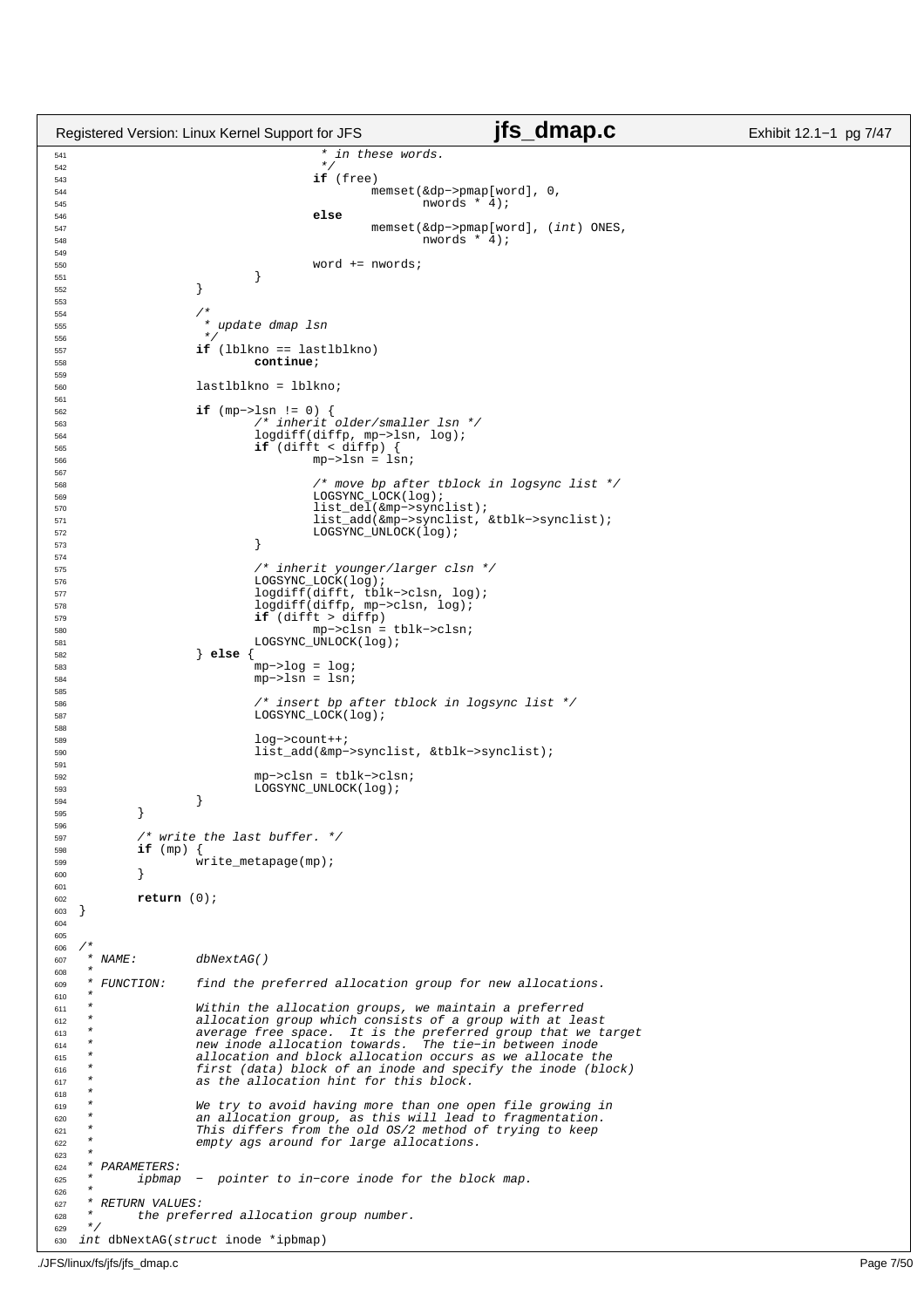```c
541                                  * in these words.
542                                  */
543                                 if (free)
544                                         memset(&dp->pmap[word], 0,
545                                                 nwords * 4);
546                                 else
547                                         memset(&dp->pmap[word], (int) ONES,
548                                                 nwords * 4);
549 
550                                 word += nwords;
551                         }
552                 }
553 
554                 /*
555                  * update dmap lsn
556                  */
557                 if (lblkno == lastlblkno)
558                         continue;
559 
560                 lastlblkno = lblkno;
561 
562                 if (mp->lsn != 0) {
563                         /* inherit older/smaller lsn */
564                         logdiff(diffp, mp->lsn, log);
565                         if (difft < diffp) {
566                                 mp->lsn = lsn;
567 
568                                 /* move bp after tblock in logsync list */
569                                 LOGSYNC_LOCK(log);
570                                 list_del(&mp->synclist);
571                                 list_add(&mp->synclist, &tblk->synclist);
572                                 LOGSYNC_UNLOCK(log);
573                         }
574 
575                         /* inherit younger/larger clsn */
576                         LOGSYNC_LOCK(log);
577                         logdiff(difft, tblk->clsn, log);
578                         logdiff(diffp, mp->clsn, log);
579                         if (difft > diffp)
580                                 mp->clsn = tblk->clsn;
581                         LOGSYNC_UNLOCK(log);
582                 } else {
583                         mp->log = log;
584                         mp->lsn = lsn;
585 
586                         /* insert bp after tblock in logsync list */
587                         LOGSYNC_LOCK(log);
588 
589                         log->count++;
590                         list_add(&mp->synclist, &tblk->synclist);
591 
592                         mp->clsn = tblk->clsn;
593                         LOGSYNC_UNLOCK(log);
594                 }
595         }
596 
597         /* write the last buffer. */
598         if (mp) {
599                 write_metapage(mp);
600         }
601 
602         return (0);
603 }
604 
605 
606 /*
607  * NAME:        dbNextAG()
608  *
609  * FUNCTION:    find the preferred allocation group for new allocations.
610  *
611  *              Within the allocation groups, we maintain a preferred
612  *              allocation group which consists of a group with at least
613  *              average free space.  It is the preferred group that we target
614  *              new inode allocation towards.  The tie-in between inode
615  *              allocation and block allocation occurs as we allocate the
616  *              first (data) block of an inode and specify the inode (block)
617  *              as the allocation hint for this block.
618  *
619  *              We try to avoid having more than one open file growing in
620  *              an allocation group, as this will lead to fragmentation.
621  *              This differs from the old OS/2 method of trying to keep
622  *              empty ags around for large allocations.
623  *
624  * PARAMETERS:
625  *      ipbmap  -  pointer to in-core inode for the block map.
626  *
627  * RETURN VALUES:
628  *      the preferred allocation group number.
629  */
630 int dbNextAG(struct inode *ipbmap)
```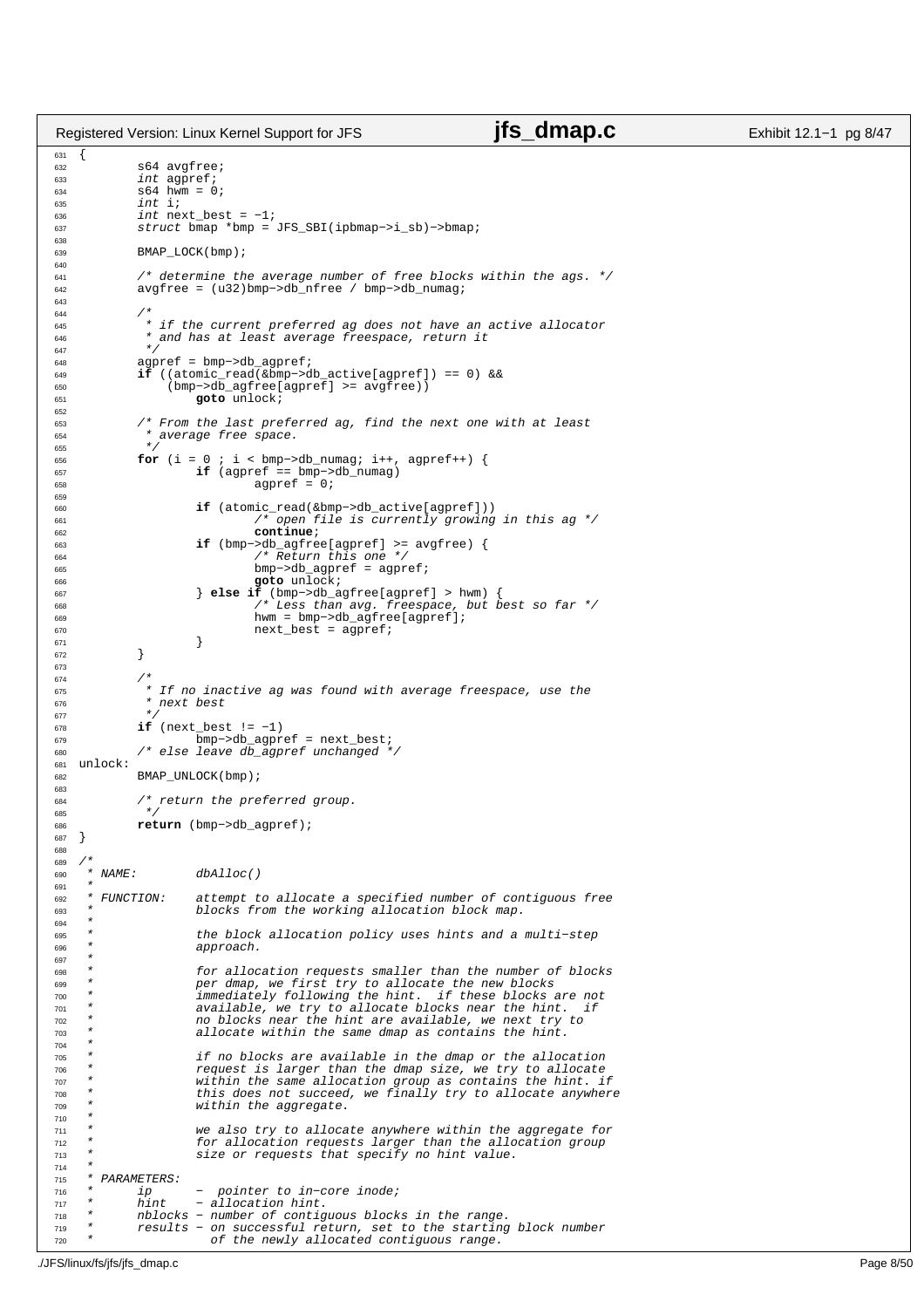```c
{
        s64 avgfree;
        int agpref;
        s64 hwm = 0;
        int i;
        int next_best = -1;
        struct bmap *bmp = JFS_SBI(ipbmap->i_sb)->bmap;

        BMAP_LOCK(bmp);

        /* determine the average number of free blocks within the ags. */
        avgfree = (u32)bmp->db_nfree / bmp->db_numag;

        /*
         * if the current preferred ag does not have an active allocator
         * and has at least average freespace, return it
         */
        agpref = bmp->db_agpref;
        if ((atomic_read(&bmp->db_active[agpref]) == 0) &&
            (bmp->db_agfree[agpref] >= avgfree))
                goto unlock;

        /* From the last preferred ag, find the next one with at least
         * average free space.
         */
        for (i = 0 ; i < bmp->db_numag; i++, agpref++) {
                if (agpref == bmp->db_numag)
                        agpref = 0;

                if (atomic_read(&bmp->db_active[agpref]))
                        /* open file is currently growing in this ag */
                        continue;
                if (bmp->db_agfree[agpref] >= avgfree) {
                        /* Return this one */
                        bmp->db_agpref = agpref;
                        goto unlock;
                } else if (bmp->db_agfree[agpref] > hwm) {
                        /* Less than avg. freespace, but best so far */
                        hwm = bmp->db_agfree[agpref];
                        next_best = agpref;
                }
        }

        /*
         * If no inactive ag was found with average freespace, use the
         * next best
         */
        if (next_best != -1)
                bmp->db_agpref = next_best;
        /* else leave db_agpref unchanged */
unlock:
        BMAP_UNLOCK(bmp);

        /* return the preferred group.
         */
        return (bmp->db_agpref);
}

/*
 * NAME:        dbAlloc()
 *
 * FUNCTION:    attempt to allocate a specified number of contiguous free
 *              blocks from the working allocation block map.
 *
 *              the block allocation policy uses hints and a multi-step
 *              approach.
 *
 *              for allocation requests smaller than the number of blocks
 *              per dmap, we first try to allocate the new blocks
 *              immediately following the hint.  if these blocks are not
 *              available, we try to allocate blocks near the hint.  if
 *              no blocks near the hint are available, we next try to
 *              allocate within the same dmap as contains the hint.
 *
 *              if no blocks are available in the dmap or the allocation
 *              request is larger than the dmap size, we try to allocate
 *              within the same allocation group as contains the hint. if
 *              this does not succeed, we finally try to allocate anywhere
 *              within the aggregate.
 *
 *              we also try to allocate anywhere within the aggregate for
 *              for allocation requests larger than the allocation group
 *              size or requests that specify no hint value.
 *
 * PARAMETERS:
 *      ip      -  pointer to in-core inode;
 *      hint    - allocation hint.
 *      nblocks - number of contiguous blocks in the range.
 *      results - on successful return, set to the starting block number
 *                of the newly allocated contiguous range.
```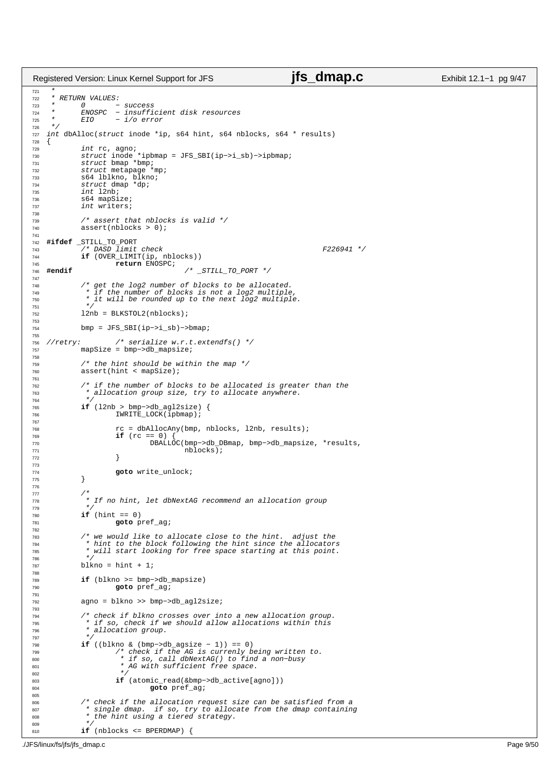```c
 *
 * RETURN VALUES:
 *      0       - success
 *      ENOSPC  - insufficient disk resources
 *      EIO     - i/o error
 */
int dbAlloc(struct inode *ip, s64 hint, s64 nblocks, s64 * results)
{
        int rc, agno;
        struct inode *ipbmap = JFS_SBI(ip->i_sb)->ipbmap;
        struct bmap *bmp;
        struct metapage *mp;
        s64 lblkno, blkno;
        struct dmap *dp;
        int l2nb;
        s64 mapSize;
        int writers;

        /* assert that nblocks is valid */
        assert(nblocks > 0);

#ifdef _STILL_TO_PORT
        /* DASD limit check                                     F226941 */
        if (OVER_LIMIT(ip, nblocks))
                return ENOSPC;
#endif                          /* _STILL_TO_PORT */

        /* get the log2 number of blocks to be allocated.
         * if the number of blocks is not a log2 multiple,
         * it will be rounded up to the next log2 multiple.
         */
        l2nb = BLKSTOL2(nblocks);

        bmp = JFS_SBI(ip->i_sb)->bmap;

//retry:        /* serialize w.r.t.extendfs() */
        mapSize = bmp->db_mapsize;

        /* the hint should be within the map */
        assert(hint < mapSize);

        /* if the number of blocks to be allocated is greater than the
         * allocation group size, try to allocate anywhere.
         */
        if (l2nb > bmp->db_agl2size) {
                IWRITE_LOCK(ipbmap);

                rc = dbAllocAny(bmp, nblocks, l2nb, results);
                if (rc == 0) {
                        DBALLOC(bmp->db_DBmap, bmp->db_mapsize, *results,
                                nblocks);
                }

                goto write_unlock;
        }

        /*
         * If no hint, let dbNextAG recommend an allocation group
         */
        if (hint == 0)
                goto pref_ag;

        /* we would like to allocate close to the hint.  adjust the
         * hint to the block following the hint since the allocators
         * will start looking for free space starting at this point.
         */
        blkno = hint + 1;

        if (blkno >= bmp->db_mapsize)
                goto pref_ag;

        agno = blkno >> bmp->db_agl2size;

        /* check if blkno crosses over into a new allocation group.
         * if so, check if we should allow allocations within this
         * allocation group.
         */
        if ((blkno & (bmp->db_agsize - 1)) == 0)
                /* check if the AG is currenly being written to.
                 * if so, call dbNextAG() to find a non-busy
                 * AG with sufficient free space.
                 */
                if (atomic_read(&bmp->db_active[agno]))
                        goto pref_ag;

        /* check if the allocation request size can be satisfied from a
         * single dmap.  if so, try to allocate from the dmap containing
         * the hint using a tiered strategy.
         */
        if (nblocks <= BPERDMAP) {
```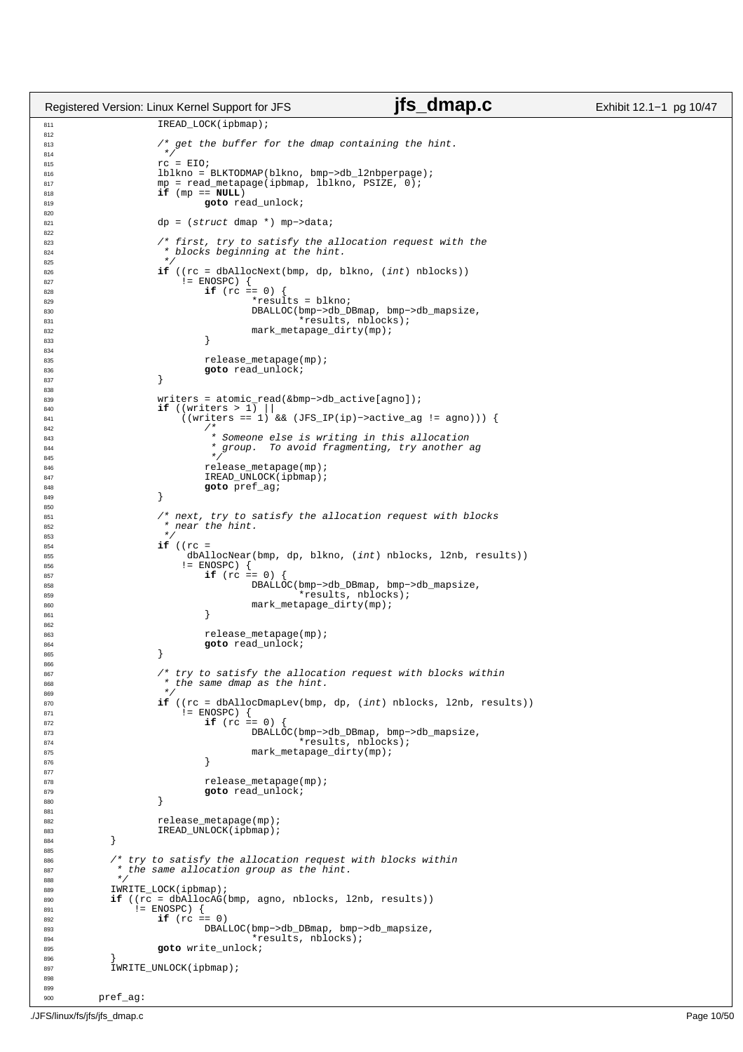```c
811                 IREAD_LOCK(ipbmap);
812 
813                 /* get the buffer for the dmap containing the hint.
814                  */
815                 rc = EIO;
816                 lblkno = BLKTODMAP(blkno, bmp->db_l2nbperpage);
817                 mp = read_metapage(ipbmap, lblkno, PSIZE, 0);
818                 if (mp == NULL)
819                         goto read_unlock;
820 
821                 dp = (struct dmap *) mp->data;
822 
823                 /* first, try to satisfy the allocation request with the
824                  * blocks beginning at the hint.
825                  */
826                 if ((rc = dbAllocNext(bmp, dp, blkno, (int) nblocks))
827                     != ENOSPC) {
828                         if (rc == 0) {
829                                 *results = blkno;
830                                 DBALLOC(bmp->db_DBmap, bmp->db_mapsize,
831                                         *results, nblocks);
832                                 mark_metapage_dirty(mp);
833                         }
834 
835                         release_metapage(mp);
836                         goto read_unlock;
837                 }
838 
839                 writers = atomic_read(&bmp->db_active[agno]);
840                 if ((writers > 1) ||
841                     ((writers == 1) && (JFS_IP(ip)->active_ag != agno))) {
842                         /*
843                          * Someone else is writing in this allocation
844                          * group.  To avoid fragmenting, try another ag
845                          */
846                         release_metapage(mp);
847                         IREAD_UNLOCK(ipbmap);
848                         goto pref_ag;
849                 }
850 
851                 /* next, try to satisfy the allocation request with blocks
852                  * near the hint.
853                  */
854                 if ((rc =
855                      dbAllocNear(bmp, dp, blkno, (int) nblocks, l2nb, results))
856                     != ENOSPC) {
857                         if (rc == 0) {
858                                 DBALLOC(bmp->db_DBmap, bmp->db_mapsize,
859                                         *results, nblocks);
860                                 mark_metapage_dirty(mp);
861                         }
862 
863                         release_metapage(mp);
864                         goto read_unlock;
865                 }
866 
867                 /* try to satisfy the allocation request with blocks within
868                  * the same dmap as the hint.
869                  */
870                 if ((rc = dbAllocDmapLev(bmp, dp, (int) nblocks, l2nb, results))
871                     != ENOSPC) {
872                         if (rc == 0) {
873                                 DBALLOC(bmp->db_DBmap, bmp->db_mapsize,
874                                         *results, nblocks);
875                                 mark_metapage_dirty(mp);
876                         }
877 
878                         release_metapage(mp);
879                         goto read_unlock;
880                 }
881 
882                 release_metapage(mp);
883                 IREAD_UNLOCK(ipbmap);
884         }
885 
886         /* try to satisfy the allocation request with blocks within
887          * the same allocation group as the hint.
888          */
889         IWRITE_LOCK(ipbmap);
890         if ((rc = dbAllocAG(bmp, agno, nblocks, l2nb, results))
891             != ENOSPC) {
892                 if (rc == 0)
893                         DBALLOC(bmp->db_DBmap, bmp->db_mapsize,
894                                 *results, nblocks);
895                 goto write_unlock;
896         }
897         IWRITE_UNLOCK(ipbmap);
898 
899 
900       pref_ag:
```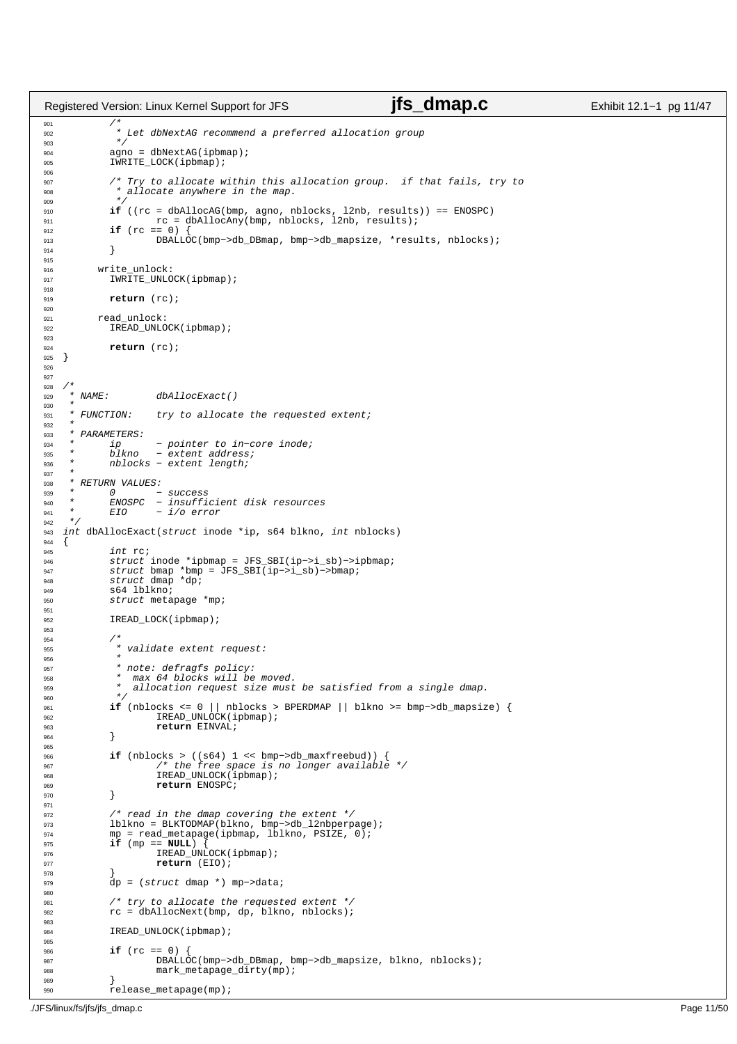```c
        /*
         * Let dbNextAG recommend a preferred allocation group
         */
        agno = dbNextAG(ipbmap);
        IWRITE_LOCK(ipbmap);

        /* Try to allocate within this allocation group.  if that fails, try to
         * allocate anywhere in the map.
         */
        if ((rc = dbAllocAG(bmp, agno, nblocks, l2nb, results)) == ENOSPC)
                rc = dbAllocAny(bmp, nblocks, l2nb, results);
        if (rc == 0) {
                DBALLOC(bmp->db_DBmap, bmp->db_mapsize, *results, nblocks);
        }

      write_unlock:
        IWRITE_UNLOCK(ipbmap);

        return (rc);

      read_unlock:
        IREAD_UNLOCK(ipbmap);

        return (rc);
}


/*
 * NAME:        dbAllocExact()
 *
 * FUNCTION:    try to allocate the requested extent;
 *
 * PARAMETERS:
 *      ip      - pointer to in-core inode;
 *      blkno   - extent address;
 *      nblocks - extent length;
 *
 * RETURN VALUES:
 *      0       - success
 *      ENOSPC  - insufficient disk resources
 *      EIO     - i/o error
 */
int dbAllocExact(struct inode *ip, s64 blkno, int nblocks)
{
        int rc;
        struct inode *ipbmap = JFS_SBI(ip->i_sb)->ipbmap;
        struct bmap *bmp = JFS_SBI(ip->i_sb)->bmap;
        struct dmap *dp;
        s64 lblkno;
        struct metapage *mp;

        IREAD_LOCK(ipbmap);

        /*
         * validate extent request:
         *
         * note: defragfs policy:
         *  max 64 blocks will be moved.
         *  allocation request size must be satisfied from a single dmap.
         */
        if (nblocks <= 0 || nblocks > BPERDMAP || blkno >= bmp->db_mapsize) {
                IREAD_UNLOCK(ipbmap);
                return EINVAL;
        }

        if (nblocks > ((s64) 1 << bmp->db_maxfreebud)) {
                /* the free space is no longer available */
                IREAD_UNLOCK(ipbmap);
                return ENOSPC;
        }

        /* read in the dmap covering the extent */
        lblkno = BLKTODMAP(blkno, bmp->db_l2nbperpage);
        mp = read_metapage(ipbmap, lblkno, PSIZE, 0);
        if (mp == NULL) {
                IREAD_UNLOCK(ipbmap);
                return (EIO);
        }
        dp = (struct dmap *) mp->data;

        /* try to allocate the requested extent */
        rc = dbAllocNext(bmp, dp, blkno, nblocks);

        IREAD_UNLOCK(ipbmap);

        if (rc == 0) {
                DBALLOC(bmp->db_DBmap, bmp->db_mapsize, blkno, nblocks);
                mark_metapage_dirty(mp);
        }
        release_metapage(mp);
```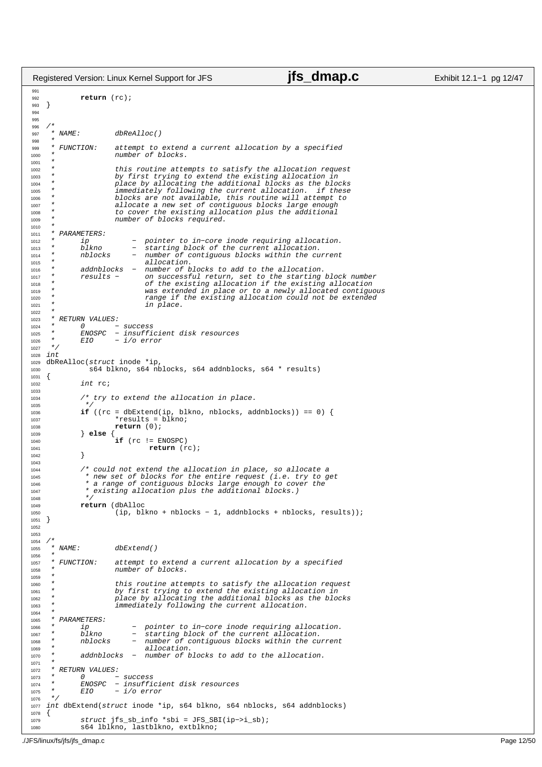```c
991
992         return (rc);
993 }
994
995
996 /*
997  * NAME:        dbReAlloc()
998  *
999  * FUNCTION:    attempt to extend a current allocation by a specified
1000  *              number of blocks.
1001  *
1002  *              this routine attempts to satisfy the allocation request
1003  *              by first trying to extend the existing allocation in
1004  *              place by allocating the additional blocks as the blocks
1005  *              immediately following the current allocation.  if these
1006  *              blocks are not available, this routine will attempt to
1007  *              allocate a new set of contiguous blocks large enough
1008  *              to cover the existing allocation plus the additional
1009  *              number of blocks required.
1010  *
1011  * PARAMETERS:
1012  *      ip          -  pointer to in-core inode requiring allocation.
1013  *      blkno       -  starting block of the current allocation.
1014  *      nblocks     -  number of contiguous blocks within the current
1015  *                     allocation.
1016  *      addnblocks  -  number of blocks to add to the allocation.
1017  *      results -      on successful return, set to the starting block number
1018  *                     of the existing allocation if the existing allocation
1019  *                     was extended in place or to a newly allocated contiguous
1020  *                     range if the existing allocation could not be extended
1021  *                     in place.
1022  *
1023  * RETURN VALUES:
1024  *      0       - success
1025  *      ENOSPC  - insufficient disk resources
1026  *      EIO     - i/o error
1027  */
1028 int
1029 dbReAlloc(struct inode *ip,
1030           s64 blkno, s64 nblocks, s64 addnblocks, s64 * results)
1031 {
1032         int rc;
1033
1034         /* try to extend the allocation in place.
1035          */
1036         if ((rc = dbExtend(ip, blkno, nblocks, addnblocks)) == 0) {
1037                 *results = blkno;
1038                 return (0);
1039         } else {
1040                 if (rc != ENOSPC)
1041                         return (rc);
1042         }
1043
1044         /* could not extend the allocation in place, so allocate a
1045          * new set of blocks for the entire request (i.e. try to get
1046          * a range of contiguous blocks large enough to cover the
1047          * existing allocation plus the additional blocks.)
1048          */
1049         return (dbAlloc
1050                 (ip, blkno + nblocks - 1, addnblocks + nblocks, results));
1051 }
1052
1053
1054 /*
1055  * NAME:        dbExtend()
1056  *
1057  * FUNCTION:    attempt to extend a current allocation by a specified
1058  *              number of blocks.
1059  *
1060  *              this routine attempts to satisfy the allocation request
1061  *              by first trying to extend the existing allocation in
1062  *              place by allocating the additional blocks as the blocks
1063  *              immediately following the current allocation.
1064  *
1065  * PARAMETERS:
1066  *      ip          -  pointer to in-core inode requiring allocation.
1067  *      blkno       -  starting block of the current allocation.
1068  *      nblocks     -  number of contiguous blocks within the current
1069  *                     allocation.
1070  *      addnblocks  -  number of blocks to add to the allocation.
1071  *
1072  * RETURN VALUES:
1073  *      0       - success
1074  *      ENOSPC  - insufficient disk resources
1075  *      EIO     - i/o error
1076  */
1077 int dbExtend(struct inode *ip, s64 blkno, s64 nblocks, s64 addnblocks)
1078 {
1079         struct jfs_sb_info *sbi = JFS_SBI(ip->i_sb);
1080         s64 lblkno, lastblkno, extblkno;
```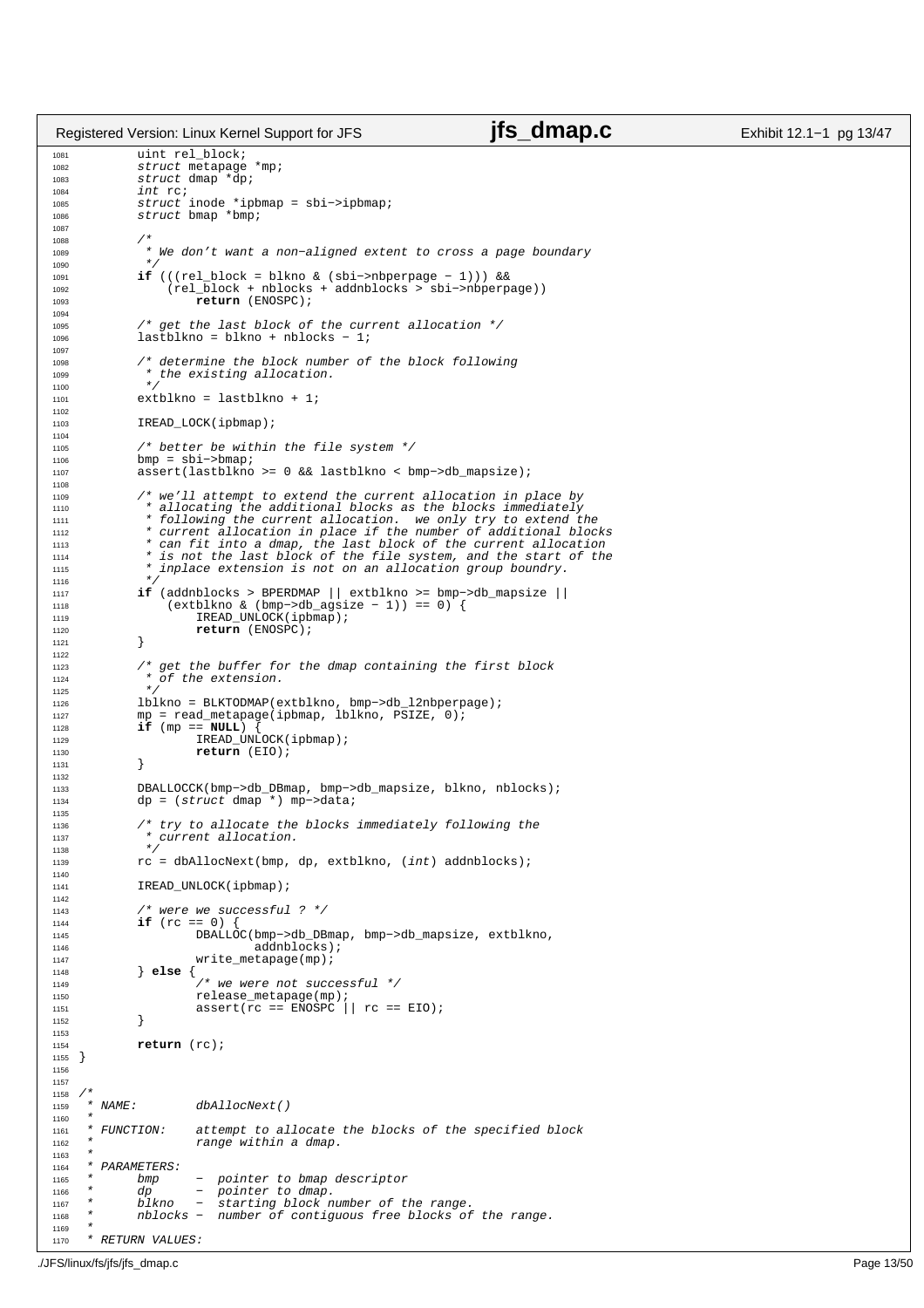```c
        uint rel_block;
        struct metapage *mp;
        struct dmap *dp;
        int rc;
        struct inode *ipbmap = sbi->ipbmap;
        struct bmap *bmp;

        /*
         * We don't want a non-aligned extent to cross a page boundary
         */
        if (((rel_block = blkno & (sbi->nbperpage - 1))) &&
            (rel_block + nblocks + addnblocks > sbi->nbperpage))
                return (ENOSPC);

        /* get the last block of the current allocation */
        lastblkno = blkno + nblocks - 1;

        /* determine the block number of the block following
         * the existing allocation.
         */
        extblkno = lastblkno + 1;

        IREAD_LOCK(ipbmap);

        /* better be within the file system */
        bmp = sbi->bmap;
        assert(lastblkno >= 0 && lastblkno < bmp->db_mapsize);

        /* we'll attempt to extend the current allocation in place by
         * allocating the additional blocks as the blocks immediately
         * following the current allocation.  we only try to extend the
         * current allocation in place if the number of additional blocks
         * can fit into a dmap, the last block of the current allocation
         * is not the last block of the file system, and the start of the
         * inplace extension is not on an allocation group boundry.
         */
        if (addnblocks > BPERDMAP || extblkno >= bmp->db_mapsize ||
            (extblkno & (bmp->db_agsize - 1)) == 0) {
                IREAD_UNLOCK(ipbmap);
                return (ENOSPC);
        }

        /* get the buffer for the dmap containing the first block
         * of the extension.
         */
        lblkno = BLKTODMAP(extblkno, bmp->db_l2nbperpage);
        mp = read_metapage(ipbmap, lblkno, PSIZE, 0);
        if (mp == NULL) {
                IREAD_UNLOCK(ipbmap);
                return (EIO);
        }

        DBALLOCCK(bmp->db_DBmap, bmp->db_mapsize, blkno, nblocks);
        dp = (struct dmap *) mp->data;

        /* try to allocate the blocks immediately following the
         * current allocation.
         */
        rc = dbAllocNext(bmp, dp, extblkno, (int) addnblocks);

        IREAD_UNLOCK(ipbmap);

        /* were we successful ? */
        if (rc == 0) {
                DBALLOC(bmp->db_DBmap, bmp->db_mapsize, extblkno,
                        addnblocks);
                write_metapage(mp);
        } else {
                /* we were not successful */
                release_metapage(mp);
                assert(rc == ENOSPC || rc == EIO);
        }

        return (rc);
}


/*
 * NAME:        dbAllocNext()
 *
 * FUNCTION:    attempt to allocate the blocks of the specified block
 *              range within a dmap.
 *
 * PARAMETERS:
 *      bmp     -  pointer to bmap descriptor
 *      dp      -  pointer to dmap.
 *      blkno   -  starting block number of the range.
 *      nblocks -  number of contiguous free blocks of the range.
 *
 * RETURN VALUES:
```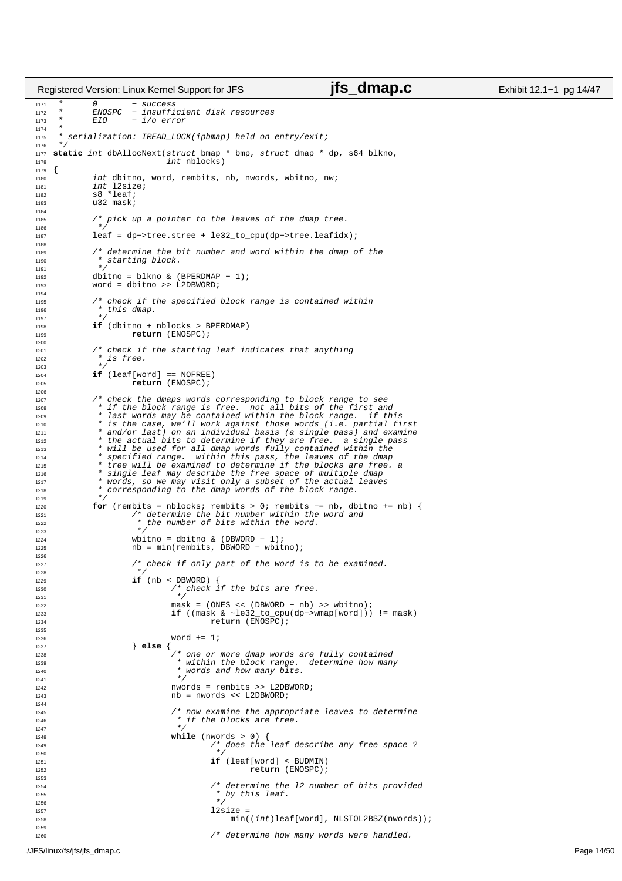```c
 *      0       - success
 *      ENOSPC  - insufficient disk resources
 *      EIO     - i/o error
 *
 * serialization: IREAD_LOCK(ipbmap) held on entry/exit;
 */
static int dbAllocNext(struct bmap * bmp, struct dmap * dp, s64 blkno,
                       int nblocks)
{
        int dbitno, word, rembits, nb, nwords, wbitno, nw;
        int l2size;
        s8 *leaf;
        u32 mask;

        /* pick up a pointer to the leaves of the dmap tree.
         */
        leaf = dp->tree.stree + le32_to_cpu(dp->tree.leafidx);

        /* determine the bit number and word within the dmap of the
         * starting block.
         */
        dbitno = blkno & (BPERDMAP - 1);
        word = dbitno >> L2DBWORD;

        /* check if the specified block range is contained within
         * this dmap.
         */
        if (dbitno + nblocks > BPERDMAP)
                return (ENOSPC);

        /* check if the starting leaf indicates that anything
         * is free.
         */
        if (leaf[word] == NOFREE)
                return (ENOSPC);

        /* check the dmaps words corresponding to block range to see
         * if the block range is free.  not all bits of the first and
         * last words may be contained within the block range.  if this
         * is the case, we'll work against those words (i.e. partial first
         * and/or last) on an individual basis (a single pass) and examine
         * the actual bits to determine if they are free.  a single pass
         * will be used for all dmap words fully contained within the
         * specified range.  within this pass, the leaves of the dmap
         * tree will be examined to determine if the blocks are free. a
         * single leaf may describe the free space of multiple dmap
         * words, so we may visit only a subset of the actual leaves
         * corresponding to the dmap words of the block range.
         */
        for (rembits = nblocks; rembits > 0; rembits -= nb, dbitno += nb) {
                /* determine the bit number within the word and
                 * the number of bits within the word.
                 */
                wbitno = dbitno & (DBWORD - 1);
                nb = min(rembits, DBWORD - wbitno);

                /* check if only part of the word is to be examined.
                 */
                if (nb < DBWORD) {
                        /* check if the bits are free.
                         */
                        mask = (ONES << (DBWORD - nb) >> wbitno);
                        if ((mask & ~le32_to_cpu(dp->wmap[word])) != mask)
                                return (ENOSPC);

                        word += 1;
                } else {
                        /* one or more dmap words are fully contained
                         * within the block range.  determine how many
                         * words and how many bits.
                         */
                        nwords = rembits >> L2DBWORD;
                        nb = nwords << L2DBWORD;

                        /* now examine the appropriate leaves to determine
                         * if the blocks are free.
                         */
                        while (nwords > 0) {
                                /* does the leaf describe any free space ?
                                 */
                                if (leaf[word] < BUDMIN)
                                        return (ENOSPC);

                                /* determine the l2 number of bits provided
                                 * by this leaf.
                                 */
                                l2size =
                                    min((int)leaf[word], NLSTOL2BSZ(nwords));

                                /* determine how many words were handled.
```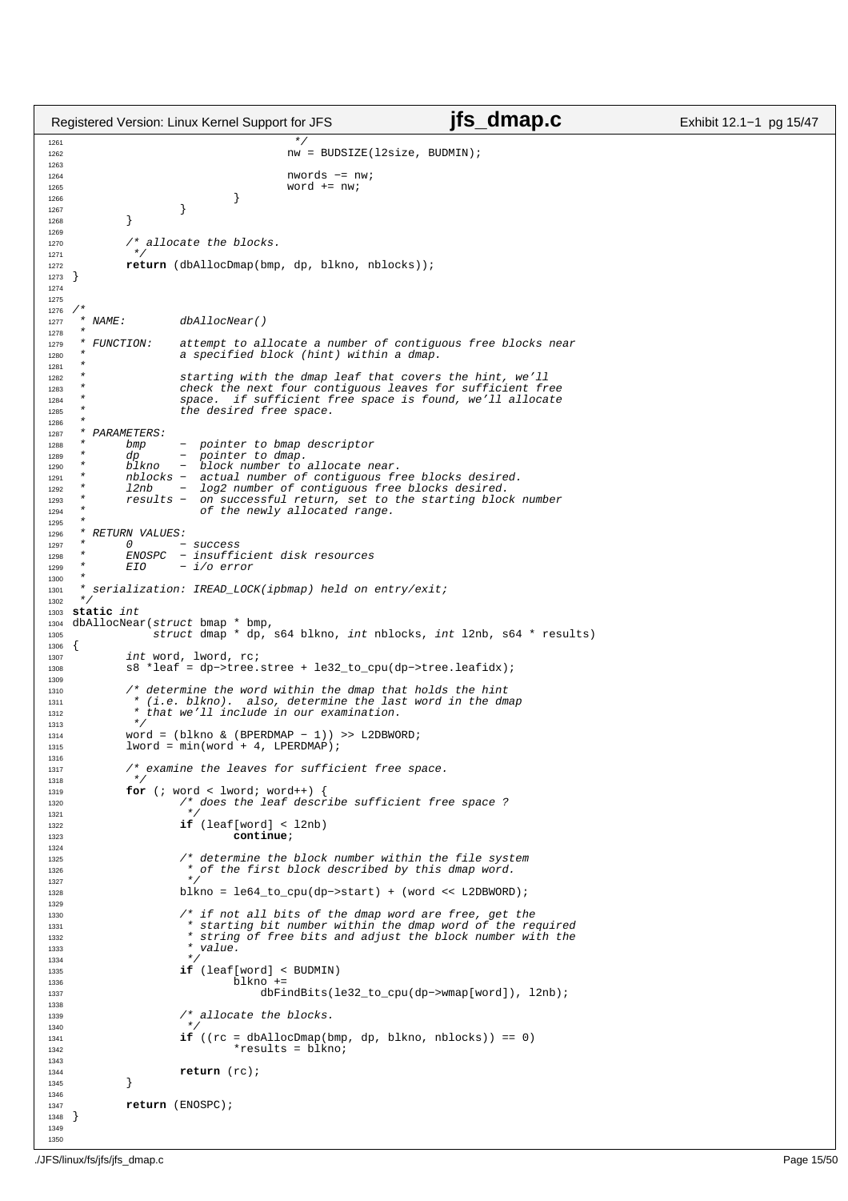```c
                                         */
                                nw = BUDSIZE(l2size, BUDMIN);

                                nwords -= nw;
                                word += nw;
                        }
                }
        }

        /* allocate the blocks.
         */
        return (dbAllocDmap(bmp, dp, blkno, nblocks));
}


/*
 * NAME:        dbAllocNear()
 *
 * FUNCTION:    attempt to allocate a number of contiguous free blocks near
 *              a specified block (hint) within a dmap.
 *
 *              starting with the dmap leaf that covers the hint, we'll
 *              check the next four contiguous leaves for sufficient free
 *              space.  if sufficient free space is found, we'll allocate
 *              the desired free space.
 *
 * PARAMETERS:
 *      bmp     -  pointer to bmap descriptor
 *      dp      -  pointer to dmap.
 *      blkno   -  block number to allocate near.
 *      nblocks -  actual number of contiguous free blocks desired.
 *      l2nb    -  log2 number of contiguous free blocks desired.
 *      results -  on successful return, set to the starting block number
 *                 of the newly allocated range.
 *
 * RETURN VALUES:
 *      0       - success
 *      ENOSPC  - insufficient disk resources
 *      EIO     - i/o error
 *
 * serialization: IREAD_LOCK(ipbmap) held on entry/exit;
 */
static int
dbAllocNear(struct bmap * bmp,
            struct dmap * dp, s64 blkno, int nblocks, int l2nb, s64 * results)
{
        int word, lword, rc;
        s8 *leaf = dp->tree.stree + le32_to_cpu(dp->tree.leafidx);

        /* determine the word within the dmap that holds the hint
         * (i.e. blkno).  also, determine the last word in the dmap
         * that we'll include in our examination.
         */
        word = (blkno & (BPERDMAP - 1)) >> L2DBWORD;
        lword = min(word + 4, LPERDMAP);

        /* examine the leaves for sufficient free space.
         */
        for (; word < lword; word++) {
                /* does the leaf describe sufficient free space ?
                 */
                if (leaf[word] < l2nb)
                        continue;

                /* determine the block number within the file system
                 * of the first block described by this dmap word.
                 */
                blkno = le64_to_cpu(dp->start) + (word << L2DBWORD);

                /* if not all bits of the dmap word are free, get the
                 * starting bit number within the dmap word of the required
                 * string of free bits and adjust the block number with the
                 * value.
                 */
                if (leaf[word] < BUDMIN)
                        blkno +=
                            dbFindBits(le32_to_cpu(dp->wmap[word]), l2nb);

                /* allocate the blocks.
                 */
                if ((rc = dbAllocDmap(bmp, dp, blkno, nblocks)) == 0)
                        *results = blkno;

                return (rc);
        }

        return (ENOSPC);
}
```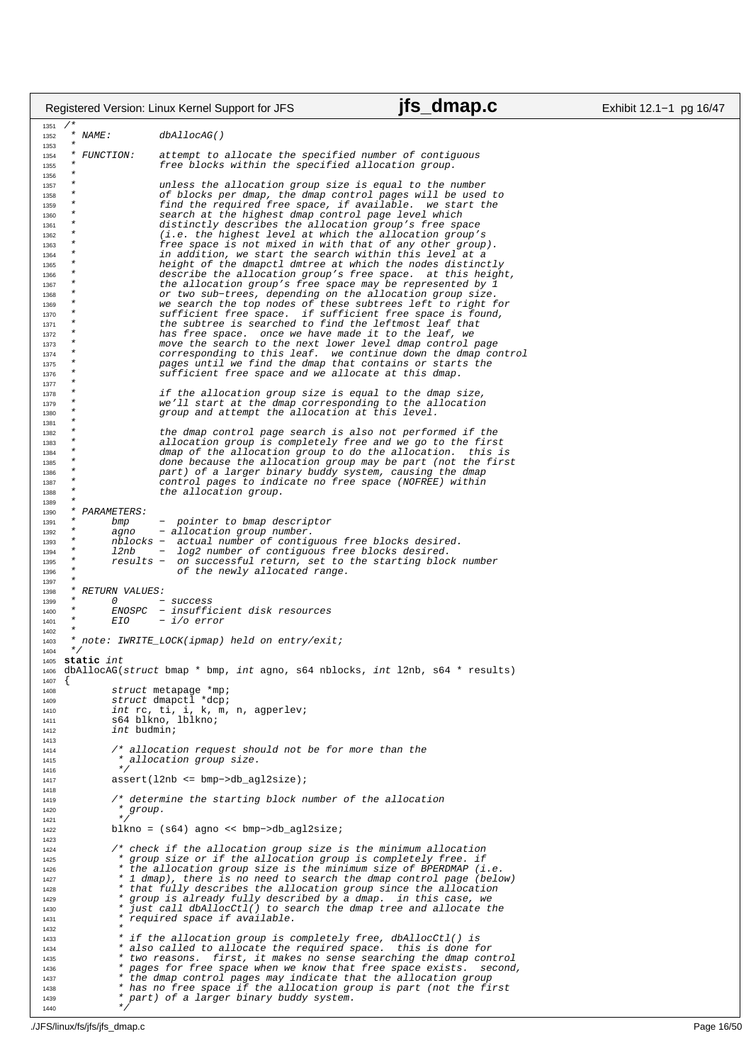```c
/*
 * NAME:        dbAllocAG()
 *
 * FUNCTION:    attempt to allocate the specified number of contiguous
 *              free blocks within the specified allocation group.
 *
 *              unless the allocation group size is equal to the number
 *              of blocks per dmap, the dmap control pages will be used to
 *              find the required free space, if available.  we start the
 *              search at the highest dmap control page level which
 *              distinctly describes the allocation group's free space
 *              (i.e. the highest level at which the allocation group's
 *              free space is not mixed in with that of any other group).
 *              in addition, we start the search within this level at a
 *              height of the dmapctl dmtree at which the nodes distinctly
 *              describe the allocation group's free space.  at this height,
 *              the allocation group's free space may be represented by 1
 *              or two sub-trees, depending on the allocation group size.
 *              we search the top nodes of these subtrees left to right for
 *              sufficient free space.  if sufficient free space is found,
 *              the subtree is searched to find the leftmost leaf that
 *              has free space.  once we have made it to the leaf, we
 *              move the search to the next lower level dmap control page
 *              corresponding to this leaf.  we continue down the dmap control
 *              pages until we find the dmap that contains or starts the
 *              sufficient free space and we allocate at this dmap.
 *
 *              if the allocation group size is equal to the dmap size,
 *              we'll start at the dmap corresponding to the allocation
 *              group and attempt the allocation at this level.
 *
 *              the dmap control page search is also not performed if the
 *              allocation group is completely free and we go to the first
 *              dmap of the allocation group to do the allocation.  this is
 *              done because the allocation group may be part (not the first
 *              part) of a larger binary buddy system, causing the dmap
 *              control pages to indicate no free space (NOFREE) within
 *              the allocation group.
 *
 * PARAMETERS:
 *      bmp     -  pointer to bmap descriptor
 *      agno    - allocation group number.
 *      nblocks -  actual number of contiguous free blocks desired.
 *      l2nb    -  log2 number of contiguous free blocks desired.
 *      results -  on successful return, set to the starting block number
 *                 of the newly allocated range.
 *
 * RETURN VALUES:
 *      0       - success
 *      ENOSPC  - insufficient disk resources
 *      EIO     - i/o error
 *
 * note: IWRITE_LOCK(ipmap) held on entry/exit;
 */
static int
dbAllocAG(struct bmap * bmp, int agno, s64 nblocks, int l2nb, s64 * results)
{
        struct metapage *mp;
        struct dmapctl *dcp;
        int rc, ti, i, k, m, n, agperlev;
        s64 blkno, lblkno;
        int budmin;

        /* allocation request should not be for more than the
         * allocation group size.
         */
        assert(l2nb <= bmp->db_agl2size);

        /* determine the starting block number of the allocation
         * group.
         */
        blkno = (s64) agno << bmp->db_agl2size;

        /* check if the allocation group size is the minimum allocation
         * group size or if the allocation group is completely free. if
         * the allocation group size is the minimum size of BPERDMAP (i.e.
         * 1 dmap), there is no need to search the dmap control page (below)
         * that fully describes the allocation group since the allocation
         * group is already fully described by a dmap.  in this case, we
         * just call dbAllocCtl() to search the dmap tree and allocate the
         * required space if available.
         *
         * if the allocation group is completely free, dbAllocCtl() is
         * also called to allocate the required space.  this is done for
         * two reasons.  first, it makes no sense searching the dmap control
         * pages for free space when we know that free space exists.  second,
         * the dmap control pages may indicate that the allocation group
         * has no free space if the allocation group is part (not the first
         * part) of a larger binary buddy system.
         */
```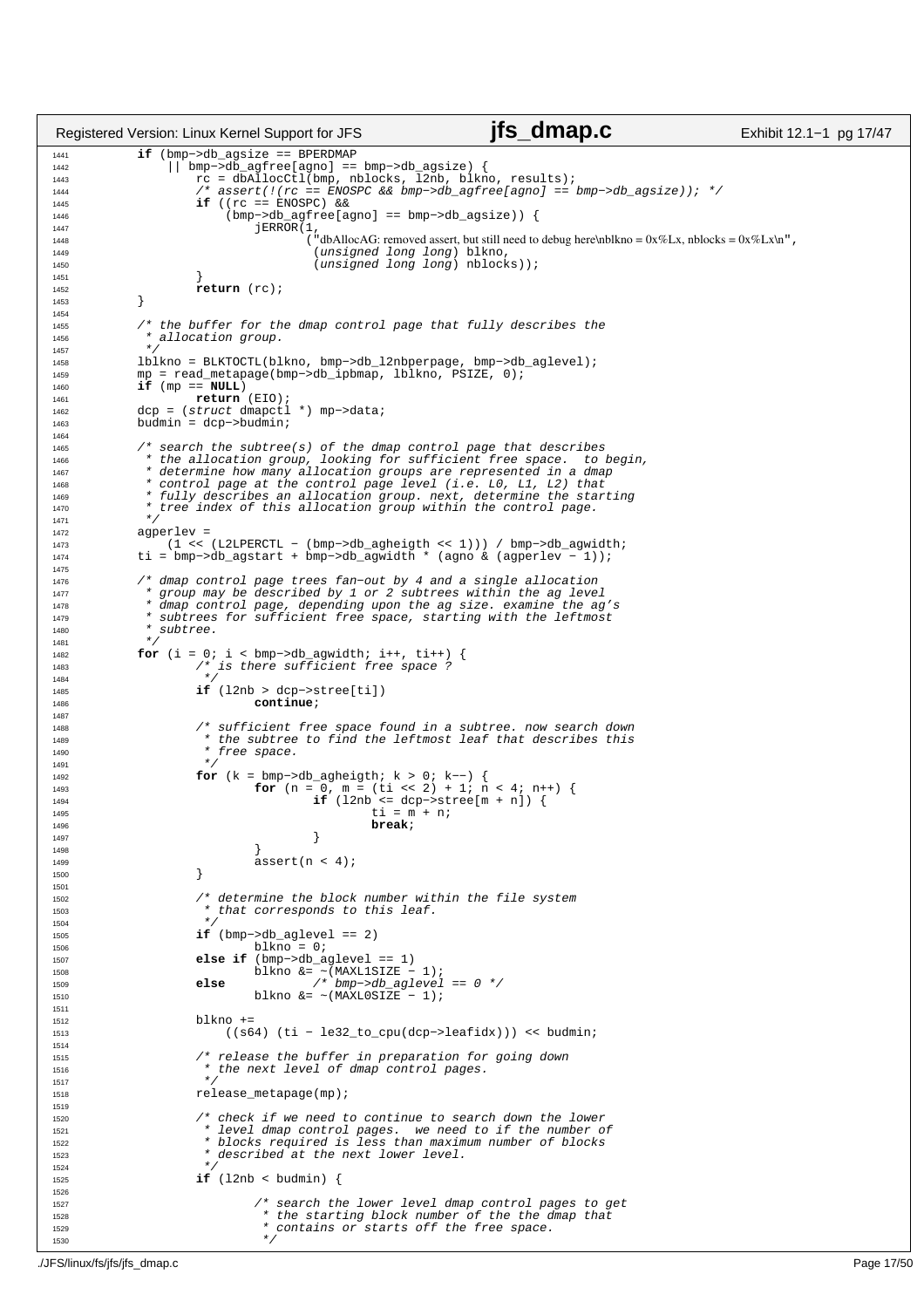```c
	if (bmp->db_agsize == BPERDMAP
	    || bmp->db_agfree[agno] == bmp->db_agsize) {
		rc = dbAllocCtl(bmp, nblocks, l2nb, blkno, results);
		/* assert(!(rc == ENOSPC && bmp->db_agfree[agno] == bmp->db_agsize)); */
		if ((rc == ENOSPC) &&
		    (bmp->db_agfree[agno] == bmp->db_agsize)) {
			jERROR(1,
			       ("dbAllocAG: removed assert, but still need to debug here\nblkno = 0x%Lx, nblocks = 0x%Lx\n",
				(unsigned long long) blkno,
				(unsigned long long) nblocks));
		}
		return (rc);
	}

	/* the buffer for the dmap control page that fully describes the
	 * allocation group.
	 */
	lblkno = BLKTOCTL(blkno, bmp->db_l2nbperpage, bmp->db_aglevel);
	mp = read_metapage(bmp->db_ipbmap, lblkno, PSIZE, 0);
	if (mp == NULL)
		return (EIO);
	dcp = (struct dmapctl *) mp->data;
	budmin = dcp->budmin;

	/* search the subtree(s) of the dmap control page that describes
	 * the allocation group, looking for sufficient free space.  to begin,
	 * determine how many allocation groups are represented in a dmap
	 * control page at the control page level (i.e. L0, L1, L2) that
	 * fully describes an allocation group. next, determine the starting
	 * tree index of this allocation group within the control page.
	 */
	agperlev =
	    (1 << (L2LPERCTL - (bmp->db_agheigth << 1))) / bmp->db_agwidth;
	ti = bmp->db_agstart + bmp->db_agwidth * (agno & (agperlev - 1));

	/* dmap control page trees fan-out by 4 and a single allocation
	 * group may be described by 1 or 2 subtrees within the ag level
	 * dmap control page, depending upon the ag size. examine the ag's
	 * subtrees for sufficient free space, starting with the leftmost
	 * subtree.
	 */
	for (i = 0; i < bmp->db_agwidth; i++, ti++) {
		/* is there sufficient free space ?
		 */
		if (l2nb > dcp->stree[ti])
			continue;

		/* sufficient free space found in a subtree. now search down
		 * the subtree to find the leftmost leaf that describes this
		 * free space.
		 */
		for (k = bmp->db_agheigth; k > 0; k--) {
			for (n = 0, m = (ti << 2) + 1; n < 4; n++) {
				if (l2nb <= dcp->stree[m + n]) {
					ti = m + n;
					break;
				}
			}
			assert(n < 4);
		}

		/* determine the block number within the file system
		 * that corresponds to this leaf.
		 */
		if (bmp->db_aglevel == 2)
			blkno = 0;
		else if (bmp->db_aglevel == 1)
			blkno &= ~(MAXL1SIZE - 1);
		else		/* bmp->db_aglevel == 0 */
			blkno &= ~(MAXL0SIZE - 1);

		blkno +=
		    ((s64) (ti - le32_to_cpu(dcp->leafidx))) << budmin;

		/* release the buffer in preparation for going down
		 * the next level of dmap control pages.
		 */
		release_metapage(mp);

		/* check if we need to continue to search down the lower
		 * level dmap control pages.  we need to if the number of
		 * blocks required is less than maximum number of blocks
		 * described at the next lower level.
		 */
		if (l2nb < budmin) {

			/* search the lower level dmap control pages to get
			 * the starting block number of the the dmap that
			 * contains or starts off the free space.
			 */
```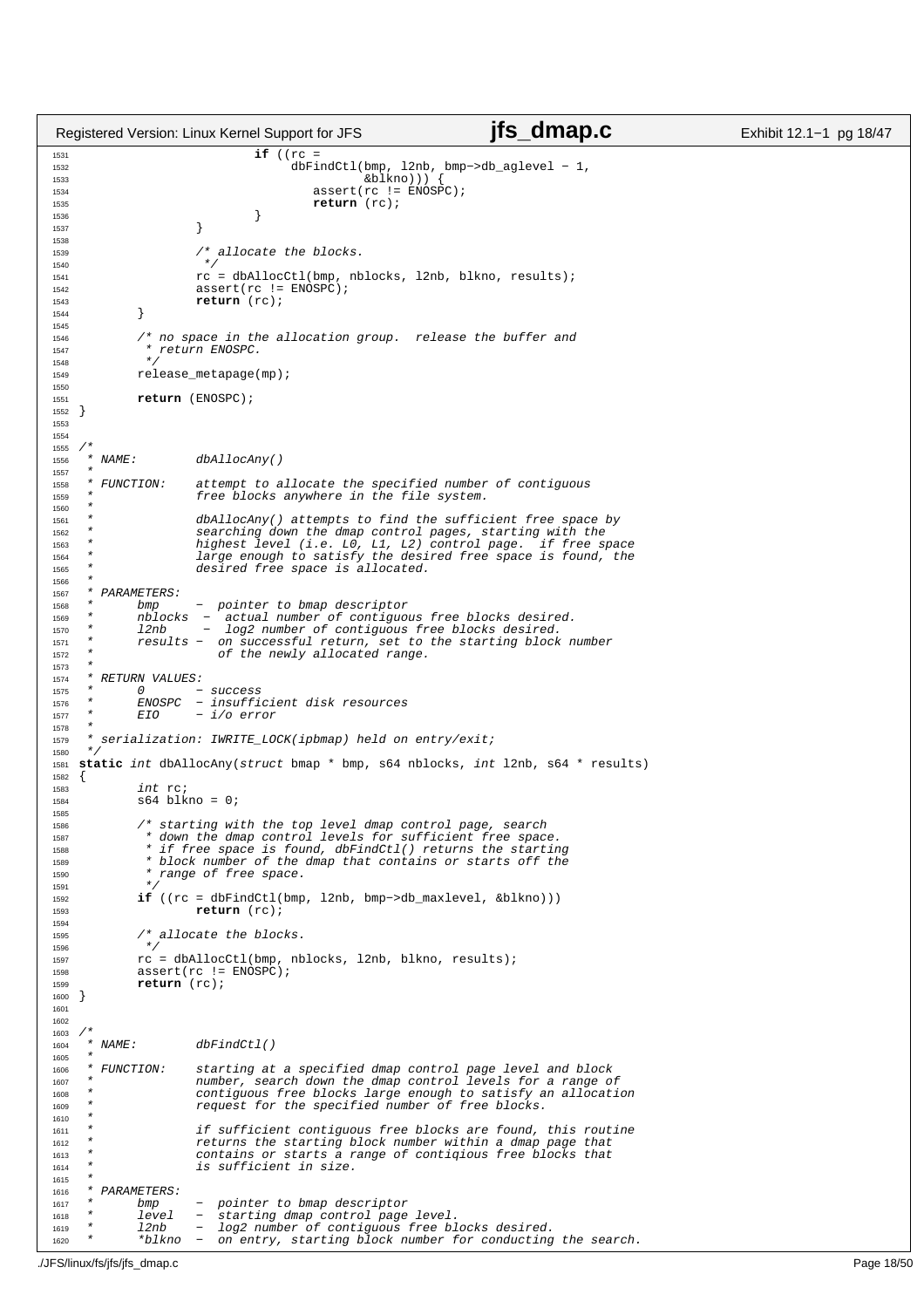```c
                        if ((rc =
                             dbFindCtl(bmp, l2nb, bmp->db_aglevel - 1,
                                       &blkno))) {
                                assert(rc != ENOSPC);
                                return (rc);
                        }
                }

                /* allocate the blocks.
                 */
                rc = dbAllocCtl(bmp, nblocks, l2nb, blkno, results);
                assert(rc != ENOSPC);
                return (rc);
        }

        /* no space in the allocation group.  release the buffer and
         * return ENOSPC.
         */
        release_metapage(mp);

        return (ENOSPC);
}


/*
 * NAME:        dbAllocAny()
 *
 * FUNCTION:    attempt to allocate the specified number of contiguous
 *              free blocks anywhere in the file system.
 *
 *              dbAllocAny() attempts to find the sufficient free space by
 *              searching down the dmap control pages, starting with the
 *              highest level (i.e. L0, L1, L2) control page.  if free space
 *              large enough to satisfy the desired free space is found, the
 *              desired free space is allocated.
 *
 * PARAMETERS:
 *      bmp     -  pointer to bmap descriptor
 *      nblocks  -  actual number of contiguous free blocks desired.
 *      l2nb     -  log2 number of contiguous free blocks desired.
 *      results -  on successful return, set to the starting block number
 *                 of the newly allocated range.
 *
 * RETURN VALUES:
 *      0       - success
 *      ENOSPC  - insufficient disk resources
 *      EIO     - i/o error
 *
 * serialization: IWRITE_LOCK(ipbmap) held on entry/exit;
 */
static int dbAllocAny(struct bmap * bmp, s64 nblocks, int l2nb, s64 * results)
{
        int rc;
        s64 blkno = 0;

        /* starting with the top level dmap control page, search
         * down the dmap control levels for sufficient free space.
         * if free space is found, dbFindCtl() returns the starting
         * block number of the dmap that contains or starts off the
         * range of free space.
         */
        if ((rc = dbFindCtl(bmp, l2nb, bmp->db_maxlevel, &blkno)))
                return (rc);

        /* allocate the blocks.
         */
        rc = dbAllocCtl(bmp, nblocks, l2nb, blkno, results);
        assert(rc != ENOSPC);
        return (rc);
}


/*
 * NAME:        dbFindCtl()
 *
 * FUNCTION:    starting at a specified dmap control page level and block
 *              number, search down the dmap control levels for a range of
 *              contiguous free blocks large enough to satisfy an allocation
 *              request for the specified number of free blocks.
 *
 *              if sufficient contiguous free blocks are found, this routine
 *              returns the starting block number within a dmap page that
 *              contains or starts a range of contiqious free blocks that
 *              is sufficient in size.
 *
 * PARAMETERS:
 *      bmp     -  pointer to bmap descriptor
 *      level   -  starting dmap control page level.
 *      l2nb    -  log2 number of contiguous free blocks desired.
 *      *blkno  -  on entry, starting block number for conducting the search.
```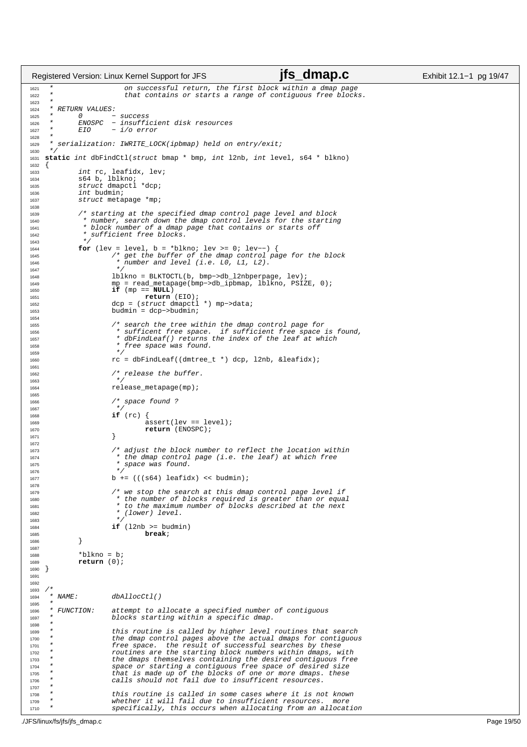```c
 *                 on successful return, the first block within a dmap page
 *                 that contains or starts a range of contiguous free blocks.
 *
 * RETURN VALUES:
 *      0       - success
 *      ENOSPC  - insufficient disk resources
 *      EIO     - i/o error
 *
 * serialization: IWRITE_LOCK(ipbmap) held on entry/exit;
 */
static int dbFindCtl(struct bmap * bmp, int l2nb, int level, s64 * blkno)
{
        int rc, leafidx, lev;
        s64 b, lblkno;
        struct dmapctl *dcp;
        int budmin;
        struct metapage *mp;

        /* starting at the specified dmap control page level and block
         * number, search down the dmap control levels for the starting
         * block number of a dmap page that contains or starts off
         * sufficient free blocks.
         */
        for (lev = level, b = *blkno; lev >= 0; lev--) {
                /* get the buffer of the dmap control page for the block
                 * number and level (i.e. L0, L1, L2).
                 */
                lblkno = BLKTOCTL(b, bmp->db_l2nbperpage, lev);
                mp = read_metapage(bmp->db_ipbmap, lblkno, PSIZE, 0);
                if (mp == NULL)
                        return (EIO);
                dcp = (struct dmapctl *) mp->data;
                budmin = dcp->budmin;

                /* search the tree within the dmap control page for
                 * sufficent free space.  if sufficient free space is found,
                 * dbFindLeaf() returns the index of the leaf at which
                 * free space was found.
                 */
                rc = dbFindLeaf((dmtree_t *) dcp, l2nb, &leafidx);

                /* release the buffer.
                 */
                release_metapage(mp);

                /* space found ?
                 */
                if (rc) {
                        assert(lev == level);
                        return (ENOSPC);
                }

                /* adjust the block number to reflect the location within
                 * the dmap control page (i.e. the leaf) at which free
                 * space was found.
                 */
                b += (((s64) leafidx) << budmin);

                /* we stop the search at this dmap control page level if
                 * the number of blocks required is greater than or equal
                 * to the maximum number of blocks described at the next
                 * (lower) level.
                 */
                if (l2nb >= budmin)
                        break;
        }

        *blkno = b;
        return (0);
}


/*
 * NAME:        dbAllocCtl()
 *
 * FUNCTION:    attempt to allocate a specified number of contiguous
 *              blocks starting within a specific dmap.
 *
 *              this routine is called by higher level routines that search
 *              the dmap control pages above the actual dmaps for contiguous
 *              free space.  the result of successful searches by these
 *              routines are the starting block numbers within dmaps, with
 *              the dmaps themselves containing the desired contiguous free
 *              space or starting a contiguous free space of desired size
 *              that is made up of the blocks of one or more dmaps. these
 *              calls should not fail due to insufficent resources.
 *
 *              this routine is called in some cases where it is not known
 *              whether it will fail due to insufficient resources.  more
 *              specifically, this occurs when allocating from an allocation
```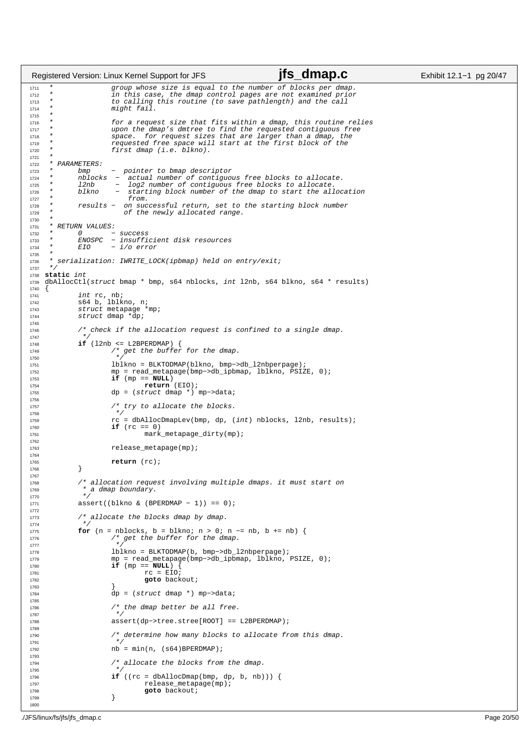```c
 *               group whose size is equal to the number of blocks per dmap.
 *               in this case, the dmap control pages are not examined prior
 *               to calling this routine (to save pathlength) and the call
 *               might fail.
 *
 *               for a request size that fits within a dmap, this routine relies
 *               upon the dmap's dmtree to find the requested contiguous free
 *               space.  for request sizes that are larger than a dmap, the
 *               requested free space will start at the first block of the
 *               first dmap (i.e. blkno).
 *
 * PARAMETERS:
 *      bmp     -  pointer to bmap descriptor
 *      nblocks  -  actual number of contiguous free blocks to allocate.
 *      l2nb     -  log2 number of contiguous free blocks to allocate.
 *      blkno    -  starting block number of the dmap to start the allocation
 *                  from.
 *      results -  on successful return, set to the starting block number
 *                 of the newly allocated range.
 *
 * RETURN VALUES:
 *      0       - success
 *      ENOSPC  - insufficient disk resources
 *      EIO     - i/o error
 *
 * serialization: IWRITE_LOCK(ipbmap) held on entry/exit;
 */
static int
dbAllocCtl(struct bmap * bmp, s64 nblocks, int l2nb, s64 blkno, s64 * results)
{
        int rc, nb;
        s64 b, lblkno, n;
        struct metapage *mp;
        struct dmap *dp;

        /* check if the allocation request is confined to a single dmap.
         */
        if (l2nb <= L2BPERDMAP) {
                /* get the buffer for the dmap.
                 */
                lblkno = BLKTODMAP(blkno, bmp->db_l2nbperpage);
                mp = read_metapage(bmp->db_ipbmap, lblkno, PSIZE, 0);
                if (mp == NULL)
                        return (EIO);
                dp = (struct dmap *) mp->data;

                /* try to allocate the blocks.
                 */
                rc = dbAllocDmapLev(bmp, dp, (int) nblocks, l2nb, results);
                if (rc == 0)
                        mark_metapage_dirty(mp);

                release_metapage(mp);

                return (rc);
        }

        /* allocation request involving multiple dmaps. it must start on
         * a dmap boundary.
         */
        assert((blkno & (BPERDMAP - 1)) == 0);

        /* allocate the blocks dmap by dmap.
         */
        for (n = nblocks, b = blkno; n > 0; n -= nb, b += nb) {
                /* get the buffer for the dmap.
                 */
                lblkno = BLKTODMAP(b, bmp->db_l2nbperpage);
                mp = read_metapage(bmp->db_ipbmap, lblkno, PSIZE, 0);
                if (mp == NULL) {
                        rc = EIO;
                        goto backout;
                }
                dp = (struct dmap *) mp->data;

                /* the dmap better be all free.
                 */
                assert(dp->tree.stree[ROOT] == L2BPERDMAP);

                /* determine how many blocks to allocate from this dmap.
                 */
                nb = min(n, (s64)BPERDMAP);

                /* allocate the blocks from the dmap.
                 */
                if ((rc = dbAllocDmap(bmp, dp, b, nb))) {
                        release_metapage(mp);
                        goto backout;
                }

```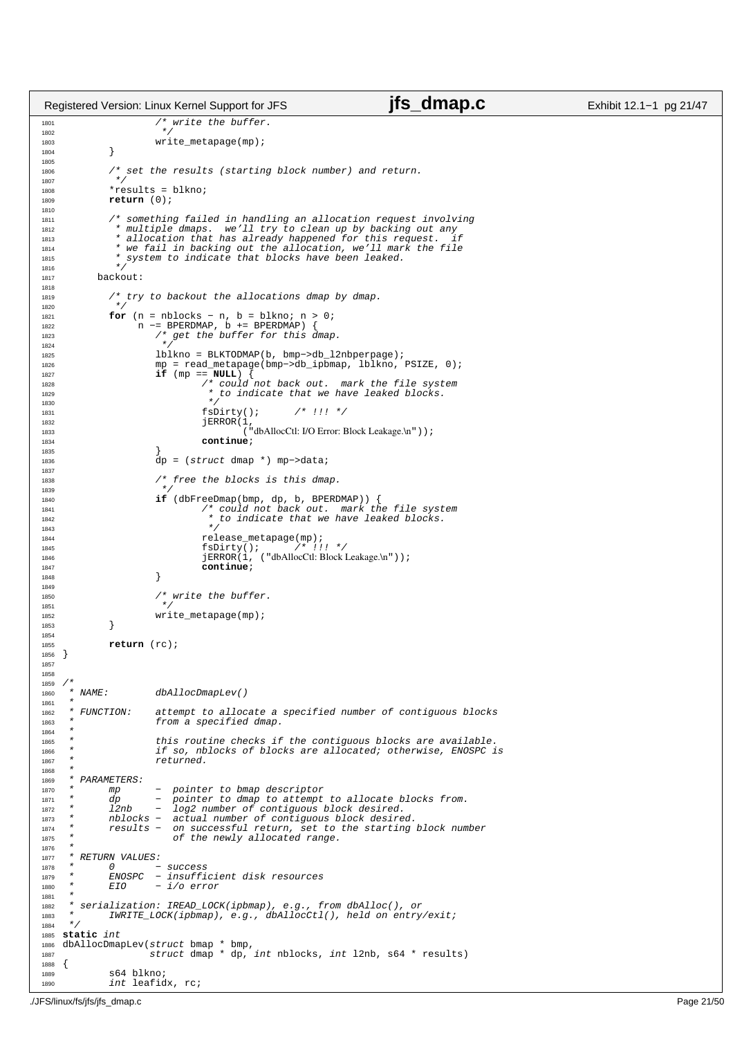```c
                /* write the buffer.
                 */
                write_metapage(mp);
        }

        /* set the results (starting block number) and return.
         */
        *results = blkno;
        return (0);

        /* something failed in handling an allocation request involving
         * multiple dmaps.  we'll try to clean up by backing out any
         * allocation that has already happened for this request.  if
         * we fail in backing out the allocation, we'll mark the file
         * system to indicate that blocks have been leaked.
         */
      backout:

        /* try to backout the allocations dmap by dmap.
         */
        for (n = nblocks - n, b = blkno; n > 0;
             n -= BPERDMAP, b += BPERDMAP) {
                /* get the buffer for this dmap.
                 */
                lblkno = BLKTODMAP(b, bmp->db_l2nbperpage);
                mp = read_metapage(bmp->db_ipbmap, lblkno, PSIZE, 0);
                if (mp == NULL) {
                        /* could not back out.  mark the file system
                         * to indicate that we have leaked blocks.
                         */
                        fsDirty();      /* !!! */
                        jERROR(1,
                               ("dbAllocCtl: I/O Error: Block Leakage.\n"));
                        continue;
                }
                dp = (struct dmap *) mp->data;

                /* free the blocks is this dmap.
                 */
                if (dbFreeDmap(bmp, dp, b, BPERDMAP)) {
                        /* could not back out.  mark the file system
                         * to indicate that we have leaked blocks.
                         */
                        release_metapage(mp);
                        fsDirty();      /* !!! */
                        jERROR(1, ("dbAllocCtl: Block Leakage.\n"));
                        continue;
                }

                /* write the buffer.
                 */
                write_metapage(mp);
        }

        return (rc);
}


/*
 * NAME:        dbAllocDmapLev()
 *
 * FUNCTION:    attempt to allocate a specified number of contiguous blocks
 *              from a specified dmap.
 *
 *              this routine checks if the contiguous blocks are available.
 *              if so, nblocks of blocks are allocated; otherwise, ENOSPC is
 *              returned.
 *
 * PARAMETERS:
 *      mp      -  pointer to bmap descriptor
 *      dp      -  pointer to dmap to attempt to allocate blocks from.
 *      l2nb    -  log2 number of contiguous block desired.
 *      nblocks -  actual number of contiguous block desired.
 *      results -  on successful return, set to the starting block number
 *                 of the newly allocated range.
 *
 * RETURN VALUES:
 *      0       - success
 *      ENOSPC  - insufficient disk resources
 *      EIO     - i/o error
 *
 * serialization: IREAD_LOCK(ipbmap), e.g., from dbAlloc(), or
 *      IWRITE_LOCK(ipbmap), e.g., dbAllocCtl(), held on entry/exit;
 */
static int
dbAllocDmapLev(struct bmap * bmp,
               struct dmap * dp, int nblocks, int l2nb, s64 * results)
{
        s64 blkno;
        int leafidx, rc;
```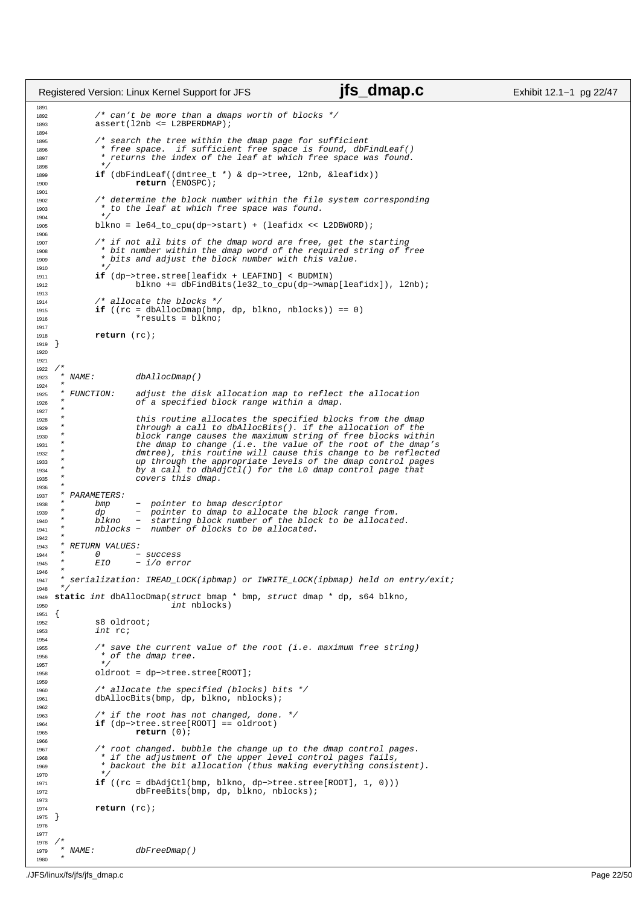```c
1891
1892         /* can't be more than a dmaps worth of blocks */
1893         assert(l2nb <= L2BPERDMAP);
1894
1895         /* search the tree within the dmap page for sufficient
1896          * free space.  if sufficient free space is found, dbFindLeaf()
1897          * returns the index of the leaf at which free space was found.
1898          */
1899         if (dbFindLeaf((dmtree_t *) & dp->tree, l2nb, &leafidx))
1900                 return (ENOSPC);
1901
1902         /* determine the block number within the file system corresponding
1903          * to the leaf at which free space was found.
1904          */
1905         blkno = le64_to_cpu(dp->start) + (leafidx << L2DBWORD);
1906
1907         /* if not all bits of the dmap word are free, get the starting
1908          * bit number within the dmap word of the required string of free
1909          * bits and adjust the block number with this value.
1910          */
1911         if (dp->tree.stree[leafidx + LEAFIND] < BUDMIN)
1912                 blkno += dbFindBits(le32_to_cpu(dp->wmap[leafidx]), l2nb);
1913
1914         /* allocate the blocks */
1915         if ((rc = dbAllocDmap(bmp, dp, blkno, nblocks)) == 0)
1916                 *results = blkno;
1917
1918         return (rc);
1919 }
1920
1921
1922 /*
1923  * NAME:        dbAllocDmap()
1924  *
1925  * FUNCTION:    adjust the disk allocation map to reflect the allocation
1926  *              of a specified block range within a dmap.
1927  *
1928  *              this routine allocates the specified blocks from the dmap
1929  *              through a call to dbAllocBits(). if the allocation of the
1930  *              block range causes the maximum string of free blocks within
1931  *              the dmap to change (i.e. the value of the root of the dmap's
1932  *              dmtree), this routine will cause this change to be reflected
1933  *              up through the appropriate levels of the dmap control pages
1934  *              by a call to dbAdjCtl() for the L0 dmap control page that
1935  *              covers this dmap.
1936  *
1937  * PARAMETERS:
1938  *      bmp     -  pointer to bmap descriptor
1939  *      dp      -  pointer to dmap to allocate the block range from.
1940  *      blkno   -  starting block number of the block to be allocated.
1941  *      nblocks -  number of blocks to be allocated.
1942  *
1943  * RETURN VALUES:
1944  *      0       - success
1945  *      EIO     - i/o error
1946  *
1947  * serialization: IREAD_LOCK(ipbmap) or IWRITE_LOCK(ipbmap) held on entry/exit;
1948  */
1949 static int dbAllocDmap(struct bmap * bmp, struct dmap * dp, s64 blkno,
1950                        int nblocks)
1951 {
1952         s8 oldroot;
1953         int rc;
1954
1955         /* save the current value of the root (i.e. maximum free string)
1956          * of the dmap tree.
1957          */
1958         oldroot = dp->tree.stree[ROOT];
1959
1960         /* allocate the specified (blocks) bits */
1961         dbAllocBits(bmp, dp, blkno, nblocks);
1962
1963         /* if the root has not changed, done. */
1964         if (dp->tree.stree[ROOT] == oldroot)
1965                 return (0);
1966
1967         /* root changed. bubble the change up to the dmap control pages.
1968          * if the adjustment of the upper level control pages fails,
1969          * backout the bit allocation (thus making everything consistent).
1970          */
1971         if ((rc = dbAdjCtl(bmp, blkno, dp->tree.stree[ROOT], 1, 0)))
1972                 dbFreeBits(bmp, dp, blkno, nblocks);
1973
1974         return (rc);
1975 }
1976
1977
1978 /*
1979  * NAME:        dbFreeDmap()
1980  *
```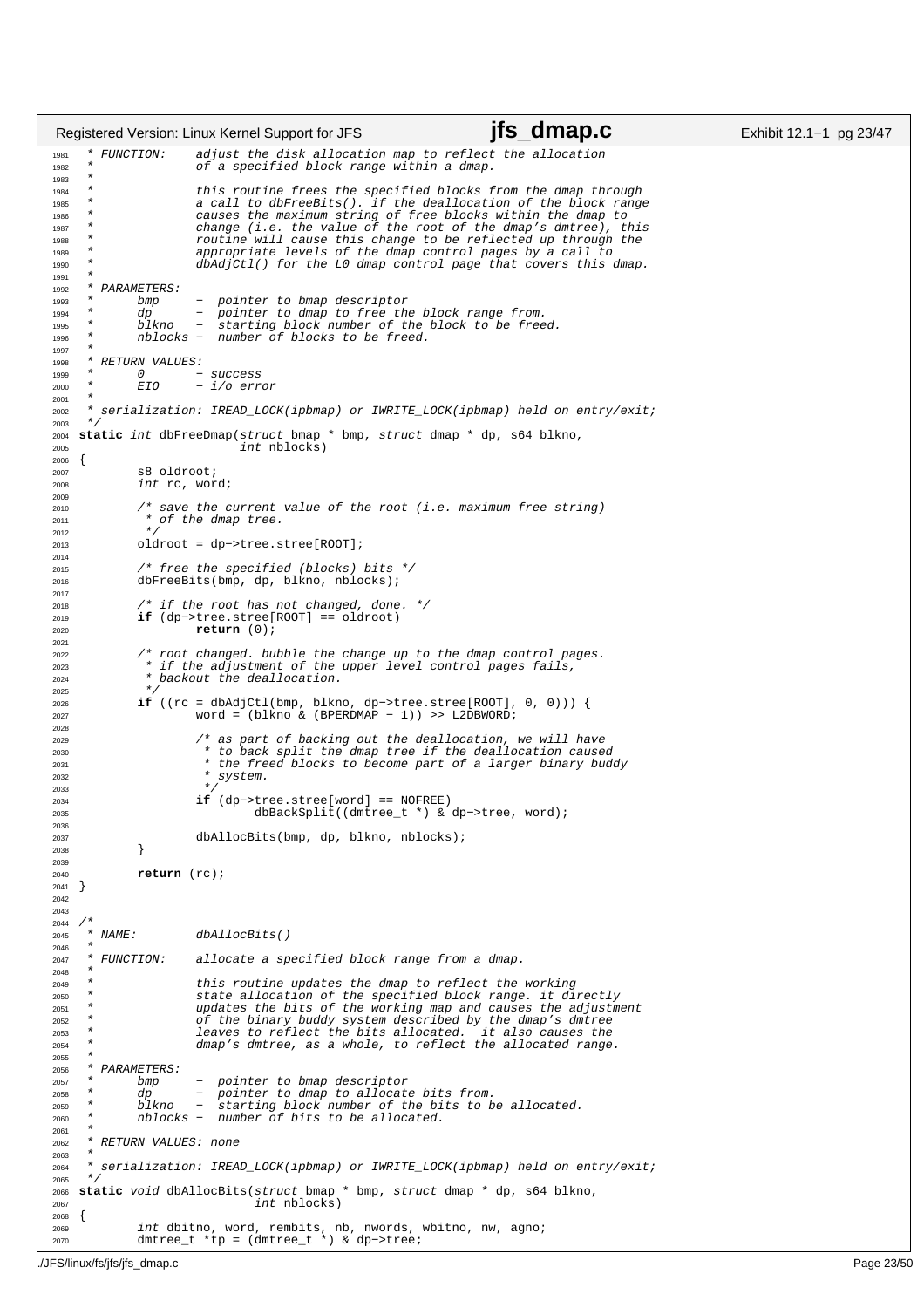```c
 * FUNCTION:    adjust the disk allocation map to reflect the allocation
 *              of a specified block range within a dmap.
 *
 *              this routine frees the specified blocks from the dmap through
 *              a call to dbFreeBits(). if the deallocation of the block range
 *              causes the maximum string of free blocks within the dmap to
 *              change (i.e. the value of the root of the dmap's dmtree), this
 *              routine will cause this change to be reflected up through the
 *              appropriate levels of the dmap control pages by a call to
 *              dbAdjCtl() for the L0 dmap control page that covers this dmap.
 *
 * PARAMETERS:
 *      bmp     -  pointer to bmap descriptor
 *      dp      -  pointer to dmap to free the block range from.
 *      blkno   -  starting block number of the block to be freed.
 *      nblocks -  number of blocks to be freed.
 *
 * RETURN VALUES:
 *      0       - success
 *      EIO     - i/o error
 *
 * serialization: IREAD_LOCK(ipbmap) or IWRITE_LOCK(ipbmap) held on entry/exit;
 */
static int dbFreeDmap(struct bmap * bmp, struct dmap * dp, s64 blkno,
                      int nblocks)
{
        s8 oldroot;
        int rc, word;

        /* save the current value of the root (i.e. maximum free string)
         * of the dmap tree.
         */
        oldroot = dp->tree.stree[ROOT];

        /* free the specified (blocks) bits */
        dbFreeBits(bmp, dp, blkno, nblocks);

        /* if the root has not changed, done. */
        if (dp->tree.stree[ROOT] == oldroot)
                return (0);

        /* root changed. bubble the change up to the dmap control pages.
         * if the adjustment of the upper level control pages fails,
         * backout the deallocation.
         */
        if ((rc = dbAdjCtl(bmp, blkno, dp->tree.stree[ROOT], 0, 0))) {
                word = (blkno & (BPERDMAP - 1)) >> L2DBWORD;

                /* as part of backing out the deallocation, we will have
                 * to back split the dmap tree if the deallocation caused
                 * the freed blocks to become part of a larger binary buddy
                 * system.
                 */
                if (dp->tree.stree[word] == NOFREE)
                        dbBackSplit((dmtree_t *) & dp->tree, word);

                dbAllocBits(bmp, dp, blkno, nblocks);
        }

        return (rc);
}


/*
 * NAME:        dbAllocBits()
 *
 * FUNCTION:    allocate a specified block range from a dmap.
 *
 *              this routine updates the dmap to reflect the working
 *              state allocation of the specified block range. it directly
 *              updates the bits of the working map and causes the adjustment
 *              of the binary buddy system described by the dmap's dmtree
 *              leaves to reflect the bits allocated.  it also causes the
 *              dmap's dmtree, as a whole, to reflect the allocated range.
 *
 * PARAMETERS:
 *      bmp     -  pointer to bmap descriptor
 *      dp      -  pointer to dmap to allocate bits from.
 *      blkno   -  starting block number of the bits to be allocated.
 *      nblocks -  number of bits to be allocated.
 *
 * RETURN VALUES: none
 *
 * serialization: IREAD_LOCK(ipbmap) or IWRITE_LOCK(ipbmap) held on entry/exit;
 */
static void dbAllocBits(struct bmap * bmp, struct dmap * dp, s64 blkno,
                        int nblocks)
{
        int dbitno, word, rembits, nb, nwords, wbitno, nw, agno;
        dmtree_t *tp = (dmtree_t *) & dp->tree;
```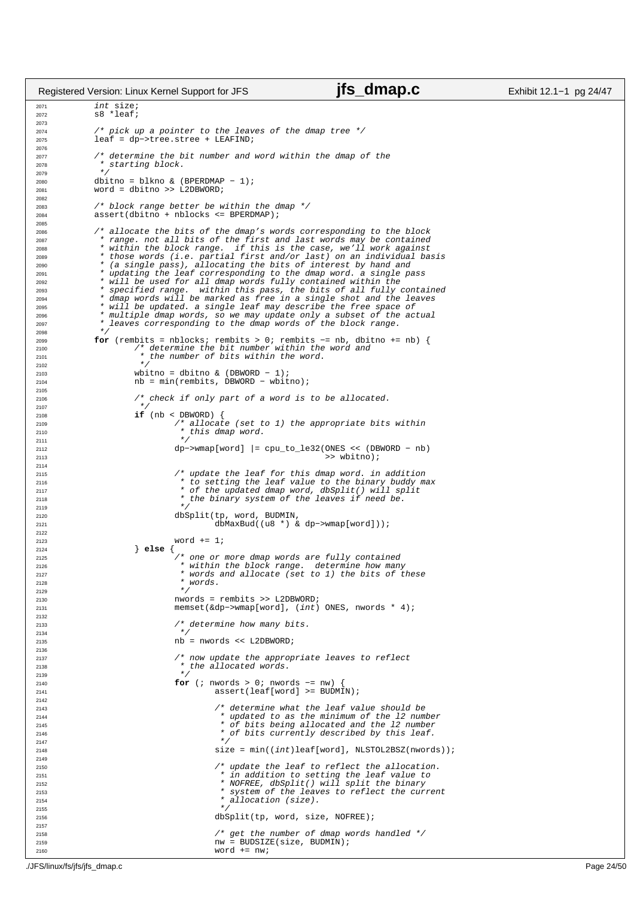```c
        int size;
        s8 *leaf;

        /* pick up a pointer to the leaves of the dmap tree */
        leaf = dp->tree.stree + LEAFIND;

        /* determine the bit number and word within the dmap of the
         * starting block.
         */
        dbitno = blkno & (BPERDMAP - 1);
        word = dbitno >> L2DBWORD;

        /* block range better be within the dmap */
        assert(dbitno + nblocks <= BPERDMAP);

        /* allocate the bits of the dmap's words corresponding to the block
         * range. not all bits of the first and last words may be contained
         * within the block range.  if this is the case, we'll work against
         * those words (i.e. partial first and/or last) on an individual basis
         * (a single pass), allocating the bits of interest by hand and
         * updating the leaf corresponding to the dmap word. a single pass
         * will be used for all dmap words fully contained within the
         * specified range.  within this pass, the bits of all fully contained
         * dmap words will be marked as free in a single shot and the leaves
         * will be updated. a single leaf may describe the free space of
         * multiple dmap words, so we may update only a subset of the actual
         * leaves corresponding to the dmap words of the block range.
         */
        for (rembits = nblocks; rembits > 0; rembits -= nb, dbitno += nb) {
                /* determine the bit number within the word and
                 * the number of bits within the word.
                 */
                wbitno = dbitno & (DBWORD - 1);
                nb = min(rembits, DBWORD - wbitno);

                /* check if only part of a word is to be allocated.
                 */
                if (nb < DBWORD) {
                        /* allocate (set to 1) the appropriate bits within
                         * this dmap word.
                         */
                        dp->wmap[word] |= cpu_to_le32(ONES << (DBWORD - nb)
                                                      >> wbitno);

                        /* update the leaf for this dmap word. in addition
                         * to setting the leaf value to the binary buddy max
                         * of the updated dmap word, dbSplit() will split
                         * the binary system of the leaves if need be.
                         */
                        dbSplit(tp, word, BUDMIN,
                                dbMaxBud((u8 *) & dp->wmap[word]));

                        word += 1;
                } else {
                        /* one or more dmap words are fully contained
                         * within the block range.  determine how many
                         * words and allocate (set to 1) the bits of these
                         * words.
                         */
                        nwords = rembits >> L2DBWORD;
                        memset(&dp->wmap[word], (int) ONES, nwords * 4);

                        /* determine how many bits.
                         */
                        nb = nwords << L2DBWORD;

                        /* now update the appropriate leaves to reflect
                         * the allocated words.
                         */
                        for (; nwords > 0; nwords -= nw) {
                                assert(leaf[word] >= BUDMIN);

                                /* determine what the leaf value should be
                                 * updated to as the minimum of the l2 number
                                 * of bits being allocated and the l2 number
                                 * of bits currently described by this leaf.
                                 */
                                size = min((int)leaf[word], NLSTOL2BSZ(nwords));

                                /* update the leaf to reflect the allocation.
                                 * in addition to setting the leaf value to
                                 * NOFREE, dbSplit() will split the binary
                                 * system of the leaves to reflect the current
                                 * allocation (size).
                                 */
                                dbSplit(tp, word, size, NOFREE);

                                /* get the number of dmap words handled */
                                nw = BUDSIZE(size, BUDMIN);
                                word += nw;
```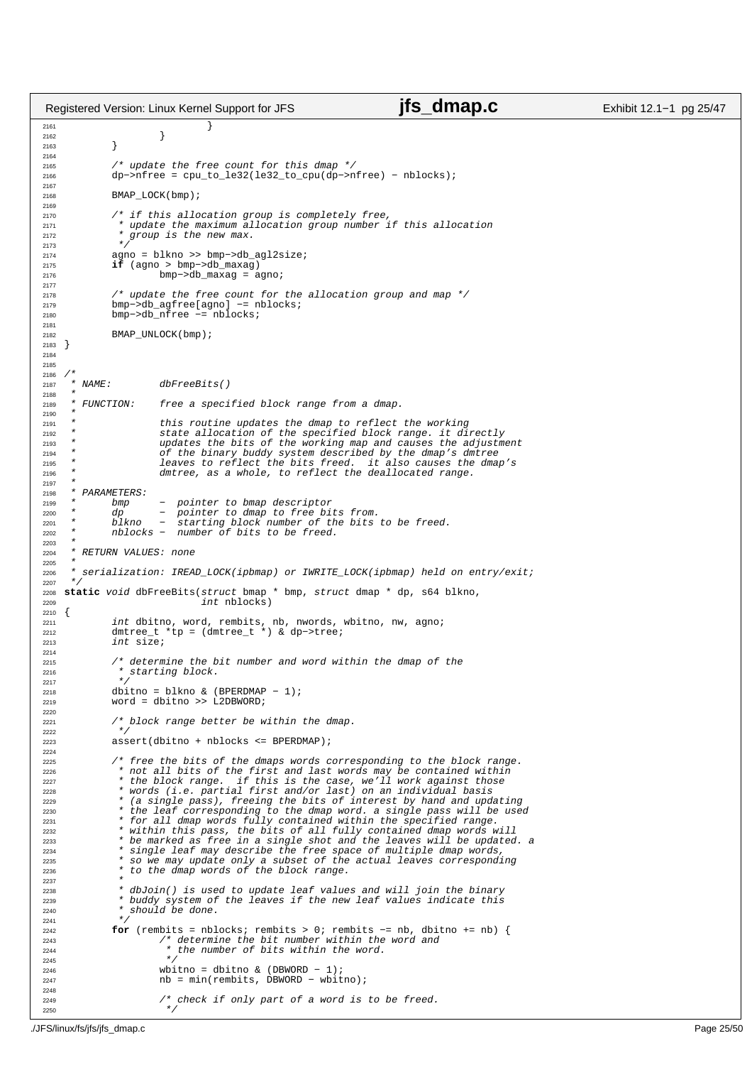```c
2161                         }
2162                 }
2163         }
2164 
2165         /* update the free count for this dmap */
2166         dp->nfree = cpu_to_le32(le32_to_cpu(dp->nfree) - nblocks);
2167 
2168         BMAP_LOCK(bmp);
2169 
2170         /* if this allocation group is completely free,
2171          * update the maximum allocation group number if this allocation
2172          * group is the new max.
2173          */
2174         agno = blkno >> bmp->db_agl2size;
2175         if (agno > bmp->db_maxag)
2176                 bmp->db_maxag = agno;
2177 
2178         /* update the free count for the allocation group and map */
2179         bmp->db_agfree[agno] -= nblocks;
2180         bmp->db_nfree -= nblocks;
2181 
2182         BMAP_UNLOCK(bmp);
2183 }
2184 
2185 
2186 /*
2187  * NAME:        dbFreeBits()
2188  *
2189  * FUNCTION:    free a specified block range from a dmap.
2190  *
2191  *              this routine updates the dmap to reflect the working
2192  *              state allocation of the specified block range. it directly
2193  *              updates the bits of the working map and causes the adjustment
2194  *              of the binary buddy system described by the dmap's dmtree
2195  *              leaves to reflect the bits freed.  it also causes the dmap's
2196  *              dmtree, as a whole, to reflect the deallocated range.
2197  *
2198  * PARAMETERS:
2199  *      bmp     -  pointer to bmap descriptor
2200  *      dp      -  pointer to dmap to free bits from.
2201  *      blkno   -  starting block number of the bits to be freed.
2202  *      nblocks -  number of bits to be freed.
2203  *
2204  * RETURN VALUES: none
2205  *
2206  * serialization: IREAD_LOCK(ipbmap) or IWRITE_LOCK(ipbmap) held on entry/exit;
2207  */
2208 static void dbFreeBits(struct bmap * bmp, struct dmap * dp, s64 blkno,
2209                        int nblocks)
2210 {
2211         int dbitno, word, rembits, nb, nwords, wbitno, nw, agno;
2212         dmtree_t *tp = (dmtree_t *) & dp->tree;
2213         int size;
2214 
2215         /* determine the bit number and word within the dmap of the
2216          * starting block.
2217          */
2218         dbitno = blkno & (BPERDMAP - 1);
2219         word = dbitno >> L2DBWORD;
2220 
2221         /* block range better be within the dmap.
2222          */
2223         assert(dbitno + nblocks <= BPERDMAP);
2224 
2225         /* free the bits of the dmaps words corresponding to the block range.
2226          * not all bits of the first and last words may be contained within
2227          * the block range.  if this is the case, we'll work against those
2228          * words (i.e. partial first and/or last) on an individual basis
2229          * (a single pass), freeing the bits of interest by hand and updating
2230          * the leaf corresponding to the dmap word. a single pass will be used
2231          * for all dmap words fully contained within the specified range.
2232          * within this pass, the bits of all fully contained dmap words will
2233          * be marked as free in a single shot and the leaves will be updated. a
2234          * single leaf may describe the free space of multiple dmap words,
2235          * so we may update only a subset of the actual leaves corresponding
2236          * to the dmap words of the block range.
2237          *
2238          * dbJoin() is used to update leaf values and will join the binary
2239          * buddy system of the leaves if the new leaf values indicate this
2240          * should be done.
2241          */
2242         for (rembits = nblocks; rembits > 0; rembits -= nb, dbitno += nb) {
2243                 /* determine the bit number within the word and
2244                  * the number of bits within the word.
2245                  */
2246                 wbitno = dbitno & (DBWORD - 1);
2247                 nb = min(rembits, DBWORD - wbitno);
2248 
2249                 /* check if only part of a word is to be freed.
2250                  */
```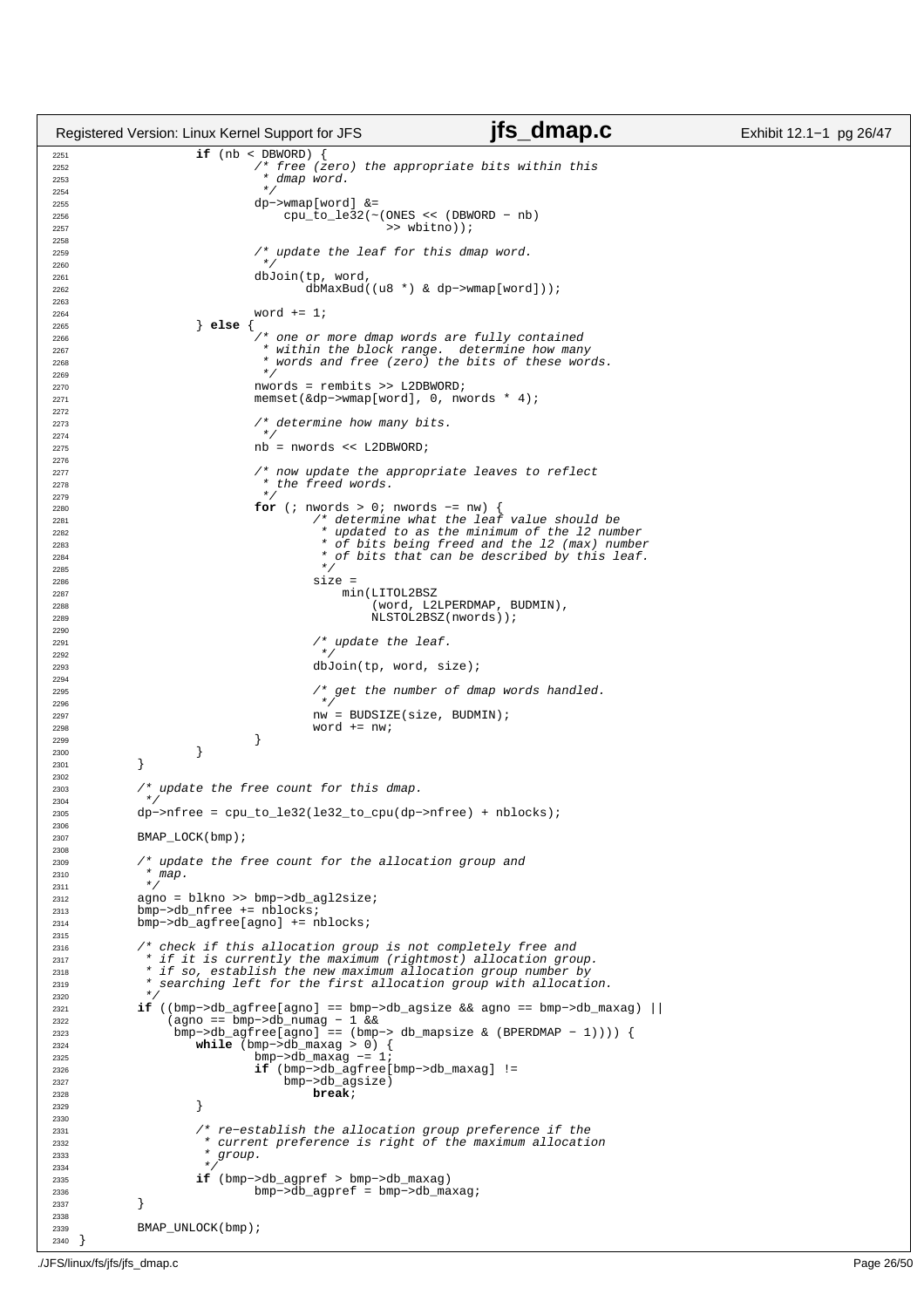```c
                if (nb < DBWORD) {
                        /* free (zero) the appropriate bits within this
                         * dmap word.
                         */
                        dp->wmap[word] &=
                            cpu_to_le32(~(ONES << (DBWORD - nb)
                                          >> wbitno));

                        /* update the leaf for this dmap word.
                         */
                        dbJoin(tp, word,
                               dbMaxBud((u8 *) & dp->wmap[word]));

                        word += 1;
                } else {
                        /* one or more dmap words are fully contained
                         * within the block range.  determine how many
                         * words and free (zero) the bits of these words.
                         */
                        nwords = rembits >> L2DBWORD;
                        memset(&dp->wmap[word], 0, nwords * 4);

                        /* determine how many bits.
                         */
                        nb = nwords << L2DBWORD;

                        /* now update the appropriate leaves to reflect
                         * the freed words.
                         */
                        for (; nwords > 0; nwords -= nw) {
                                /* determine what the leaf value should be
                                 * updated to as the minimum of the l2 number
                                 * of bits being freed and the l2 (max) number
                                 * of bits that can be described by this leaf.
                                 */
                                size =
                                    min(LITOL2BSZ
                                        (word, L2LPERDMAP, BUDMIN),
                                        NLSTOL2BSZ(nwords));

                                /* update the leaf.
                                 */
                                dbJoin(tp, word, size);

                                /* get the number of dmap words handled.
                                 */
                                nw = BUDSIZE(size, BUDMIN);
                                word += nw;
                        }
                }
        }

        /* update the free count for this dmap.
         */
        dp->nfree = cpu_to_le32(le32_to_cpu(dp->nfree) + nblocks);

        BMAP_LOCK(bmp);

        /* update the free count for the allocation group and
         * map.
         */
        agno = blkno >> bmp->db_agl2size;
        bmp->db_nfree += nblocks;
        bmp->db_agfree[agno] += nblocks;

        /* check if this allocation group is not completely free and
         * if it is currently the maximum (rightmost) allocation group.
         * if so, establish the new maximum allocation group number by
         * searching left for the first allocation group with allocation.
         */
        if ((bmp->db_agfree[agno] == bmp->db_agsize && agno == bmp->db_maxag) ||
            (agno == bmp->db_numag - 1 &&
             bmp->db_agfree[agno] == (bmp-> db_mapsize & (BPERDMAP - 1)))) {
                while (bmp->db_maxag > 0) {
                        bmp->db_maxag -= 1;
                        if (bmp->db_agfree[bmp->db_maxag] !=
                            bmp->db_agsize)
                                break;
                }

                /* re-establish the allocation group preference if the
                 * current preference is right of the maximum allocation
                 * group.
                 */
                if (bmp->db_agpref > bmp->db_maxag)
                        bmp->db_agpref = bmp->db_maxag;
        }

        BMAP_UNLOCK(bmp);
}
```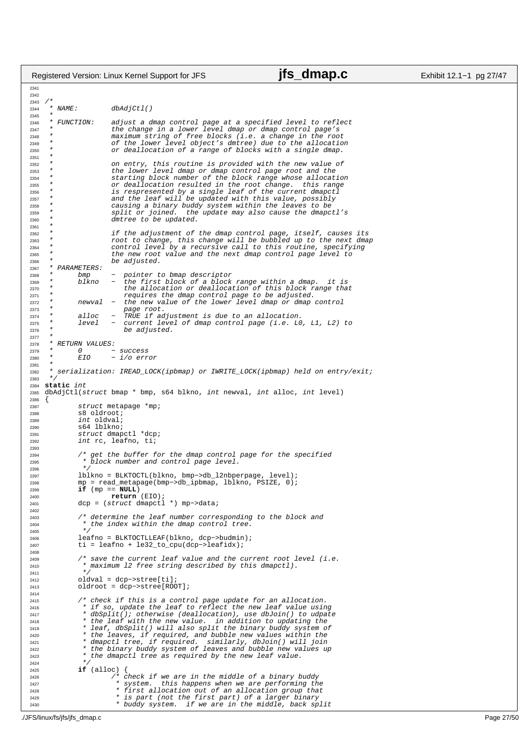```c
/*
 * NAME:        dbAdjCtl()
 *
 * FUNCTION:    adjust a dmap control page at a specified level to reflect
 *              the change in a lower level dmap or dmap control page's
 *              maximum string of free blocks (i.e. a change in the root
 *              of the lower level object's dmtree) due to the allocation
 *              or deallocation of a range of blocks with a single dmap.
 *
 *              on entry, this routine is provided with the new value of
 *              the lower level dmap or dmap control page root and the
 *              starting block number of the block range whose allocation
 *              or deallocation resulted in the root change.  this range
 *              is respresented by a single leaf of the current dmapctl
 *              and the leaf will be updated with this value, possibly
 *              causing a binary buddy system within the leaves to be
 *              split or joined.  the update may also cause the dmapctl's
 *              dmtree to be updated.
 *
 *              if the adjustment of the dmap control page, itself, causes its
 *              root to change, this change will be bubbled up to the next dmap
 *              control level by a recursive call to this routine, specifying
 *              the new root value and the next dmap control page level to
 *              be adjusted.
 * PARAMETERS:
 *      bmp     -  pointer to bmap descriptor
 *      blkno   -  the first block of a block range within a dmap.  it is
 *                 the allocation or deallocation of this block range that
 *                 requires the dmap control page to be adjusted.
 *      newval  -  the new value of the lower level dmap or dmap control
 *                 page root.
 *      alloc   -  TRUE if adjustment is due to an allocation.
 *      level   -  current level of dmap control page (i.e. L0, L1, L2) to
 *                 be adjusted.
 *
 * RETURN VALUES:
 *      0       - success
 *      EIO     - i/o error
 *
 * serialization: IREAD_LOCK(ipbmap) or IWRITE_LOCK(ipbmap) held on entry/exit;
 */
static int
dbAdjCtl(struct bmap * bmp, s64 blkno, int newval, int alloc, int level)
{
        struct metapage *mp;
        s8 oldroot;
        int oldval;
        s64 lblkno;
        struct dmapctl *dcp;
        int rc, leafno, ti;

        /* get the buffer for the dmap control page for the specified
         * block number and control page level.
         */
        lblkno = BLKTOCTL(blkno, bmp->db_l2nbperpage, level);
        mp = read_metapage(bmp->db_ipbmap, lblkno, PSIZE, 0);
        if (mp == NULL)
                return (EIO);
        dcp = (struct dmapctl *) mp->data;

        /* determine the leaf number corresponding to the block and
         * the index within the dmap control tree.
         */
        leafno = BLKTOCTLLEAF(blkno, dcp->budmin);
        ti = leafno + le32_to_cpu(dcp->leafidx);

        /* save the current leaf value and the current root level (i.e.
         * maximum l2 free string described by this dmapctl).
         */
        oldval = dcp->stree[ti];
        oldroot = dcp->stree[ROOT];

        /* check if this is a control page update for an allocation.
         * if so, update the leaf to reflect the new leaf value using
         * dbSplit(); otherwise (deallocation), use dbJoin() to udpate
         * the leaf with the new value.  in addition to updating the
         * leaf, dbSplit() will also split the binary buddy system of
         * the leaves, if required, and bubble new values within the
         * dmapctl tree, if required.  similarly, dbJoin() will join
         * the binary buddy system of leaves and bubble new values up
         * the dmapctl tree as required by the new leaf value.
         */
        if (alloc) {
                /* check if we are in the middle of a binary buddy
                 * system.  this happens when we are performing the
                 * first allocation out of an allocation group that
                 * is part (not the first part) of a larger binary
                 * buddy system.  if we are in the middle, back split
```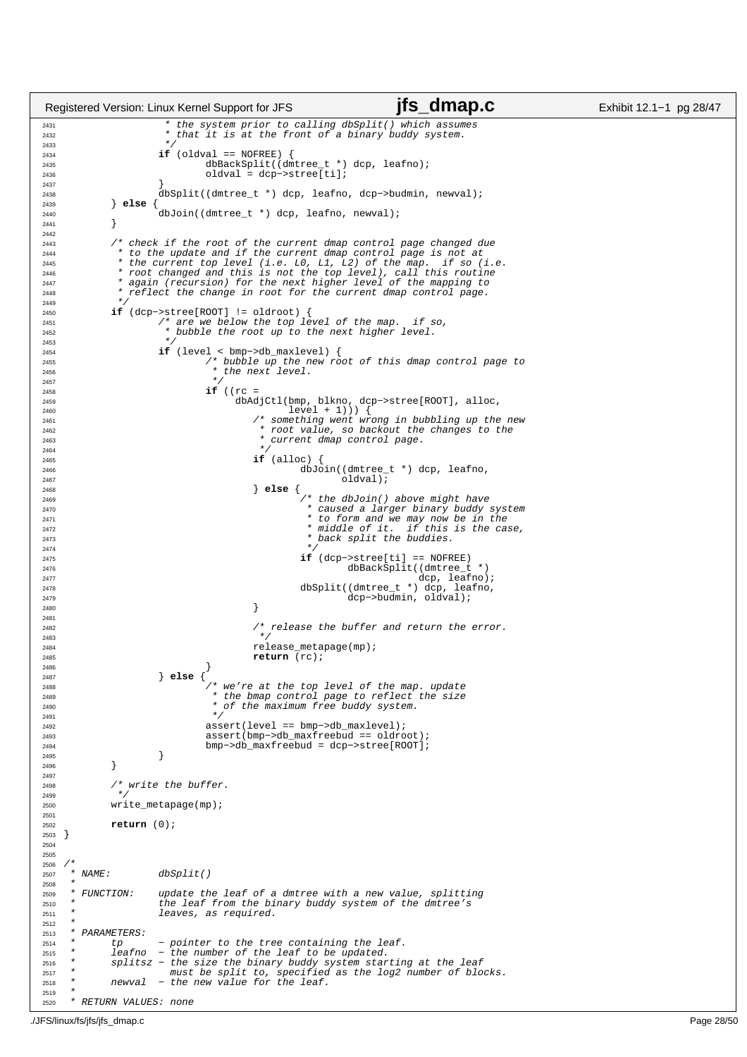```c
2431                     * the system prior to calling dbSplit() which assumes
2432                     * that it is at the front of a binary buddy system.
2433                     */
2434                    if (oldval == NOFREE) {
2435                            dbBackSplit((dmtree_t *) dcp, leafno);
2436                            oldval = dcp->stree[ti];
2437                    }
2438                    dbSplit((dmtree_t *) dcp, leafno, dcp->budmin, newval);
2439            } else {
2440                    dbJoin((dmtree_t *) dcp, leafno, newval);
2441            }
2442
2443            /* check if the root of the current dmap control page changed due
2444             * to the update and if the current dmap control page is not at
2445             * the current top level (i.e. L0, L1, L2) of the map.  if so (i.e.
2446             * root changed and this is not the top level), call this routine
2447             * again (recursion) for the next higher level of the mapping to
2448             * reflect the change in root for the current dmap control page.
2449             */
2450            if (dcp->stree[ROOT] != oldroot) {
2451                    /* are we below the top level of the map.  if so,
2452                     * bubble the root up to the next higher level.
2453                     */
2454                    if (level < bmp->db_maxlevel) {
2455                            /* bubble up the new root of this dmap control page to
2456                             * the next level.
2457                             */
2458                            if ((rc =
2459                                 dbAdjCtl(bmp, blkno, dcp->stree[ROOT], alloc,
2460                                          level + 1))) {
2461                                    /* something went wrong in bubbling up the new
2462                                     * root value, so backout the changes to the
2463                                     * current dmap control page.
2464                                     */
2465                                    if (alloc) {
2466                                            dbJoin((dmtree_t *) dcp, leafno,
2467                                                   oldval);
2468                                    } else {
2469                                            /* the dbJoin() above might have
2470                                             * caused a larger binary buddy system
2471                                             * to form and we may now be in the
2472                                             * middle of it.  if this is the case,
2473                                             * back split the buddies.
2474                                             */
2475                                            if (dcp->stree[ti] == NOFREE)
2476                                                    dbBackSplit((dmtree_t *)
2477                                                                dcp, leafno);
2478                                            dbSplit((dmtree_t *) dcp, leafno,
2479                                                    dcp->budmin, oldval);
2480                                    }
2481
2482                                    /* release the buffer and return the error.
2483                                     */
2484                                    release_metapage(mp);
2485                                    return (rc);
2486                            }
2487                    } else {
2488                            /* we're at the top level of the map. update
2489                             * the bmap control page to reflect the size
2490                             * of the maximum free buddy system.
2491                             */
2492                            assert(level == bmp->db_maxlevel);
2493                            assert(bmp->db_maxfreebud == oldroot);
2494                            bmp->db_maxfreebud = dcp->stree[ROOT];
2495                    }
2496            }
2497
2498            /* write the buffer.
2499             */
2500            write_metapage(mp);
2501
2502            return (0);
2503    }
2504
2505
2506    /*
2507     * NAME:        dbSplit()
2508     *
2509     * FUNCTION:    update the leaf of a dmtree with a new value, splitting
2510     *              the leaf from the binary buddy system of the dmtree's
2511     *              leaves, as required.
2512     *
2513     * PARAMETERS:
2514     *      tp      - pointer to the tree containing the leaf.
2515     *      leafno  - the number of the leaf to be updated.
2516     *      splitsz - the size the binary buddy system starting at the leaf
2517     *                must be split to, specified as the log2 number of blocks.
2518     *      newval  - the new value for the leaf.
2519     *
2520     * RETURN VALUES: none
```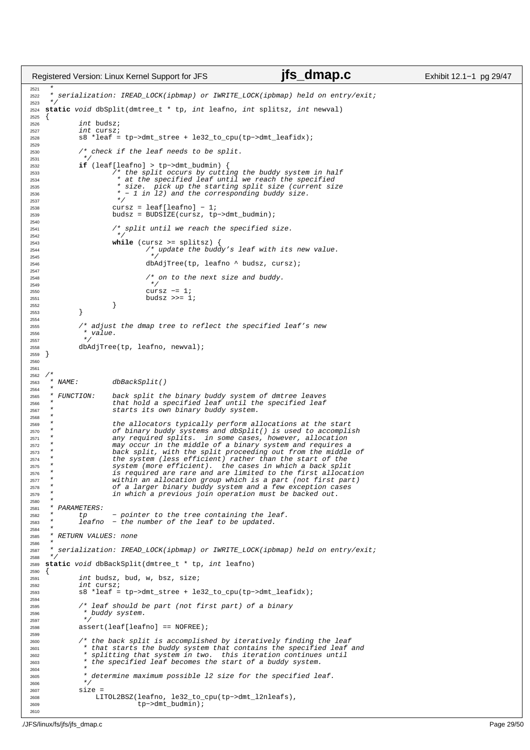```c
 *
 * serialization: IREAD_LOCK(ipbmap) or IWRITE_LOCK(ipbmap) held on entry/exit;
 */
static void dbSplit(dmtree_t * tp, int leafno, int splitsz, int newval)
{
	int budsz;
	int cursz;
	s8 *leaf = tp->dmt_stree + le32_to_cpu(tp->dmt_leafidx);

	/* check if the leaf needs to be split.
	 */
	if (leaf[leafno] > tp->dmt_budmin) {
		/* the split occurs by cutting the buddy system in half
		 * at the specified leaf until we reach the specified
		 * size.  pick up the starting split size (current size
		 * - 1 in l2) and the corresponding buddy size.
		 */
		cursz = leaf[leafno] - 1;
		budsz = BUDSIZE(cursz, tp->dmt_budmin);

		/* split until we reach the specified size.
		 */
		while (cursz >= splitsz) {
			/* update the buddy's leaf with its new value.
			 */
			dbAdjTree(tp, leafno ^ budsz, cursz);

			/* on to the next size and buddy.
			 */
			cursz -= 1;
			budsz >>= 1;
		}
	}

	/* adjust the dmap tree to reflect the specified leaf's new
	 * value.
	 */
	dbAdjTree(tp, leafno, newval);
}


/*
 * NAME:	dbBackSplit()
 *
 * FUNCTION:	back split the binary buddy system of dmtree leaves
 *		that hold a specified leaf until the specified leaf
 *		starts its own binary buddy system.
 *
 *		the allocators typically perform allocations at the start
 *		of binary buddy systems and dbSplit() is used to accomplish
 *		any required splits.  in some cases, however, allocation
 *		may occur in the middle of a binary system and requires a
 *		back split, with the split proceeding out from the middle of
 *		the system (less efficient) rather than the start of the
 *		system (more efficient).  the cases in which a back split
 *		is required are rare and are limited to the first allocation
 *		within an allocation group which is a part (not first part)
 *		of a larger binary buddy system and a few exception cases
 *		in which a previous join operation must be backed out.
 *
 * PARAMETERS:
 *	tp	- pointer to the tree containing the leaf.
 *	leafno	- the number of the leaf to be updated.
 *
 * RETURN VALUES: none
 *
 * serialization: IREAD_LOCK(ipbmap) or IWRITE_LOCK(ipbmap) held on entry/exit;
 */
static void dbBackSplit(dmtree_t * tp, int leafno)
{
	int budsz, bud, w, bsz, size;
	int cursz;
	s8 *leaf = tp->dmt_stree + le32_to_cpu(tp->dmt_leafidx);

	/* leaf should be part (not first part) of a binary
	 * buddy system.
	 */
	assert(leaf[leafno] == NOFREE);

	/* the back split is accomplished by iteratively finding the leaf
	 * that starts the buddy system that contains the specified leaf and
	 * splitting that system in two.  this iteration continues until
	 * the specified leaf becomes the start of a buddy system.
	 *
	 * determine maximum possible l2 size for the specified leaf.
	 */
	size =
	    LITOL2BSZ(leafno, le32_to_cpu(tp->dmt_l2nleafs),
		      tp->dmt_budmin);

```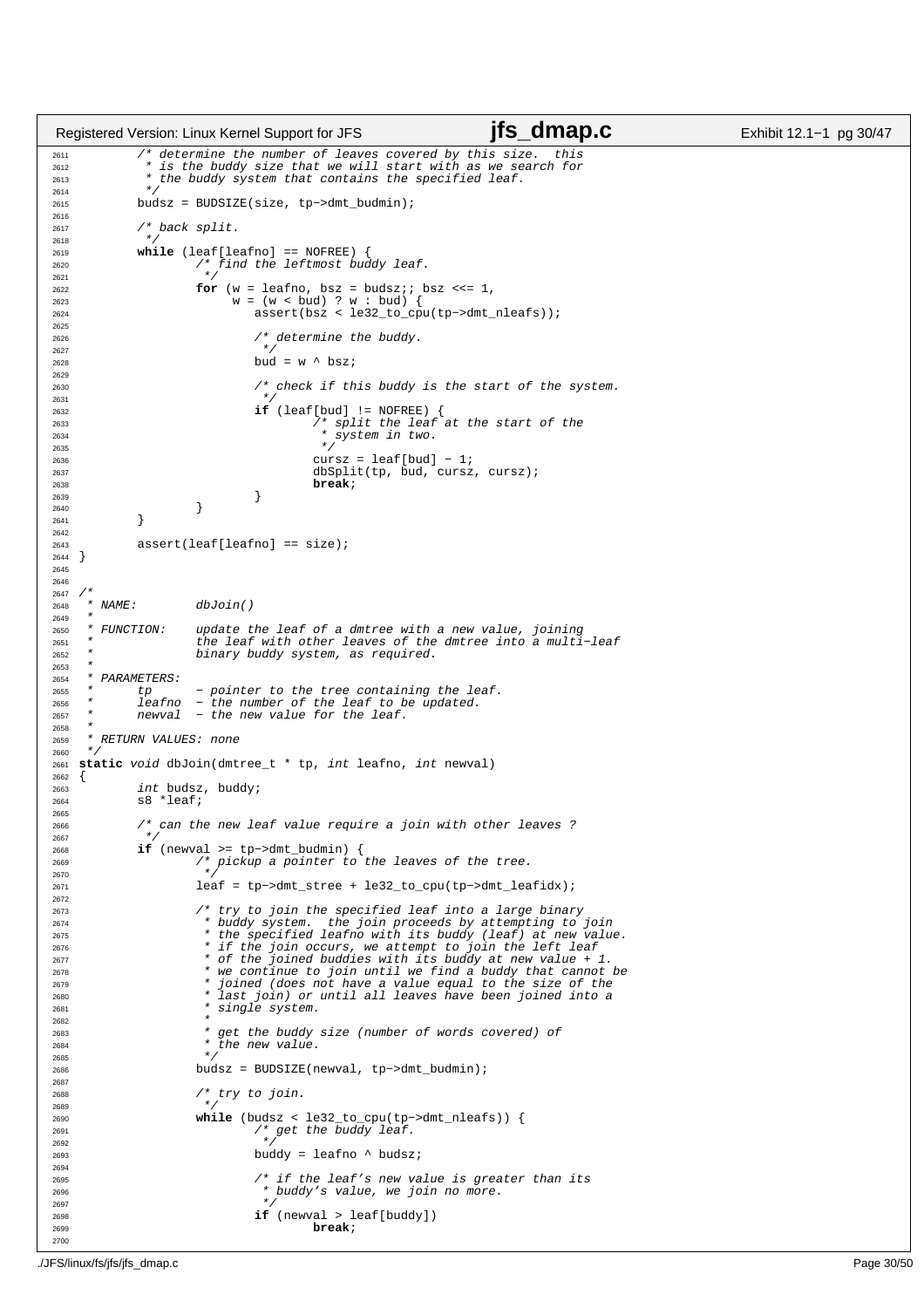```c
2611         /* determine the number of leaves covered by this size.  this
2612          * is the buddy size that we will start with as we search for
2613          * the buddy system that contains the specified leaf.
2614          */
2615         budsz = BUDSIZE(size, tp->dmt_budmin);
2616 
2617         /* back split.
2618          */
2619         while (leaf[leafno] == NOFREE) {
2620                 /* find the leftmost buddy leaf.
2621                  */
2622                 for (w = leafno, bsz = budsz;; bsz <<= 1,
2623                      w = (w < bud) ? w : bud) {
2624                         assert(bsz < le32_to_cpu(tp->dmt_nleafs));
2625 
2626                         /* determine the buddy.
2627                          */
2628                         bud = w ^ bsz;
2629 
2630                         /* check if this buddy is the start of the system.
2631                          */
2632                         if (leaf[bud] != NOFREE) {
2633                                 /* split the leaf at the start of the
2634                                  * system in two.
2635                                  */
2636                                 cursz = leaf[bud] - 1;
2637                                 dbSplit(tp, bud, cursz, cursz);
2638                                 break;
2639                         }
2640                 }
2641         }
2642 
2643         assert(leaf[leafno] == size);
2644 }
2645 
2646 
2647 /*
2648  * NAME:        dbJoin()
2649  *
2650  * FUNCTION:    update the leaf of a dmtree with a new value, joining
2651  *              the leaf with other leaves of the dmtree into a multi-leaf
2652  *              binary buddy system, as required.
2653  *
2654  * PARAMETERS:
2655  *      tp      - pointer to the tree containing the leaf.
2656  *      leafno  - the number of the leaf to be updated.
2657  *      newval  - the new value for the leaf.
2658  *
2659  * RETURN VALUES: none
2660  */
2661 static void dbJoin(dmtree_t * tp, int leafno, int newval)
2662 {
2663         int budsz, buddy;
2664         s8 *leaf;
2665 
2666         /* can the new leaf value require a join with other leaves ?
2667          */
2668         if (newval >= tp->dmt_budmin) {
2669                 /* pickup a pointer to the leaves of the tree.
2670                  */
2671                 leaf = tp->dmt_stree + le32_to_cpu(tp->dmt_leafidx);
2672 
2673                 /* try to join the specified leaf into a large binary
2674                  * buddy system.  the join proceeds by attempting to join
2675                  * the specified leafno with its buddy (leaf) at new value.
2676                  * if the join occurs, we attempt to join the left leaf
2677                  * of the joined buddies with its buddy at new value + 1.
2678                  * we continue to join until we find a buddy that cannot be
2679                  * joined (does not have a value equal to the size of the
2680                  * last join) or until all leaves have been joined into a
2681                  * single system.
2682                  *
2683                  * get the buddy size (number of words covered) of
2684                  * the new value.
2685                  */
2686                 budsz = BUDSIZE(newval, tp->dmt_budmin);
2687 
2688                 /* try to join.
2689                  */
2690                 while (budsz < le32_to_cpu(tp->dmt_nleafs)) {
2691                         /* get the buddy leaf.
2692                          */
2693                         buddy = leafno ^ budsz;
2694 
2695                         /* if the leaf's new value is greater than its
2696                          * buddy's value, we join no more.
2697                          */
2698                         if (newval > leaf[buddy])
2699                                 break;
2700 
```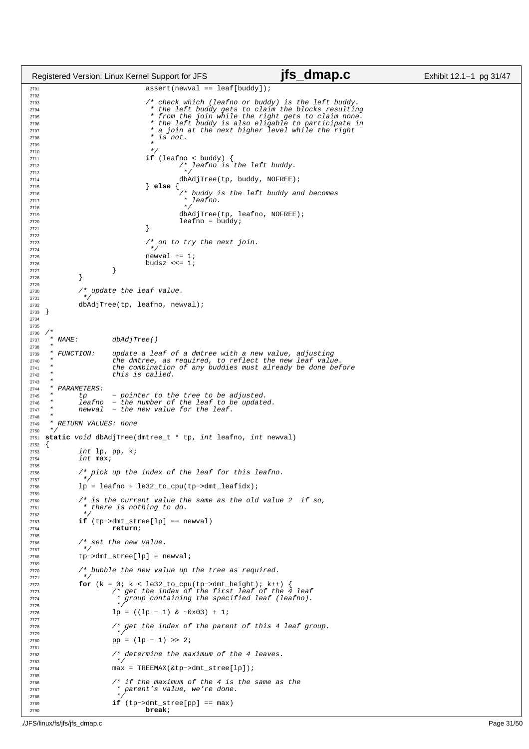```c
                        assert(newval == leaf[buddy]);

                        /* check which (leafno or buddy) is the left buddy.
                         * the left buddy gets to claim the blocks resulting
                         * from the join while the right gets to claim none.
                         * the left buddy is also eligable to participate in
                         * a join at the next higher level while the right
                         * is not.
                         *
                         */
                        if (leafno < buddy) {
                                /* leafno is the left buddy.
                                 */
                                dbAdjTree(tp, buddy, NOFREE);
                        } else {
                                /* buddy is the left buddy and becomes
                                 * leafno.
                                 */
                                dbAdjTree(tp, leafno, NOFREE);
                                leafno = buddy;
                        }

                        /* on to try the next join.
                         */
                        newval += 1;
                        budsz <<= 1;
                }
        }

        /* update the leaf value.
         */
        dbAdjTree(tp, leafno, newval);
}


/*
 * NAME:        dbAdjTree()
 *
 * FUNCTION:    update a leaf of a dmtree with a new value, adjusting
 *              the dmtree, as required, to reflect the new leaf value.
 *              the combination of any buddies must already be done before
 *              this is called.
 *
 * PARAMETERS:
 *      tp      - pointer to the tree to be adjusted.
 *      leafno  - the number of the leaf to be updated.
 *      newval  - the new value for the leaf.
 *
 * RETURN VALUES: none
 */
static void dbAdjTree(dmtree_t * tp, int leafno, int newval)
{
        int lp, pp, k;
        int max;

        /* pick up the index of the leaf for this leafno.
         */
        lp = leafno + le32_to_cpu(tp->dmt_leafidx);

        /* is the current value the same as the old value ?  if so,
         * there is nothing to do.
         */
        if (tp->dmt_stree[lp] == newval)
                return;

        /* set the new value.
         */
        tp->dmt_stree[lp] = newval;

        /* bubble the new value up the tree as required.
         */
        for (k = 0; k < le32_to_cpu(tp->dmt_height); k++) {
                /* get the index of the first leaf of the 4 leaf
                 * group containing the specified leaf (leafno).
                 */
                lp = ((lp - 1) & ~0x03) + 1;

                /* get the index of the parent of this 4 leaf group.
                 */
                pp = (lp - 1) >> 2;

                /* determine the maximum of the 4 leaves.
                 */
                max = TREEMAX(&tp->dmt_stree[lp]);

                /* if the maximum of the 4 is the same as the
                 * parent's value, we're done.
                 */
                if (tp->dmt_stree[pp] == max)
                        break;
```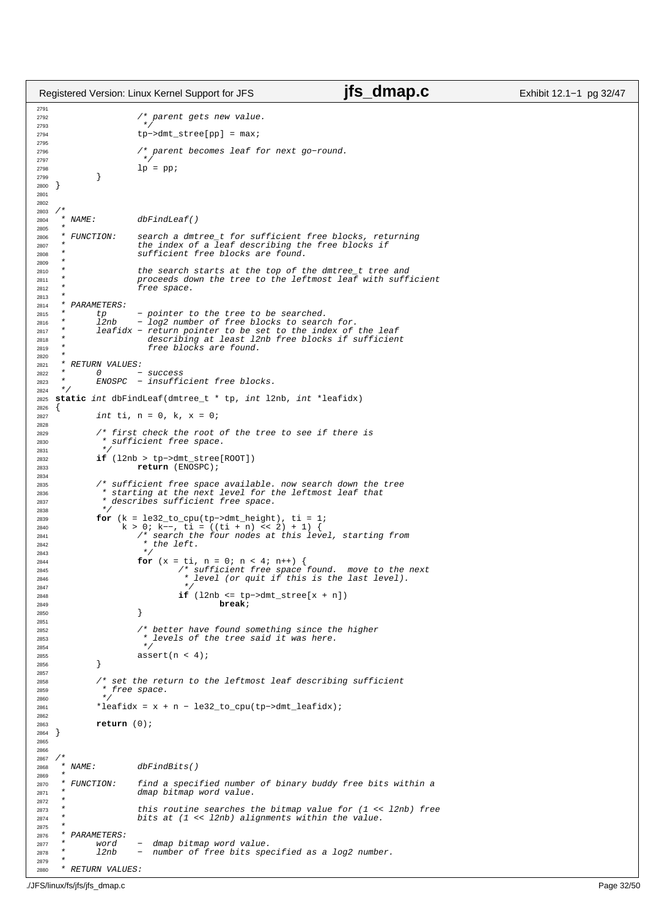```c
                /* parent gets new value.
                 */
                tp->dmt_stree[pp] = max;

                /* parent becomes leaf for next go-round.
                 */
                lp = pp;
        }
}


/*
 * NAME:        dbFindLeaf()
 *
 * FUNCTION:    search a dmtree_t for sufficient free blocks, returning
 *              the index of a leaf describing the free blocks if
 *              sufficient free blocks are found.
 *
 *              the search starts at the top of the dmtree_t tree and
 *              proceeds down the tree to the leftmost leaf with sufficient
 *              free space.
 *
 * PARAMETERS:
 *      tp      - pointer to the tree to be searched.
 *      l2nb    - log2 number of free blocks to search for.
 *      leafidx - return pointer to be set to the index of the leaf
 *                describing at least l2nb free blocks if sufficient
 *                free blocks are found.
 *
 * RETURN VALUES:
 *      0       - success
 *      ENOSPC  - insufficient free blocks.
 */
static int dbFindLeaf(dmtree_t * tp, int l2nb, int *leafidx)
{
        int ti, n = 0, k, x = 0;

        /* first check the root of the tree to see if there is
         * sufficient free space.
         */
        if (l2nb > tp->dmt_stree[ROOT])
                return (ENOSPC);

        /* sufficient free space available. now search down the tree
         * starting at the next level for the leftmost leaf that
         * describes sufficient free space.
         */
        for (k = le32_to_cpu(tp->dmt_height), ti = 1;
             k > 0; k--, ti = ((ti + n) << 2) + 1) {
                /* search the four nodes at this level, starting from
                 * the left.
                 */
                for (x = ti, n = 0; n < 4; n++) {
                        /* sufficient free space found.  move to the next
                         * level (or quit if this is the last level).
                         */
                        if (l2nb <= tp->dmt_stree[x + n])
                                break;
                }

                /* better have found something since the higher
                 * levels of the tree said it was here.
                 */
                assert(n < 4);
        }

        /* set the return to the leftmost leaf describing sufficient
         * free space.
         */
        *leafidx = x + n - le32_to_cpu(tp->dmt_leafidx);

        return (0);
}


/*
 * NAME:        dbFindBits()
 *
 * FUNCTION:    find a specified number of binary buddy free bits within a
 *              dmap bitmap word value.
 *
 *              this routine searches the bitmap value for (1 << l2nb) free
 *              bits at (1 << l2nb) alignments within the value.
 *
 * PARAMETERS:
 *      word    -  dmap bitmap word value.
 *      l2nb    -  number of free bits specified as a log2 number.
 *
 * RETURN VALUES:
```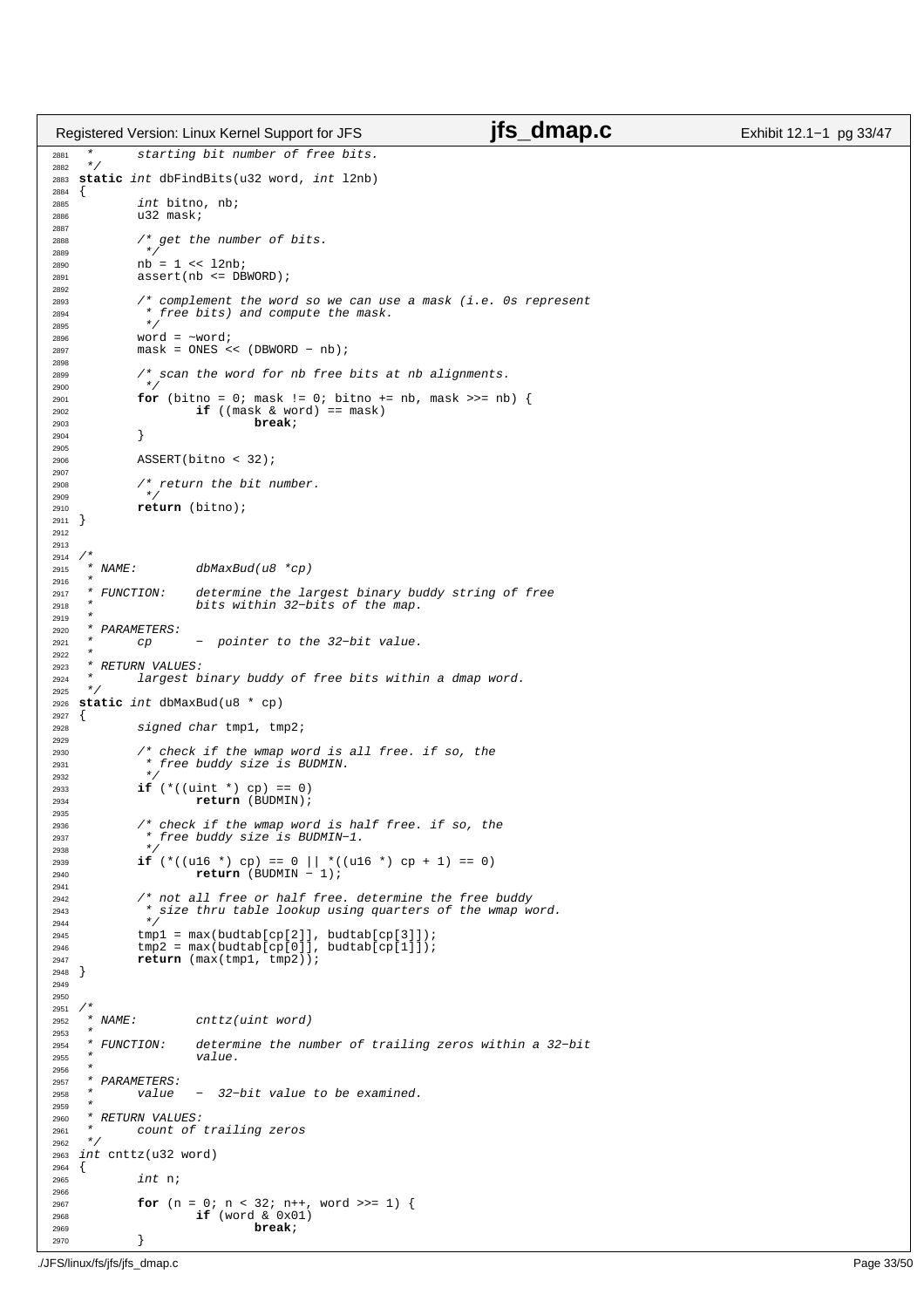```c
2881  *       starting bit number of free bits.
2882  */
2883 static int dbFindBits(u32 word, int l2nb)
2884 {
2885         int bitno, nb;
2886         u32 mask;
2887 
2888         /* get the number of bits.
2889          */
2890         nb = 1 << l2nb;
2891         assert(nb <= DBWORD);
2892 
2893         /* complement the word so we can use a mask (i.e. 0s represent
2894          * free bits) and compute the mask.
2895          */
2896         word = ~word;
2897         mask = ONES << (DBWORD - nb);
2898 
2899         /* scan the word for nb free bits at nb alignments.
2900          */
2901         for (bitno = 0; mask != 0; bitno += nb, mask >>= nb) {
2902                 if ((mask & word) == mask)
2903                         break;
2904         }
2905 
2906         ASSERT(bitno < 32);
2907 
2908         /* return the bit number.
2909          */
2910         return (bitno);
2911 }
2912 
2913 
2914 /*
2915  * NAME:        dbMaxBud(u8 *cp)
2916  *
2917  * FUNCTION:    determine the largest binary buddy string of free
2918  *              bits within 32-bits of the map.
2919  *
2920  * PARAMETERS:
2921  *      cp      -  pointer to the 32-bit value.
2922  *
2923  * RETURN VALUES:
2924  *      largest binary buddy of free bits within a dmap word.
2925  */
2926 static int dbMaxBud(u8 * cp)
2927 {
2928         signed char tmp1, tmp2;
2929 
2930         /* check if the wmap word is all free. if so, the
2931          * free buddy size is BUDMIN.
2932          */
2933         if (*((uint *) cp) == 0)
2934                 return (BUDMIN);
2935 
2936         /* check if the wmap word is half free. if so, the
2937          * free buddy size is BUDMIN-1.
2938          */
2939         if (*((u16 *) cp) == 0 || *((u16 *) cp + 1) == 0)
2940                 return (BUDMIN - 1);
2941 
2942         /* not all free or half free. determine the free buddy
2943          * size thru table lookup using quarters of the wmap word.
2944          */
2945         tmp1 = max(budtab[cp[2]], budtab[cp[3]]);
2946         tmp2 = max(budtab[cp[0]], budtab[cp[1]]);
2947         return (max(tmp1, tmp2));
2948 }
2949 
2950 
2951 /*
2952  * NAME:        cnttz(uint word)
2953  *
2954  * FUNCTION:    determine the number of trailing zeros within a 32-bit
2955  *              value.
2956  *
2957  * PARAMETERS:
2958  *      value   -  32-bit value to be examined.
2959  *
2960  * RETURN VALUES:
2961  *      count of trailing zeros
2962  */
2963 int cnttz(u32 word)
2964 {
2965         int n;
2966 
2967         for (n = 0; n < 32; n++, word >>= 1) {
2968                 if (word & 0x01)
2969                         break;
2970         }
```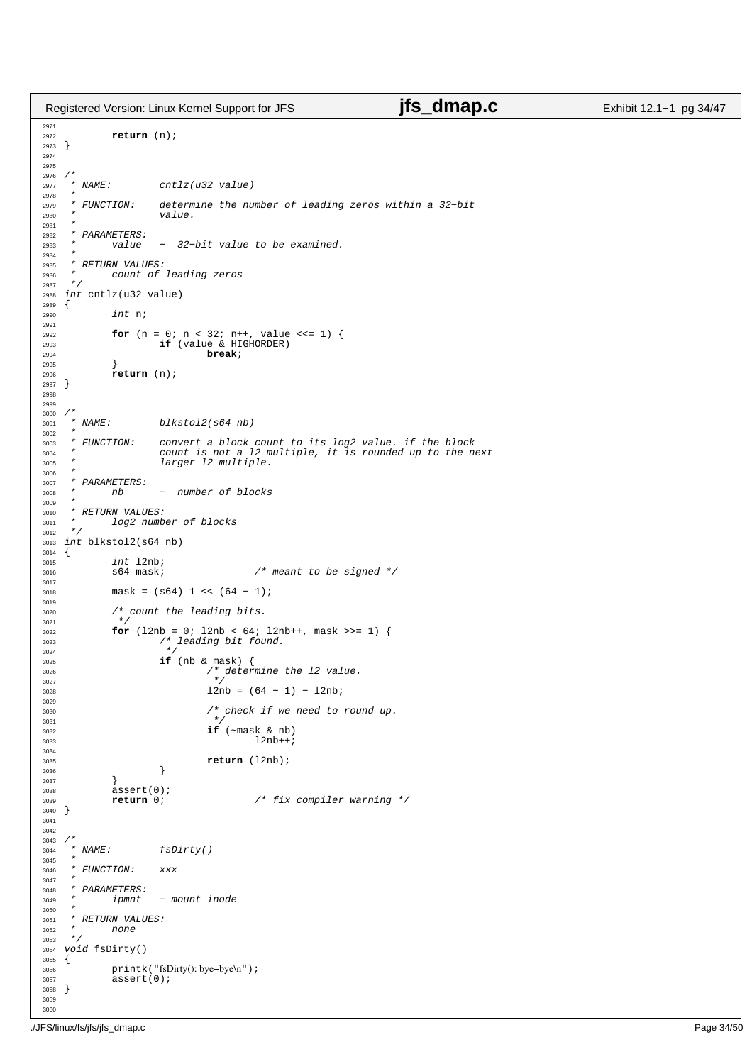```c
        return (n);
}


/*
 * NAME:        cntlz(u32 value)
 *
 * FUNCTION:    determine the number of leading zeros within a 32-bit
 *              value.
 *
 * PARAMETERS:
 *      value   -  32-bit value to be examined.
 *
 * RETURN VALUES:
 *      count of leading zeros
 */
int cntlz(u32 value)
{
        int n;

        for (n = 0; n < 32; n++, value <<= 1) {
                if (value & HIGHORDER)
                        break;
        }
        return (n);
}


/*
 * NAME:        blkstol2(s64 nb)
 *
 * FUNCTION:    convert a block count to its log2 value. if the block
 *              count is not a l2 multiple, it is rounded up to the next
 *              larger l2 multiple.
 *
 * PARAMETERS:
 *      nb      -  number of blocks
 *
 * RETURN VALUES:
 *      log2 number of blocks
 */
int blkstol2(s64 nb)
{
        int l2nb;
        s64 mask;               /* meant to be signed */

        mask = (s64) 1 << (64 - 1);

        /* count the leading bits.
         */
        for (l2nb = 0; l2nb < 64; l2nb++, mask >>= 1) {
                /* leading bit found.
                 */
                if (nb & mask) {
                        /* determine the l2 value.
                         */
                        l2nb = (64 - 1) - l2nb;

                        /* check if we need to round up.
                         */
                        if (~mask & nb)
                                l2nb++;

                        return (l2nb);
                }
        }
        assert(0);
        return 0;               /* fix compiler warning */
}


/*
 * NAME:        fsDirty()
 *
 * FUNCTION:    xxx
 *
 * PARAMETERS:
 *      ipmnt   - mount inode
 *
 * RETURN VALUES:
 *      none
 */
void fsDirty()
{
        printk("fsDirty(): bye-bye\n");
        assert(0);
}
```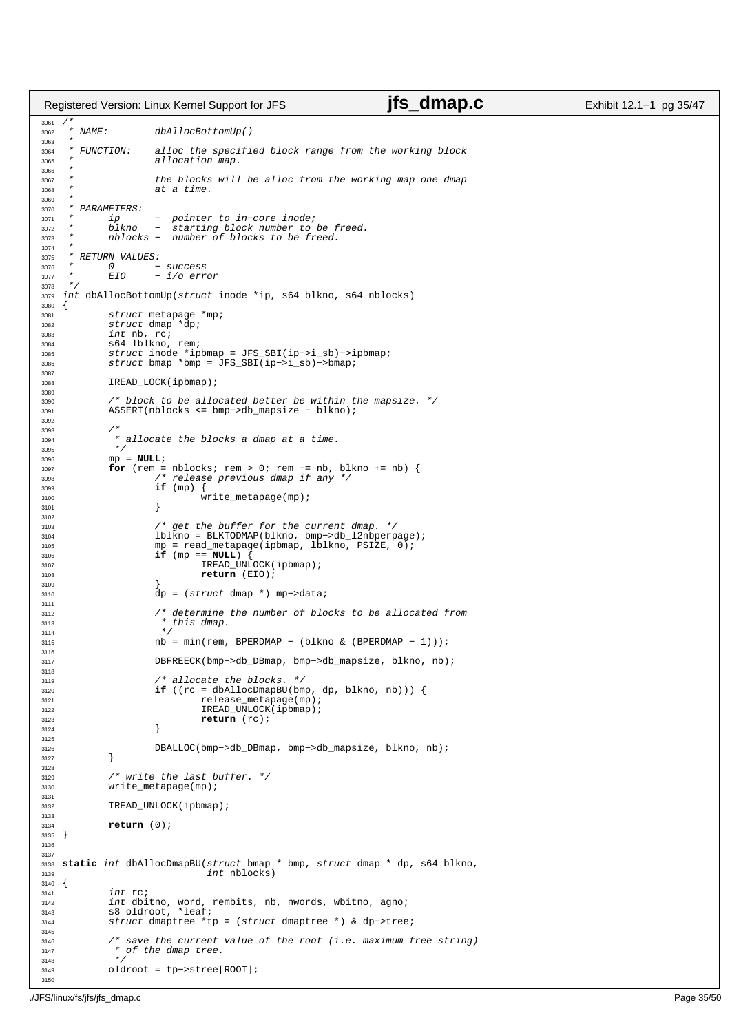```c
/*
 * NAME:        dbAllocBottomUp()
 *
 * FUNCTION:    alloc the specified block range from the working block
 *              allocation map.
 *
 *              the blocks will be alloc from the working map one dmap
 *              at a time.
 *
 * PARAMETERS:
 *      ip      -  pointer to in-core inode;
 *      blkno   -  starting block number to be freed.
 *      nblocks -  number of blocks to be freed.
 *
 * RETURN VALUES:
 *      0       - success
 *      EIO     - i/o error
 */
int dbAllocBottomUp(struct inode *ip, s64 blkno, s64 nblocks)
{
        struct metapage *mp;
        struct dmap *dp;
        int nb, rc;
        s64 lblkno, rem;
        struct inode *ipbmap = JFS_SBI(ip->i_sb)->ipbmap;
        struct bmap *bmp = JFS_SBI(ip->i_sb)->bmap;

        IREAD_LOCK(ipbmap);

        /* block to be allocated better be within the mapsize. */
        ASSERT(nblocks <= bmp->db_mapsize - blkno);

        /*
         * allocate the blocks a dmap at a time.
         */
        mp = NULL;
        for (rem = nblocks; rem > 0; rem -= nb, blkno += nb) {
                /* release previous dmap if any */
                if (mp) {
                        write_metapage(mp);
                }

                /* get the buffer for the current dmap. */
                lblkno = BLKTODMAP(blkno, bmp->db_l2nbperpage);
                mp = read_metapage(ipbmap, lblkno, PSIZE, 0);
                if (mp == NULL) {
                        IREAD_UNLOCK(ipbmap);
                        return (EIO);
                }
                dp = (struct dmap *) mp->data;

                /* determine the number of blocks to be allocated from
                 * this dmap.
                 */
                nb = min(rem, BPERDMAP - (blkno & (BPERDMAP - 1)));

                DBFREECK(bmp->db_DBmap, bmp->db_mapsize, blkno, nb);

                /* allocate the blocks. */
                if ((rc = dbAllocDmapBU(bmp, dp, blkno, nb))) {
                        release_metapage(mp);
                        IREAD_UNLOCK(ipbmap);
                        return (rc);
                }

                DBALLOC(bmp->db_DBmap, bmp->db_mapsize, blkno, nb);
        }

        /* write the last buffer. */
        write_metapage(mp);

        IREAD_UNLOCK(ipbmap);

        return (0);
}


static int dbAllocDmapBU(struct bmap * bmp, struct dmap * dp, s64 blkno,
                         int nblocks)
{
        int rc;
        int dbitno, word, rembits, nb, nwords, wbitno, agno;
        s8 oldroot, *leaf;
        struct dmaptree *tp = (struct dmaptree *) & dp->tree;

        /* save the current value of the root (i.e. maximum free string)
         * of the dmap tree.
         */
        oldroot = tp->stree[ROOT];

```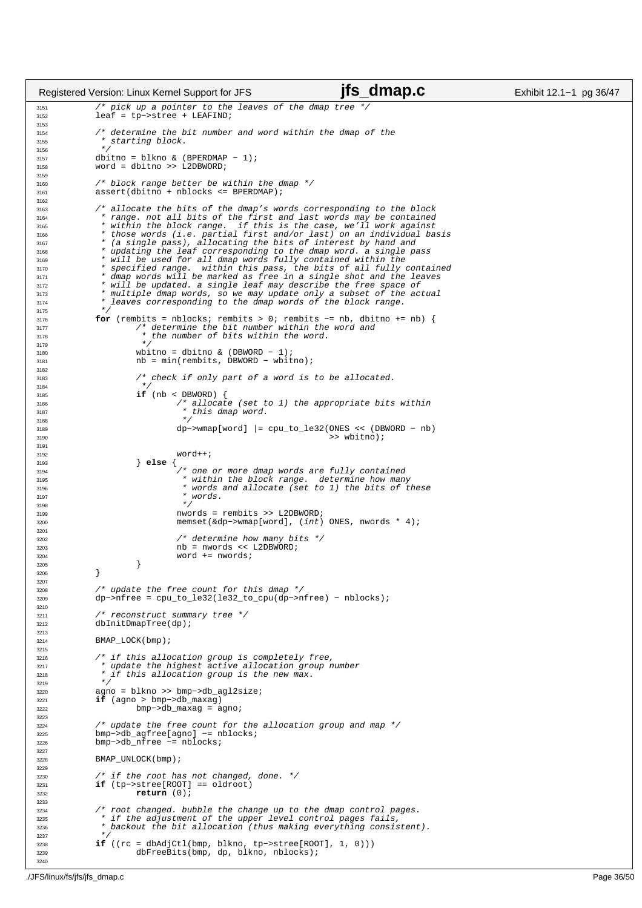```c
        /* pick up a pointer to the leaves of the dmap tree */
        leaf = tp->stree + LEAFIND;

        /* determine the bit number and word within the dmap of the
         * starting block.
         */
        dbitno = blkno & (BPERDMAP - 1);
        word = dbitno >> L2DBWORD;

        /* block range better be within the dmap */
        assert(dbitno + nblocks <= BPERDMAP);

        /* allocate the bits of the dmap's words corresponding to the block
         * range. not all bits of the first and last words may be contained
         * within the block range.  if this is the case, we'll work against
         * those words (i.e. partial first and/or last) on an individual basis
         * (a single pass), allocating the bits of interest by hand and
         * updating the leaf corresponding to the dmap word. a single pass
         * will be used for all dmap words fully contained within the
         * specified range.  within this pass, the bits of all fully contained
         * dmap words will be marked as free in a single shot and the leaves
         * will be updated. a single leaf may describe the free space of
         * multiple dmap words, so we may update only a subset of the actual
         * leaves corresponding to the dmap words of the block range.
         */
        for (rembits = nblocks; rembits > 0; rembits -= nb, dbitno += nb) {
                /* determine the bit number within the word and
                 * the number of bits within the word.
                 */
                wbitno = dbitno & (DBWORD - 1);
                nb = min(rembits, DBWORD - wbitno);

                /* check if only part of a word is to be allocated.
                 */
                if (nb < DBWORD) {
                        /* allocate (set to 1) the appropriate bits within
                         * this dmap word.
                         */
                        dp->wmap[word] |= cpu_to_le32(ONES << (DBWORD - nb)
                                                      >> wbitno);

                        word++;
                } else {
                        /* one or more dmap words are fully contained
                         * within the block range.  determine how many
                         * words and allocate (set to 1) the bits of these
                         * words.
                         */
                        nwords = rembits >> L2DBWORD;
                        memset(&dp->wmap[word], (int) ONES, nwords * 4);

                        /* determine how many bits */
                        nb = nwords << L2DBWORD;
                        word += nwords;
                }
        }

        /* update the free count for this dmap */
        dp->nfree = cpu_to_le32(le32_to_cpu(dp->nfree) - nblocks);

        /* reconstruct summary tree */
        dbInitDmapTree(dp);

        BMAP_LOCK(bmp);

        /* if this allocation group is completely free,
         * update the highest active allocation group number
         * if this allocation group is the new max.
         */
        agno = blkno >> bmp->db_agl2size;
        if (agno > bmp->db_maxag)
                bmp->db_maxag = agno;

        /* update the free count for the allocation group and map */
        bmp->db_agfree[agno] -= nblocks;
        bmp->db_nfree -= nblocks;

        BMAP_UNLOCK(bmp);

        /* if the root has not changed, done. */
        if (tp->stree[ROOT] == oldroot)
                return (0);

        /* root changed. bubble the change up to the dmap control pages.
         * if the adjustment of the upper level control pages fails,
         * backout the bit allocation (thus making everything consistent).
         */
        if ((rc = dbAdjCtl(bmp, blkno, tp->stree[ROOT], 1, 0)))
                dbFreeBits(bmp, dp, blkno, nblocks);
```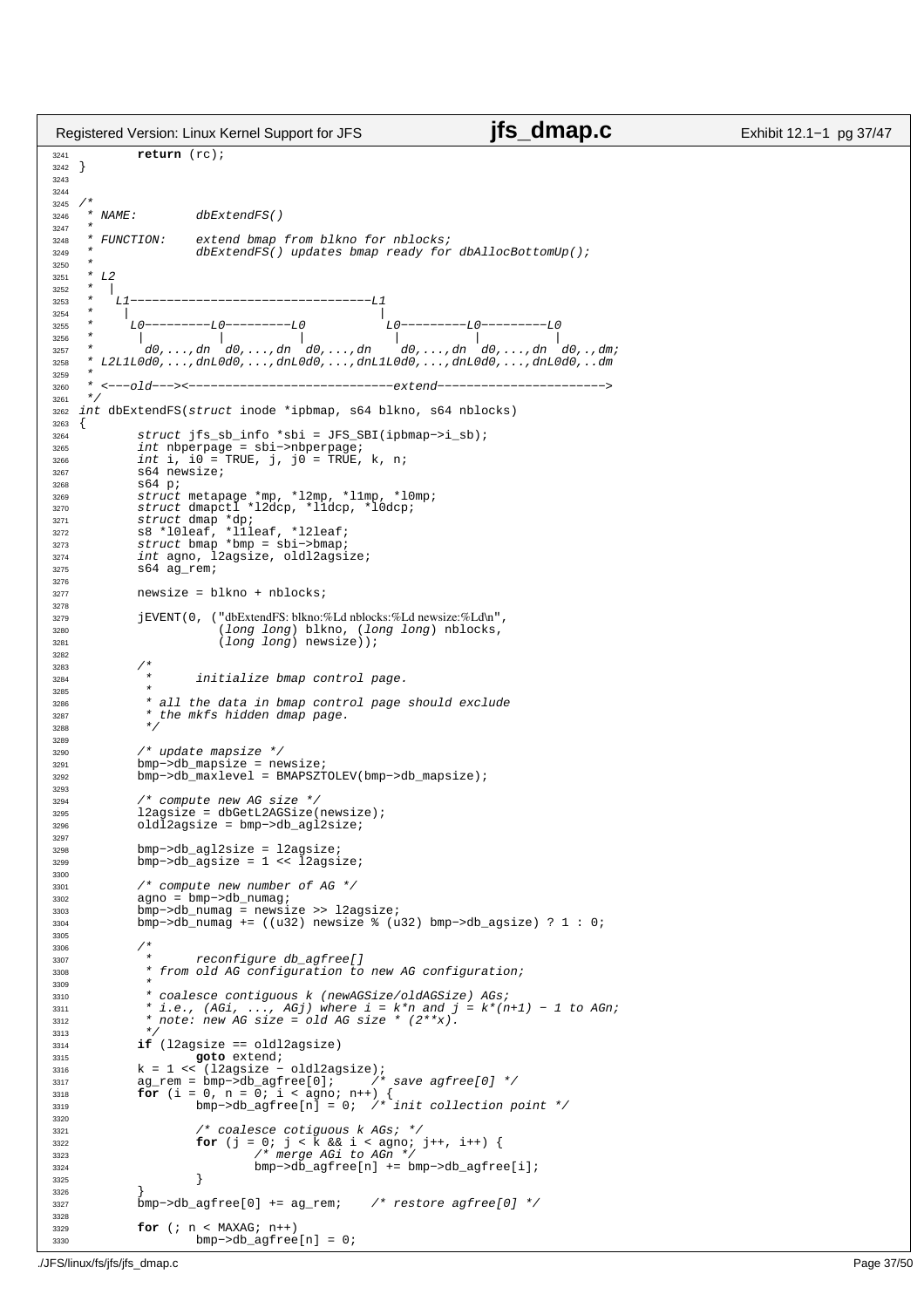```c
	return (rc);
}


/*
 * NAME:	dbExtendFS()
 *
 * FUNCTION:	extend bmap from blkno for nblocks;
 *		dbExtendFS() updates bmap ready for dbAllocBottomUp();
 *
 * L2
 *  |
 *   L1---------------------------------L1
 *    |                                  |
 *     L0---------L0---------L0           L0---------L0---------L0
 *      |          |          |            |          |          |
 *       d0,...,dn  d0,...,dn  d0,...,dn    d0,...,dn  d0,...,dn  d0,.,dm;
 * L2L1L0d0,...,dnL0d0,...,dnL0d0,...,dnL1L0d0,...,dnL0d0,...,dnL0d0,..dm
 *
 * <---old---><----------------------------extend----------------------->
 */
int dbExtendFS(struct inode *ipbmap, s64 blkno, s64 nblocks)
{
	struct jfs_sb_info *sbi = JFS_SBI(ipbmap->i_sb);
	int nbperpage = sbi->nbperpage;
	int i, i0 = TRUE, j, j0 = TRUE, k, n;
	s64 newsize;
	s64 p;
	struct metapage *mp, *l2mp, *l1mp, *l0mp;
	struct dmapctl *l2dcp, *l1dcp, *l0dcp;
	struct dmap *dp;
	s8 *l0leaf, *l1leaf, *l2leaf;
	struct bmap *bmp = sbi->bmap;
	int agno, l2agsize, oldl2agsize;
	s64 ag_rem;

	newsize = blkno + nblocks;

	jEVENT(0, ("dbExtendFS: blkno:%Ld nblocks:%Ld newsize:%Ld\n",
		   (long long) blkno, (long long) nblocks,
		   (long long) newsize));

	/*
	 *	initialize bmap control page.
	 *
	 * all the data in bmap control page should exclude
	 * the mkfs hidden dmap page.
	 */

	/* update mapsize */
	bmp->db_mapsize = newsize;
	bmp->db_maxlevel = BMAPSZTOLEV(bmp->db_mapsize);

	/* compute new AG size */
	l2agsize = dbGetL2AGSize(newsize);
	oldl2agsize = bmp->db_agl2size;

	bmp->db_agl2size = l2agsize;
	bmp->db_agsize = 1 << l2agsize;

	/* compute new number of AG */
	agno = bmp->db_numag;
	bmp->db_numag = newsize >> l2agsize;
	bmp->db_numag += ((u32) newsize % (u32) bmp->db_agsize) ? 1 : 0;

	/*
	 *	reconfigure db_agfree[]
	 * from old AG configuration to new AG configuration;
	 *
	 * coalesce contiguous k (newAGSize/oldAGSize) AGs;
	 * i.e., (AGi, ..., AGj) where i = k*n and j = k*(n+1) - 1 to AGn;
	 * note: new AG size = old AG size * (2**x).
	 */
	if (l2agsize == oldl2agsize)
		goto extend;
	k = 1 << (l2agsize - oldl2agsize);
	ag_rem = bmp->db_agfree[0];	/* save agfree[0] */
	for (i = 0, n = 0; i < agno; n++) {
		bmp->db_agfree[n] = 0;	/* init collection point */

		/* coalesce cotiguous k AGs; */
		for (j = 0; j < k && i < agno; j++, i++) {
			/* merge AGi to AGn */
			bmp->db_agfree[n] += bmp->db_agfree[i];
		}
	}
	bmp->db_agfree[0] += ag_rem;	/* restore agfree[0] */

	for (; n < MAXAG; n++)
		bmp->db_agfree[n] = 0;
```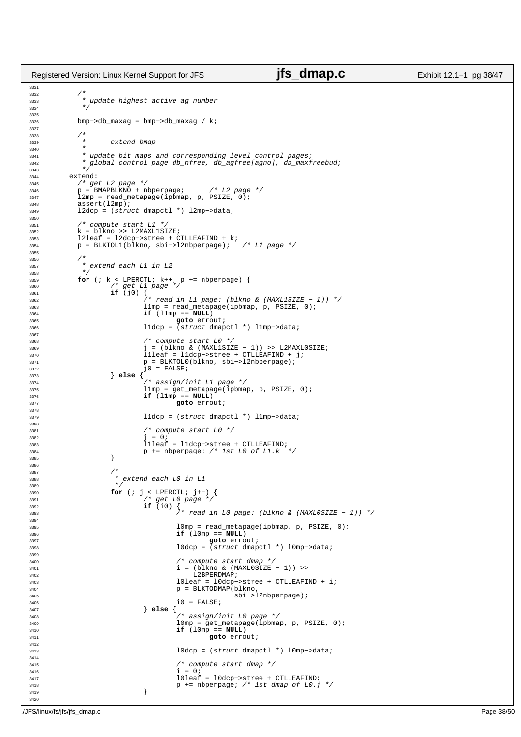```c
	/*
	 * update highest active ag number
	 */

	bmp->db_maxag = bmp->db_maxag / k;

	/*
	 *	extend bmap
	 *
	 * update bit maps and corresponding level control pages;
	 * global control page db_nfree, db_agfree[agno], db_maxfreebud;
	 */
      extend:
	/* get L2 page */
	p = BMAPBLKNO + nbperpage;	/* L2 page */
	l2mp = read_metapage(ipbmap, p, PSIZE, 0);
	assert(l2mp);
	l2dcp = (struct dmapctl *) l2mp->data;

	/* compute start L1 */
	k = blkno >> L2MAXL1SIZE;
	l2leaf = l2dcp->stree + CTLLEAFIND + k;
	p = BLKTOL1(blkno, sbi->l2nbperpage);	/* L1 page */

	/*
	 * extend each L1 in L2
	 */
	for (; k < LPERCTL; k++, p += nbperpage) {
		/* get L1 page */
		if (j0) {
			/* read in L1 page: (blkno & (MAXL1SIZE - 1)) */
			l1mp = read_metapage(ipbmap, p, PSIZE, 0);
			if (l1mp == NULL)
				goto errout;
			l1dcp = (struct dmapctl *) l1mp->data;

			/* compute start L0 */
			j = (blkno & (MAXL1SIZE - 1)) >> L2MAXL0SIZE;
			l1leaf = l1dcp->stree + CTLLEAFIND + j;
			p = BLKTOL0(blkno, sbi->l2nbperpage);
			j0 = FALSE;
		} else {
			/* assign/init L1 page */
			l1mp = get_metapage(ipbmap, p, PSIZE, 0);
			if (l1mp == NULL)
				goto errout;

			l1dcp = (struct dmapctl *) l1mp->data;

			/* compute start L0 */
			j = 0;
			l1leaf = l1dcp->stree + CTLLEAFIND;
			p += nbperpage;	/* 1st L0 of L1.k  */
		}

		/*
		 * extend each L0 in L1
		 */
		for (; j < LPERCTL; j++) {
			/* get L0 page */
			if (i0) {
				/* read in L0 page: (blkno & (MAXL0SIZE - 1)) */

				l0mp = read_metapage(ipbmap, p, PSIZE, 0);
				if (l0mp == NULL)
					goto errout;
				l0dcp = (struct dmapctl *) l0mp->data;

				/* compute start dmap */
				i = (blkno & (MAXL0SIZE - 1)) >>
				    L2BPERDMAP;
				l0leaf = l0dcp->stree + CTLLEAFIND + i;
				p = BLKTODMAP(blkno,
					      sbi->l2nbperpage);
				i0 = FALSE;
			} else {
				/* assign/init L0 page */
				l0mp = get_metapage(ipbmap, p, PSIZE, 0);
				if (l0mp == NULL)
					goto errout;

				l0dcp = (struct dmapctl *) l0mp->data;

				/* compute start dmap */
				i = 0;
				l0leaf = l0dcp->stree + CTLLEAFIND;
				p += nbperpage;	/* 1st dmap of L0.j */
			}

```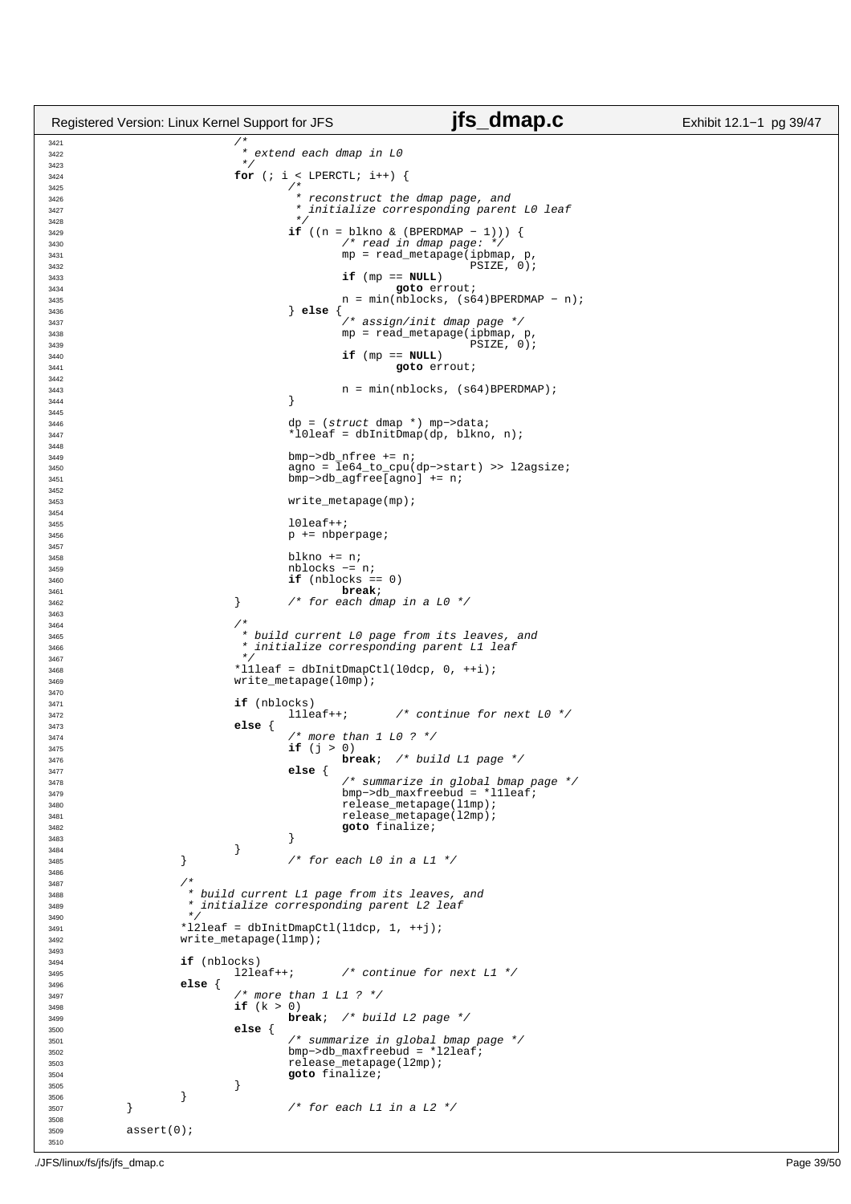```c
3421                        /*
3422                         * extend each dmap in L0
3423                         */
3424                        for (; i < LPERCTL; i++) {
3425                                /*
3426                                 * reconstruct the dmap page, and
3427                                 * initialize corresponding parent L0 leaf
3428                                 */
3429                                if ((n = blkno & (BPERDMAP - 1))) {
3430                                        /* read in dmap page: */
3431                                        mp = read_metapage(ipbmap, p,
3432                                                           PSIZE, 0);
3433                                        if (mp == NULL)
3434                                                goto errout;
3435                                        n = min(nblocks, (s64)BPERDMAP - n);
3436                                } else {
3437                                        /* assign/init dmap page */
3438                                        mp = read_metapage(ipbmap, p,
3439                                                           PSIZE, 0);
3440                                        if (mp == NULL)
3441                                                goto errout;
3442
3443                                        n = min(nblocks, (s64)BPERDMAP);
3444                                }
3445
3446                                dp = (struct dmap *) mp->data;
3447                                *l0leaf = dbInitDmap(dp, blkno, n);
3448
3449                                bmp->db_nfree += n;
3450                                agno = le64_to_cpu(dp->start) >> l2agsize;
3451                                bmp->db_agfree[agno] += n;
3452
3453                                write_metapage(mp);
3454
3455                                l0leaf++;
3456                                p += nbperpage;
3457
3458                                blkno += n;
3459                                nblocks -= n;
3460                                if (nblocks == 0)
3461                                        break;
3462                        }       /* for each dmap in a L0 */
3463
3464                        /*
3465                         * build current L0 page from its leaves, and
3466                         * initialize corresponding parent L1 leaf
3467                         */
3468                        *l1leaf = dbInitDmapCtl(l0dcp, 0, ++i);
3469                        write_metapage(l0mp);
3470
3471                        if (nblocks)
3472                                l1leaf++;       /* continue for next L0 */
3473                        else {
3474                                /* more than 1 L0 ? */
3475                                if (j > 0)
3476                                        break;  /* build L1 page */
3477                                else {
3478                                        /* summarize in global bmap page */
3479                                        bmp->db_maxfreebud = *l1leaf;
3480                                        release_metapage(l1mp);
3481                                        release_metapage(l2mp);
3482                                        goto finalize;
3483                                }
3484                        }
3485                }               /* for each L0 in a L1 */
3486
3487                /*
3488                 * build current L1 page from its leaves, and
3489                 * initialize corresponding parent L2 leaf
3490                 */
3491                *l2leaf = dbInitDmapCtl(l1dcp, 1, ++j);
3492                write_metapage(l1mp);
3493
3494                if (nblocks)
3495                        l2leaf++;       /* continue for next L1 */
3496                else {
3497                        /* more than 1 L1 ? */
3498                        if (k > 0)
3499                                break;  /* build L2 page */
3500                        else {
3501                                /* summarize in global bmap page */
3502                                bmp->db_maxfreebud = *l2leaf;
3503                                release_metapage(l2mp);
3504                                goto finalize;
3505                        }
3506                }
3507        }                       /* for each L1 in a L2 */
3508
3509        assert(0);
3510
```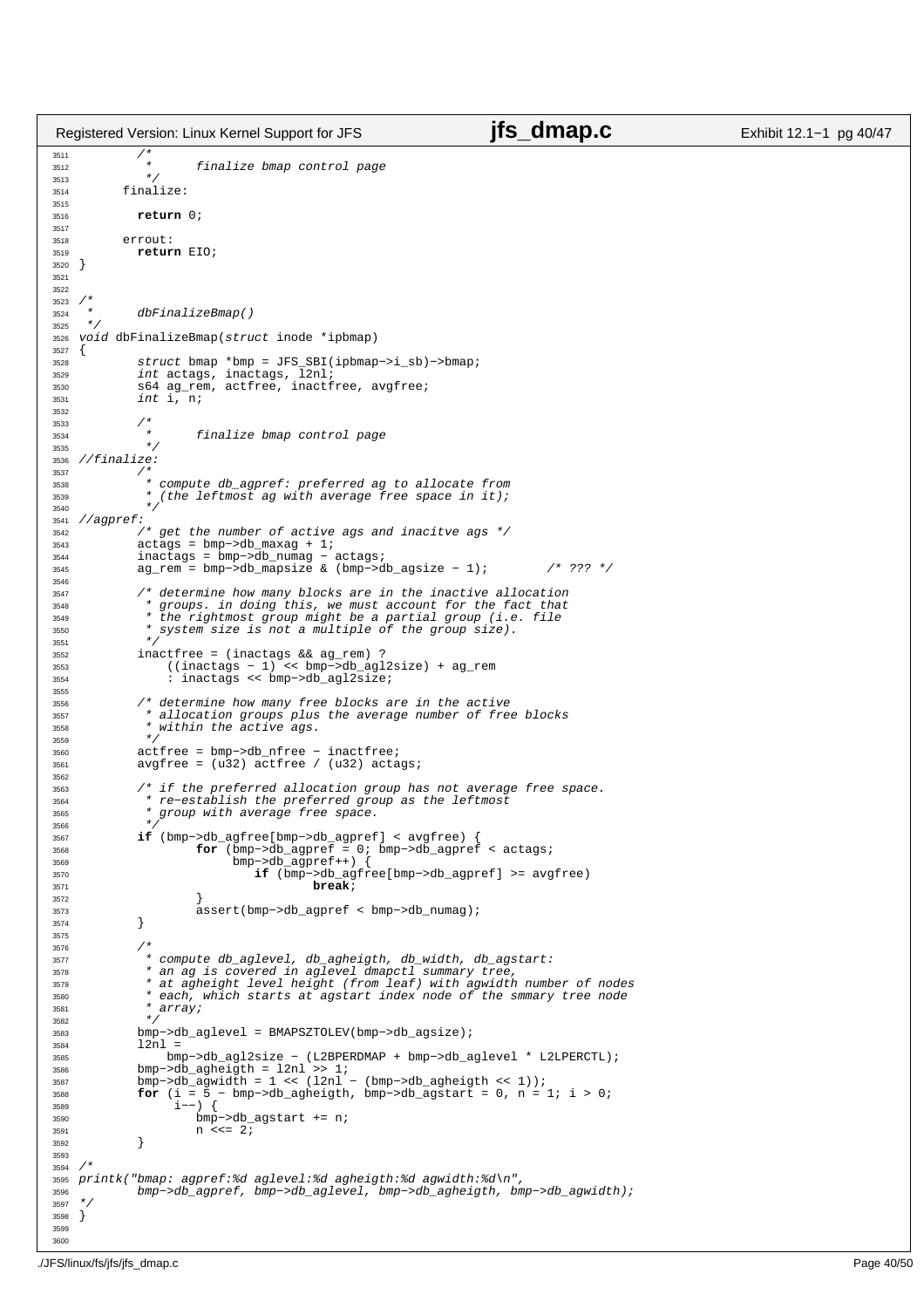```c
3511            /*
3512             *      finalize bmap control page
3513             */
3514          finalize:
3515
3516            return 0;
3517
3518          errout:
3519            return EIO;
3520    }
3521
3522
3523    /*
3524     *      dbFinalizeBmap()
3525     */
3526    void dbFinalizeBmap(struct inode *ipbmap)
3527    {
3528            struct bmap *bmp = JFS_SBI(ipbmap->i_sb)->bmap;
3529            int actags, inactags, l2nl;
3530            s64 ag_rem, actfree, inactfree, avgfree;
3531            int i, n;
3532
3533            /*
3534             *      finalize bmap control page
3535             */
3536    //finalize:
3537            /*
3538             * compute db_agpref: preferred ag to allocate from
3539             * (the leftmost ag with average free space in it);
3540             */
3541    //agpref:
3542            /* get the number of active ags and inacitve ags */
3543            actags = bmp->db_maxag + 1;
3544            inactags = bmp->db_numag - actags;
3545            ag_rem = bmp->db_mapsize & (bmp->db_agsize - 1);        /* ??? */
3546
3547            /* determine how many blocks are in the inactive allocation
3548             * groups. in doing this, we must account for the fact that
3549             * the rightmost group might be a partial group (i.e. file
3550             * system size is not a multiple of the group size).
3551             */
3552            inactfree = (inactags && ag_rem) ?
3553                ((inactags - 1) << bmp->db_agl2size) + ag_rem
3554                : inactags << bmp->db_agl2size;
3555
3556            /* determine how many free blocks are in the active
3557             * allocation groups plus the average number of free blocks
3558             * within the active ags.
3559             */
3560            actfree = bmp->db_nfree - inactfree;
3561            avgfree = (u32) actfree / (u32) actags;
3562
3563            /* if the preferred allocation group has not average free space.
3564             * re-establish the preferred group as the leftmost
3565             * group with average free space.
3566             */
3567            if (bmp->db_agfree[bmp->db_agpref] < avgfree) {
3568                    for (bmp->db_agpref = 0; bmp->db_agpref < actags;
3569                         bmp->db_agpref++) {
3570                            if (bmp->db_agfree[bmp->db_agpref] >= avgfree)
3571                                    break;
3572                    }
3573                    assert(bmp->db_agpref < bmp->db_numag);
3574            }
3575
3576            /*
3577             * compute db_aglevel, db_agheigth, db_width, db_agstart:
3578             * an ag is covered in aglevel dmapctl summary tree,
3579             * at agheight level height (from leaf) with agwidth number of nodes
3580             * each, which starts at agstart index node of the smmary tree node
3581             * array;
3582             */
3583            bmp->db_aglevel = BMAPSZTOLEV(bmp->db_agsize);
3584            l2nl =
3585                bmp->db_agl2size - (L2BPERDMAP + bmp->db_aglevel * L2LPERCTL);
3586            bmp->db_agheigth = l2nl >> 1;
3587            bmp->db_agwidth = 1 << (l2nl - (bmp->db_agheigth << 1));
3588            for (i = 5 - bmp->db_agheigth, bmp->db_agstart = 0, n = 1; i > 0;
3589                 i--) {
3590                    bmp->db_agstart += n;
3591                    n <<= 2;
3592            }
3593
3594    /*
3595    printk("bmap: agpref:%d aglevel:%d agheigth:%d agwidth:%d\n",
3596            bmp->db_agpref, bmp->db_aglevel, bmp->db_agheigth, bmp->db_agwidth);
3597    */
3598    }
3599
3600
```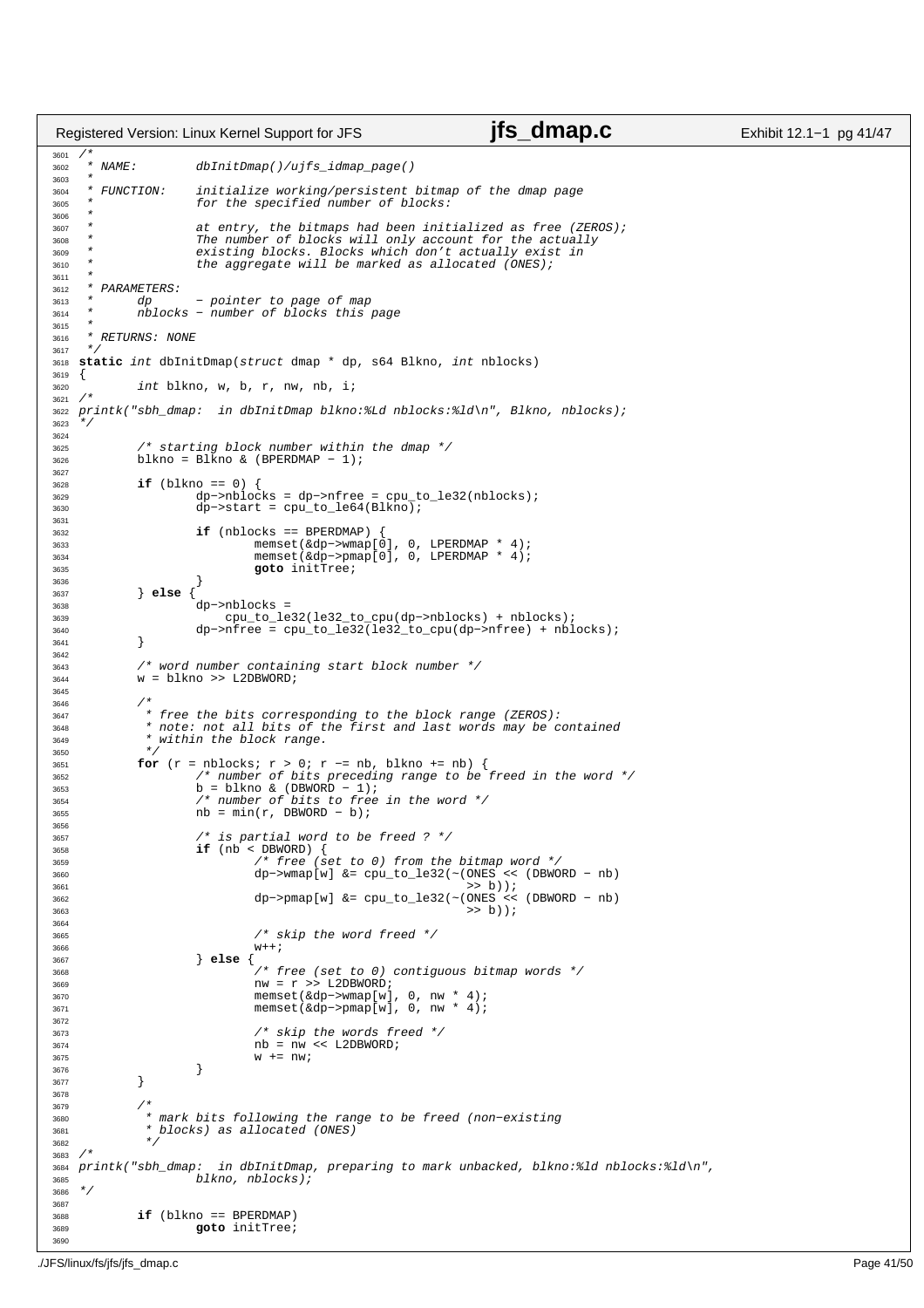```c
/*
 * NAME:        dbInitDmap()/ujfs_idmap_page()
 *
 * FUNCTION:    initialize working/persistent bitmap of the dmap page
 *              for the specified number of blocks:
 *
 *              at entry, the bitmaps had been initialized as free (ZEROS);
 *              The number of blocks will only account for the actually
 *              existing blocks. Blocks which don't actually exist in
 *              the aggregate will be marked as allocated (ONES);
 *
 * PARAMETERS:
 *      dp      - pointer to page of map
 *      nblocks - number of blocks this page
 *
 * RETURNS: NONE
 */
static int dbInitDmap(struct dmap * dp, s64 Blkno, int nblocks)
{
        int blkno, w, b, r, nw, nb, i;
/*
printk("sbh_dmap:  in dbInitDmap blkno:%Ld nblocks:%ld\n", Blkno, nblocks);
*/

        /* starting block number within the dmap */
        blkno = Blkno & (BPERDMAP - 1);

        if (blkno == 0) {
                dp->nblocks = dp->nfree = cpu_to_le32(nblocks);
                dp->start = cpu_to_le64(Blkno);

                if (nblocks == BPERDMAP) {
                        memset(&dp->wmap[0], 0, LPERDMAP * 4);
                        memset(&dp->pmap[0], 0, LPERDMAP * 4);
                        goto initTree;
                }
        } else {
                dp->nblocks =
                    cpu_to_le32(le32_to_cpu(dp->nblocks) + nblocks);
                dp->nfree = cpu_to_le32(le32_to_cpu(dp->nfree) + nblocks);
        }

        /* word number containing start block number */
        w = blkno >> L2DBWORD;

        /*
         * free the bits corresponding to the block range (ZEROS):
         * note: not all bits of the first and last words may be contained
         * within the block range.
         */
        for (r = nblocks; r > 0; r -= nb, blkno += nb) {
                /* number of bits preceding range to be freed in the word */
                b = blkno & (DBWORD - 1);
                /* number of bits to free in the word */
                nb = min(r, DBWORD - b);

                /* is partial word to be freed ? */
                if (nb < DBWORD) {
                        /* free (set to 0) from the bitmap word */
                        dp->wmap[w] &= cpu_to_le32(~(ONES << (DBWORD - nb)
                                                     >> b));
                        dp->pmap[w] &= cpu_to_le32(~(ONES << (DBWORD - nb)
                                                     >> b));

                        /* skip the word freed */
                        w++;
                } else {
                        /* free (set to 0) contiguous bitmap words */
                        nw = r >> L2DBWORD;
                        memset(&dp->wmap[w], 0, nw * 4);
                        memset(&dp->pmap[w], 0, nw * 4);

                        /* skip the words freed */
                        nb = nw << L2DBWORD;
                        w += nw;
                }
        }

        /*
         * mark bits following the range to be freed (non-existing
         * blocks) as allocated (ONES)
         */
/*
printk("sbh_dmap:  in dbInitDmap, preparing to mark unbacked, blkno:%ld nblocks:%ld\n",
                blkno, nblocks);
*/

        if (blkno == BPERDMAP)
                goto initTree;

```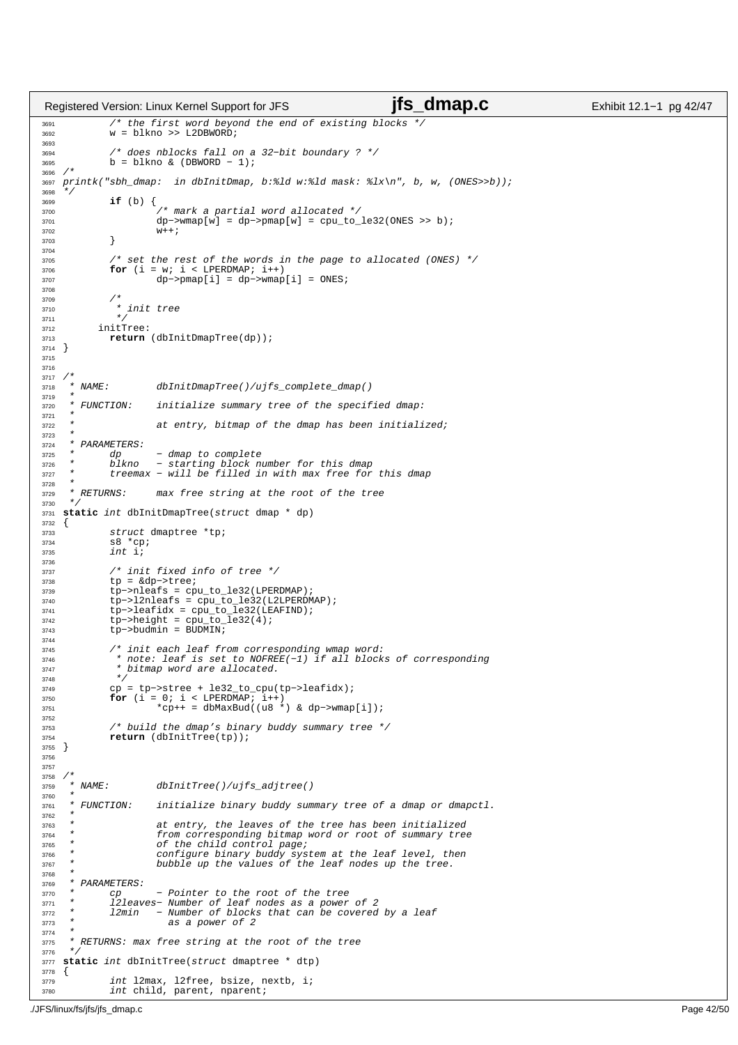```c
3691            /* the first word beyond the end of existing blocks */
3692            w = blkno >> L2DBWORD;
3693
3694            /* does nblocks fall on a 32-bit boundary ? */
3695            b = blkno & (DBWORD - 1);
3696    /*
3697    printk("sbh_dmap:  in dbInitDmap, b:%ld w:%ld mask: %lx\n", b, w, (ONES>>b));
3698    */
3699            if (b) {
3700                    /* mark a partial word allocated */
3701                    dp->wmap[w] = dp->pmap[w] = cpu_to_le32(ONES >> b);
3702                    w++;
3703            }
3704
3705            /* set the rest of the words in the page to allocated (ONES) */
3706            for (i = w; i < LPERDMAP; i++)
3707                    dp->pmap[i] = dp->wmap[i] = ONES;
3708
3709            /*
3710             * init tree
3711             */
3712          initTree:
3713            return (dbInitDmapTree(dp));
3714    }
3715
3716
3717    /*
3718     * NAME:        dbInitDmapTree()/ujfs_complete_dmap()
3719     *
3720     * FUNCTION:    initialize summary tree of the specified dmap:
3721     *
3722     *              at entry, bitmap of the dmap has been initialized;
3723     *
3724     * PARAMETERS:
3725     *      dp      - dmap to complete
3726     *      blkno   - starting block number for this dmap
3727     *      treemax - will be filled in with max free for this dmap
3728     *
3729     * RETURNS:     max free string at the root of the tree
3730     */
3731    static int dbInitDmapTree(struct dmap * dp)
3732    {
3733            struct dmaptree *tp;
3734            s8 *cp;
3735            int i;
3736
3737            /* init fixed info of tree */
3738            tp = &dp->tree;
3739            tp->nleafs = cpu_to_le32(LPERDMAP);
3740            tp->l2nleafs = cpu_to_le32(L2LPERDMAP);
3741            tp->leafidx = cpu_to_le32(LEAFIND);
3742            tp->height = cpu_to_le32(4);
3743            tp->budmin = BUDMIN;
3744
3745            /* init each leaf from corresponding wmap word:
3746             * note: leaf is set to NOFREE(-1) if all blocks of corresponding
3747             * bitmap word are allocated.
3748             */
3749            cp = tp->stree + le32_to_cpu(tp->leafidx);
3750            for (i = 0; i < LPERDMAP; i++)
3751                    *cp++ = dbMaxBud((u8 *) & dp->wmap[i]);
3752
3753            /* build the dmap's binary buddy summary tree */
3754            return (dbInitTree(tp));
3755    }
3756
3757
3758    /*
3759     * NAME:        dbInitTree()/ujfs_adjtree()
3760     *
3761     * FUNCTION:    initialize binary buddy summary tree of a dmap or dmapctl.
3762     *
3763     *              at entry, the leaves of the tree has been initialized
3764     *              from corresponding bitmap word or root of summary tree
3765     *              of the child control page;
3766     *              configure binary buddy system at the leaf level, then
3767     *              bubble up the values of the leaf nodes up the tree.
3768     *
3769     * PARAMETERS:
3770     *      cp      - Pointer to the root of the tree
3771     *      l2leaves- Number of leaf nodes as a power of 2
3772     *      l2min   - Number of blocks that can be covered by a leaf
3773     *                as a power of 2
3774     *
3775     * RETURNS: max free string at the root of the tree
3776     */
3777    static int dbInitTree(struct dmaptree * dtp)
3778    {
3779            int l2max, l2free, bsize, nextb, i;
3780            int child, parent, nparent;
```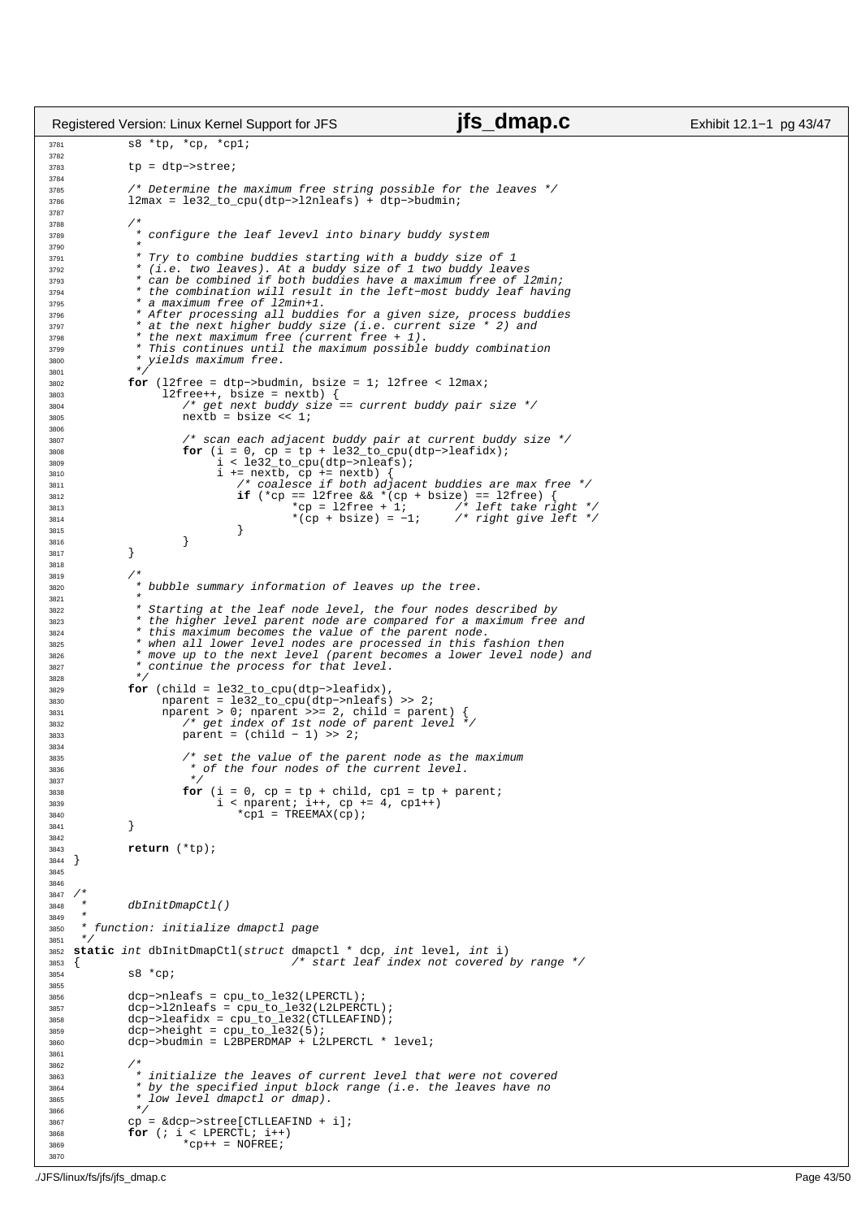```c
        s8 *tp, *cp, *cp1;

        tp = dtp->stree;

        /* Determine the maximum free string possible for the leaves */
        l2max = le32_to_cpu(dtp->l2nleafs) + dtp->budmin;

        /*
         * configure the leaf levevl into binary buddy system
         *
         * Try to combine buddies starting with a buddy size of 1
         * (i.e. two leaves). At a buddy size of 1 two buddy leaves
         * can be combined if both buddies have a maximum free of l2min;
         * the combination will result in the left-most buddy leaf having
         * a maximum free of l2min+1.
         * After processing all buddies for a given size, process buddies
         * at the next higher buddy size (i.e. current size * 2) and
         * the next maximum free (current free + 1).
         * This continues until the maximum possible buddy combination
         * yields maximum free.
         */
        for (l2free = dtp->budmin, bsize = 1; l2free < l2max;
             l2free++, bsize = nextb) {
                /* get next buddy size == current buddy pair size */
                nextb = bsize << 1;

                /* scan each adjacent buddy pair at current buddy size */
                for (i = 0, cp = tp + le32_to_cpu(dtp->leafidx);
                     i < le32_to_cpu(dtp->nleafs);
                     i += nextb, cp += nextb) {
                        /* coalesce if both adjacent buddies are max free */
                        if (*cp == l2free && *(cp + bsize) == l2free) {
                                *cp = l2free + 1;       /* left take right */
                                *(cp + bsize) = -1;     /* right give left */
                        }
                }
        }

        /*
         * bubble summary information of leaves up the tree.
         *
         * Starting at the leaf node level, the four nodes described by
         * the higher level parent node are compared for a maximum free and
         * this maximum becomes the value of the parent node.
         * when all lower level nodes are processed in this fashion then
         * move up to the next level (parent becomes a lower level node) and
         * continue the process for that level.
         */
        for (child = le32_to_cpu(dtp->leafidx),
             nparent = le32_to_cpu(dtp->nleafs) >> 2;
             nparent > 0; nparent >>= 2, child = parent) {
                /* get index of 1st node of parent level */
                parent = (child - 1) >> 2;

                /* set the value of the parent node as the maximum
                 * of the four nodes of the current level.
                 */
                for (i = 0, cp = tp + child, cp1 = tp + parent;
                     i < nparent; i++, cp += 4, cp1++)
                        *cp1 = TREEMAX(cp);
        }

        return (*tp);
}


/*
 *      dbInitDmapCtl()
 *
 * function: initialize dmapctl page
 */
static int dbInitDmapCtl(struct dmapctl * dcp, int level, int i)
{                               /* start leaf index not covered by range */
        s8 *cp;

        dcp->nleafs = cpu_to_le32(LPERCTL);
        dcp->l2nleafs = cpu_to_le32(L2LPERCTL);
        dcp->leafidx = cpu_to_le32(CTLLEAFIND);
        dcp->height = cpu_to_le32(5);
        dcp->budmin = L2BPERDMAP + L2LPERCTL * level;

        /*
         * initialize the leaves of current level that were not covered
         * by the specified input block range (i.e. the leaves have no
         * low level dmapctl or dmap).
         */
        cp = &dcp->stree[CTLLEAFIND + i];
        for (; i < LPERCTL; i++)
                *cp++ = NOFREE;

```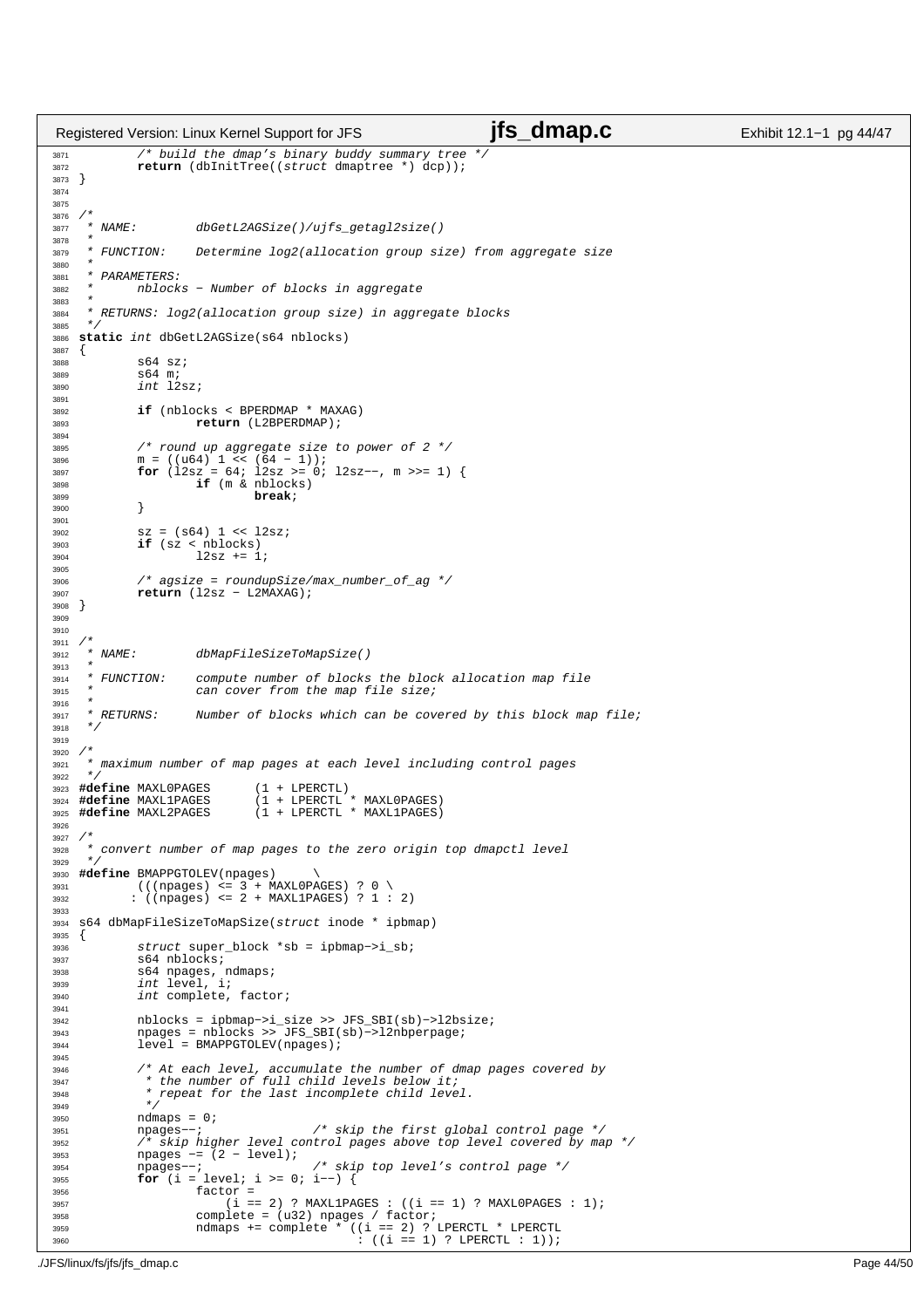```c
        /* build the dmap's binary buddy summary tree */
        return (dbInitTree((struct dmaptree *) dcp));
}


/*
 * NAME:        dbGetL2AGSize()/ujfs_getagl2size()
 *
 * FUNCTION:    Determine log2(allocation group size) from aggregate size
 *
 * PARAMETERS:
 *      nblocks - Number of blocks in aggregate
 *
 * RETURNS: log2(allocation group size) in aggregate blocks
 */
static int dbGetL2AGSize(s64 nblocks)
{
        s64 sz;
        s64 m;
        int l2sz;

        if (nblocks < BPERDMAP * MAXAG)
                return (L2BPERDMAP);

        /* round up aggregate size to power of 2 */
        m = ((u64) 1 << (64 - 1));
        for (l2sz = 64; l2sz >= 0; l2sz--, m >>= 1) {
                if (m & nblocks)
                        break;
        }

        sz = (s64) 1 << l2sz;
        if (sz < nblocks)
                l2sz += 1;

        /* agsize = roundupSize/max_number_of_ag */
        return (l2sz - L2MAXAG);
}


/*
 * NAME:        dbMapFileSizeToMapSize()
 *
 * FUNCTION:    compute number of blocks the block allocation map file
 *              can cover from the map file size;
 *
 * RETURNS:     Number of blocks which can be covered by this block map file;
 */

/*
 * maximum number of map pages at each level including control pages
 */
#define MAXL0PAGES      (1 + LPERCTL)
#define MAXL1PAGES      (1 + LPERCTL * MAXL0PAGES)
#define MAXL2PAGES      (1 + LPERCTL * MAXL1PAGES)

/*
 * convert number of map pages to the zero origin top dmapctl level
 */
#define BMAPPGTOLEV(npages)     \
        (((npages) <= 3 + MAXL0PAGES) ? 0 \
       : ((npages) <= 2 + MAXL1PAGES) ? 1 : 2)

s64 dbMapFileSizeToMapSize(struct inode * ipbmap)
{
        struct super_block *sb = ipbmap->i_sb;
        s64 nblocks;
        s64 npages, ndmaps;
        int level, i;
        int complete, factor;

        nblocks = ipbmap->i_size >> JFS_SBI(sb)->l2bsize;
        npages = nblocks >> JFS_SBI(sb)->l2nbperpage;
        level = BMAPPGTOLEV(npages);

        /* At each level, accumulate the number of dmap pages covered by
         * the number of full child levels below it;
         * repeat for the last incomplete child level.
         */
        ndmaps = 0;
        npages--;               /* skip the first global control page */
        /* skip higher level control pages above top level covered by map */
        npages -= (2 - level);
        npages--;               /* skip top level's control page */
        for (i = level; i >= 0; i--) {
                factor =
                    (i == 2) ? MAXL1PAGES : ((i == 1) ? MAXL0PAGES : 1);
                complete = (u32) npages / factor;
                ndmaps += complete * ((i == 2) ? LPERCTL * LPERCTL
                                      : ((i == 1) ? LPERCTL : 1));
```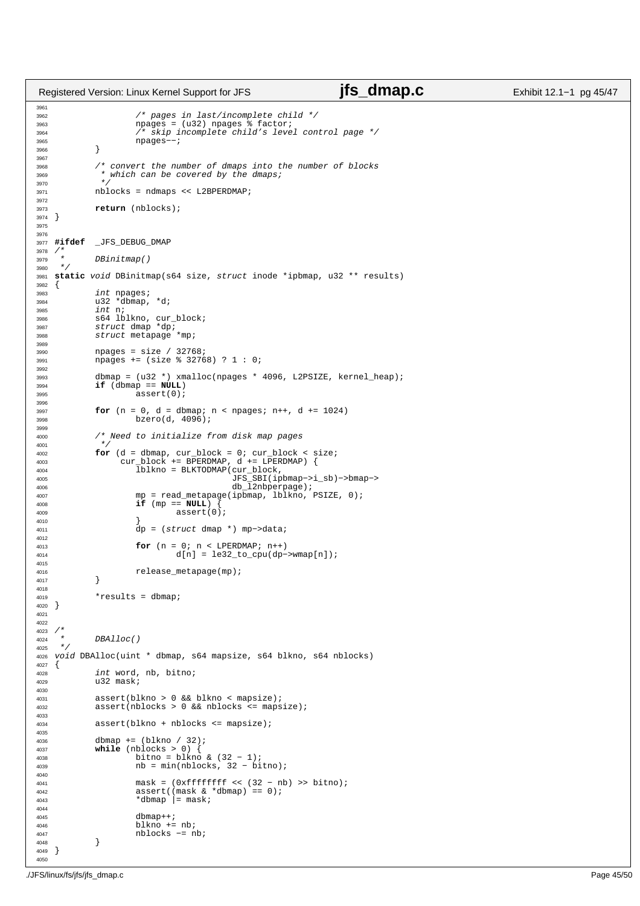```c
                /* pages in last/incomplete child */
                npages = (u32) npages % factor;
                /* skip incomplete child's level control page */
                npages--;
        }

        /* convert the number of dmaps into the number of blocks
         * which can be covered by the dmaps;
         */
        nblocks = ndmaps << L2BPERDMAP;

        return (nblocks);
}


#ifdef  _JFS_DEBUG_DMAP
/*
 *      DBinitmap()
 */
static void DBinitmap(s64 size, struct inode *ipbmap, u32 ** results)
{
        int npages;
        u32 *dbmap, *d;
        int n;
        s64 lblkno, cur_block;
        struct dmap *dp;
        struct metapage *mp;

        npages = size / 32768;
        npages += (size % 32768) ? 1 : 0;

        dbmap = (u32 *) xmalloc(npages * 4096, L2PSIZE, kernel_heap);
        if (dbmap == NULL)
                assert(0);

        for (n = 0, d = dbmap; n < npages; n++, d += 1024)
                bzero(d, 4096);

        /* Need to initialize from disk map pages
         */
        for (d = dbmap, cur_block = 0; cur_block < size;
             cur_block += BPERDMAP, d += LPERDMAP) {
                lblkno = BLKTODMAP(cur_block,
                                   JFS_SBI(ipbmap->i_sb)->bmap->
                                   db_l2nbperpage);
                mp = read_metapage(ipbmap, lblkno, PSIZE, 0);
                if (mp == NULL) {
                        assert(0);
                }
                dp = (struct dmap *) mp->data;

                for (n = 0; n < LPERDMAP; n++)
                        d[n] = le32_to_cpu(dp->wmap[n]);

                release_metapage(mp);
        }

        *results = dbmap;
}


/*
 *      DBAlloc()
 */
void DBAlloc(uint * dbmap, s64 mapsize, s64 blkno, s64 nblocks)
{
        int word, nb, bitno;
        u32 mask;

        assert(blkno > 0 && blkno < mapsize);
        assert(nblocks > 0 && nblocks <= mapsize);

        assert(blkno + nblocks <= mapsize);

        dbmap += (blkno / 32);
        while (nblocks > 0) {
                bitno = blkno & (32 - 1);
                nb = min(nblocks, 32 - bitno);

                mask = (0xffffffff << (32 - nb) >> bitno);
                assert((mask & *dbmap) == 0);
                *dbmap |= mask;

                dbmap++;
                blkno += nb;
                nblocks -= nb;
        }
}
```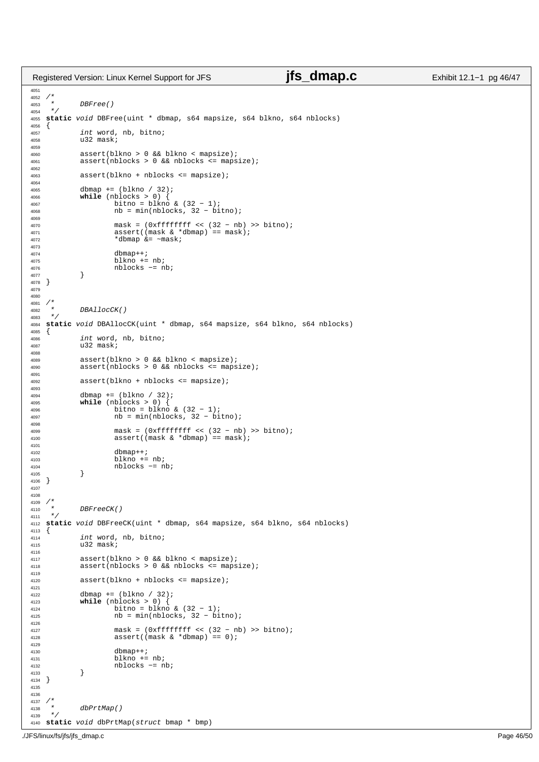```c
/*
 *      DBFree()
 */
static void DBFree(uint * dbmap, s64 mapsize, s64 blkno, s64 nblocks)
{
        int word, nb, bitno;
        u32 mask;

        assert(blkno > 0 && blkno < mapsize);
        assert(nblocks > 0 && nblocks <= mapsize);

        assert(blkno + nblocks <= mapsize);

        dbmap += (blkno / 32);
        while (nblocks > 0) {
                bitno = blkno & (32 - 1);
                nb = min(nblocks, 32 - bitno);

                mask = (0xffffffff << (32 - nb) >> bitno);
                assert((mask & *dbmap) == mask);
                *dbmap &= ~mask;

                dbmap++;
                blkno += nb;
                nblocks -= nb;
        }
}


/*
 *      DBAllocCK()
 */
static void DBAllocCK(uint * dbmap, s64 mapsize, s64 blkno, s64 nblocks)
{
        int word, nb, bitno;
        u32 mask;

        assert(blkno > 0 && blkno < mapsize);
        assert(nblocks > 0 && nblocks <= mapsize);

        assert(blkno + nblocks <= mapsize);

        dbmap += (blkno / 32);
        while (nblocks > 0) {
                bitno = blkno & (32 - 1);
                nb = min(nblocks, 32 - bitno);

                mask = (0xffffffff << (32 - nb) >> bitno);
                assert((mask & *dbmap) == mask);

                dbmap++;
                blkno += nb;
                nblocks -= nb;
        }
}


/*
 *      DBFreeCK()
 */
static void DBFreeCK(uint * dbmap, s64 mapsize, s64 blkno, s64 nblocks)
{
        int word, nb, bitno;
        u32 mask;

        assert(blkno > 0 && blkno < mapsize);
        assert(nblocks > 0 && nblocks <= mapsize);

        assert(blkno + nblocks <= mapsize);

        dbmap += (blkno / 32);
        while (nblocks > 0) {
                bitno = blkno & (32 - 1);
                nb = min(nblocks, 32 - bitno);

                mask = (0xffffffff << (32 - nb) >> bitno);
                assert((mask & *dbmap) == 0);

                dbmap++;
                blkno += nb;
                nblocks -= nb;
        }
}


/*
 *      dbPrtMap()
 */
static void dbPrtMap(struct bmap * bmp)
```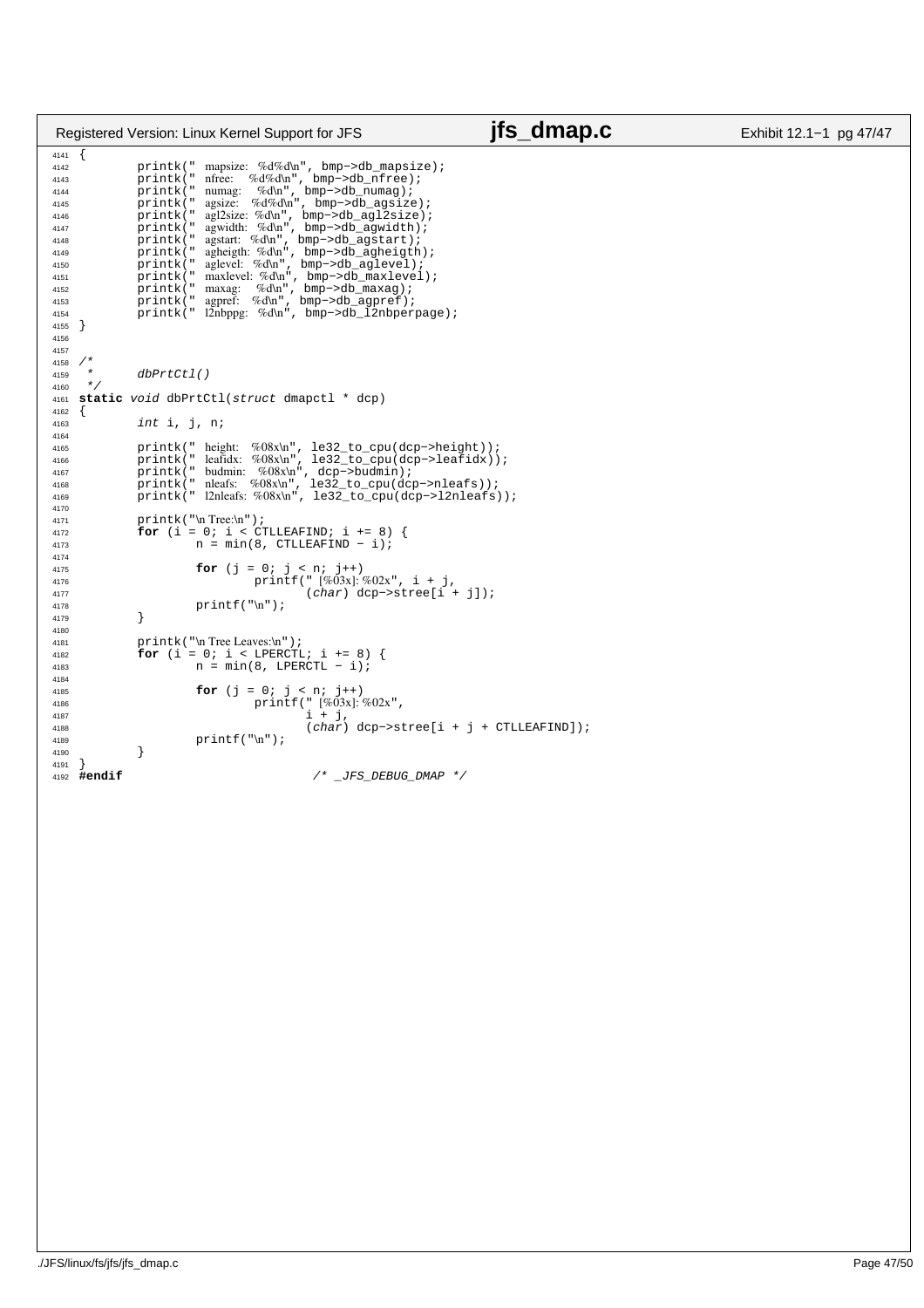```c
4141 {
4142         printk(" mapsize:  %d%d\n", bmp->db_mapsize);
4143         printk(" nfree:    %d%d\n", bmp->db_nfree);
4144         printk(" numag:    %d\n", bmp->db_numag);
4145         printk(" agsize:   %d%d\n", bmp->db_agsize);
4146         printk(" agl2size: %d\n", bmp->db_agl2size);
4147         printk(" agwidth:  %d\n", bmp->db_agwidth);
4148         printk(" agstart:  %d\n", bmp->db_agstart);
4149         printk(" agheigth: %d\n", bmp->db_agheigth);
4150         printk(" aglevel:  %d\n", bmp->db_aglevel);
4151         printk(" maxlevel: %d\n", bmp->db_maxlevel);
4152         printk(" maxag:    %d\n", bmp->db_maxag);
4153         printk(" agpref:   %d\n", bmp->db_agpref);
4154         printk(" l2nbppg:  %d\n", bmp->db_l2nbperpage);
4155 }
4156 
4157 
4158 /*
4159  *      dbPrtCtl()
4160  */
4161 static void dbPrtCtl(struct dmapctl * dcp)
4162 {
4163         int i, j, n;
4164 
4165         printk(" height:   %08x\n", le32_to_cpu(dcp->height));
4166         printk(" leafidx:  %08x\n", le32_to_cpu(dcp->leafidx));
4167         printk(" budmin:   %08x\n", dcp->budmin);
4168         printk(" nleafs:   %08x\n", le32_to_cpu(dcp->nleafs));
4169         printk(" l2nleafs: %08x\n", le32_to_cpu(dcp->l2nleafs));
4170 
4171         printk("\n Tree:\n");
4172         for (i = 0; i < CTLLEAFIND; i += 8) {
4173                 n = min(8, CTLLEAFIND - i);
4174 
4175                 for (j = 0; j < n; j++)
4176                         printf(" [%03x]: %02x", i + j,
4177                                (char) dcp->stree[i + j]);
4178                 printf("\n");
4179         }
4180 
4181         printk("\n Tree Leaves:\n");
4182         for (i = 0; i < LPERCTL; i += 8) {
4183                 n = min(8, LPERCTL - i);
4184 
4185                 for (j = 0; j < n; j++)
4186                         printf(" [%03x]: %02x",
4187                                i + j,
4188                                (char) dcp->stree[i + j + CTLLEAFIND]);
4189                 printf("\n");
4190         }
4191 }
4192 #endif                          /* _JFS_DEBUG_DMAP */
```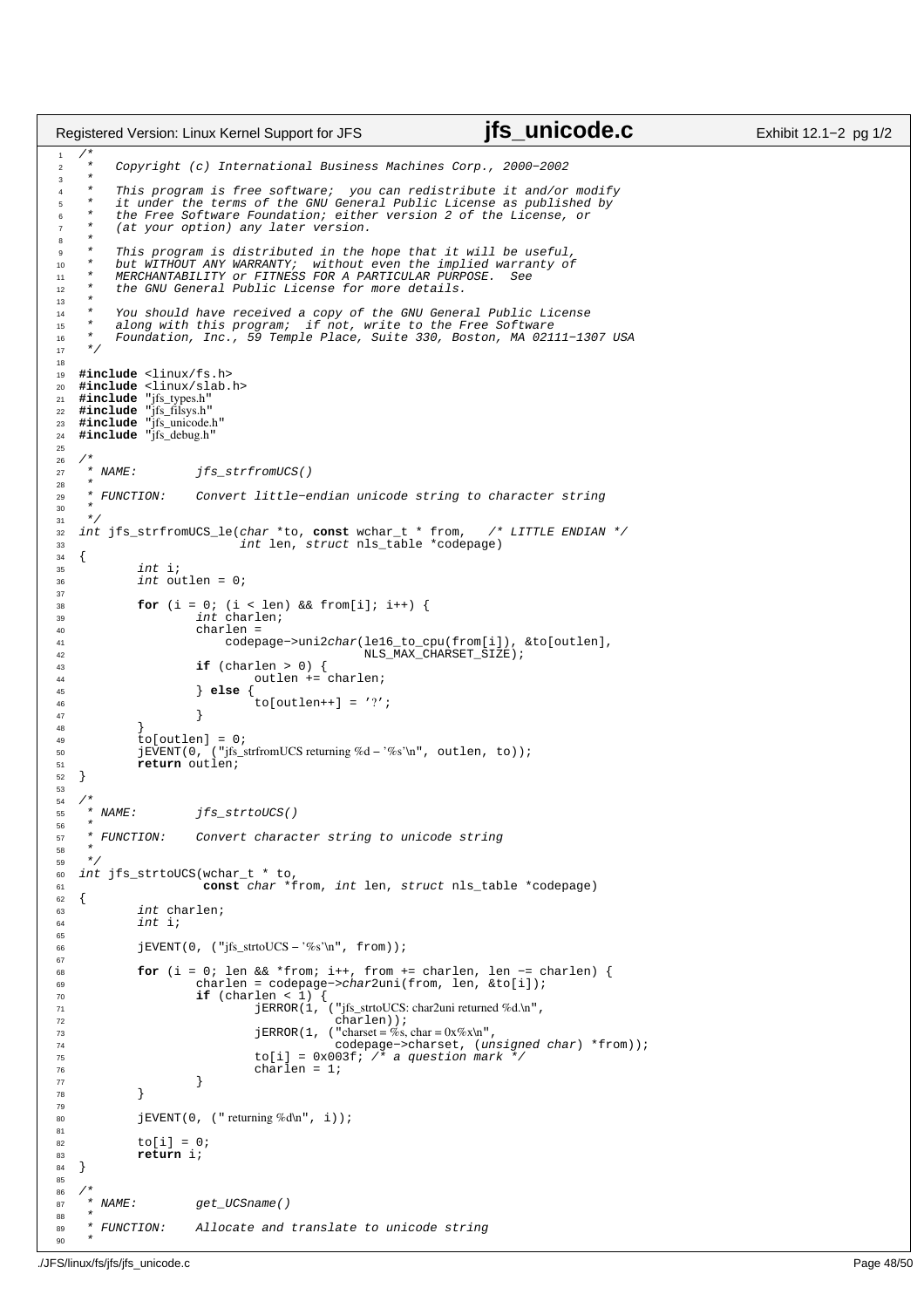```c
/*
 *   Copyright (c) International Business Machines Corp., 2000-2002
 *
 *   This program is free software;  you can redistribute it and/or modify
 *   it under the terms of the GNU General Public License as published by
 *   the Free Software Foundation; either version 2 of the License, or
 *   (at your option) any later version.
 *
 *   This program is distributed in the hope that it will be useful,
 *   but WITHOUT ANY WARRANTY;  without even the implied warranty of
 *   MERCHANTABILITY or FITNESS FOR A PARTICULAR PURPOSE.  See
 *   the GNU General Public License for more details.
 *
 *   You should have received a copy of the GNU General Public License
 *   along with this program;  if not, write to the Free Software
 *   Foundation, Inc., 59 Temple Place, Suite 330, Boston, MA 02111-1307 USA
 */

#include <linux/fs.h>
#include <linux/slab.h>
#include "jfs_types.h"
#include "jfs_filsys.h"
#include "jfs_unicode.h"
#include "jfs_debug.h"

/*
 * NAME:        jfs_strfromUCS()
 *
 * FUNCTION:    Convert little-endian unicode string to character string
 *
 */
int jfs_strfromUCS_le(char *to, const wchar_t * from,   /* LITTLE ENDIAN */
                      int len, struct nls_table *codepage)
{
        int i;
        int outlen = 0;

        for (i = 0; (i < len) && from[i]; i++) {
                int charlen;
                charlen =
                    codepage->uni2char(le16_to_cpu(from[i]), &to[outlen],
                                       NLS_MAX_CHARSET_SIZE);
                if (charlen > 0) {
                        outlen += charlen;
                } else {
                        to[outlen++] = '?';
                }
        }
        to[outlen] = 0;
        jEVENT(0, ("jfs_strfromUCS returning %d - '%s'\n", outlen, to));
        return outlen;
}

/*
 * NAME:        jfs_strtoUCS()
 *
 * FUNCTION:    Convert character string to unicode string
 *
 */
int jfs_strtoUCS(wchar_t * to,
                 const char *from, int len, struct nls_table *codepage)
{
        int charlen;
        int i;

        jEVENT(0, ("jfs_strtoUCS - '%s'\n", from));

        for (i = 0; len && *from; i++, from += charlen, len -= charlen) {
                charlen = codepage->char2uni(from, len, &to[i]);
                if (charlen < 1) {
                        jERROR(1, ("jfs_strtoUCS: char2uni returned %d.\n",
                                   charlen));
                        jERROR(1, ("charset = %s, char = 0x%x\n",
                                   codepage->charset, (unsigned char) *from));
                        to[i] = 0x003f; /* a question mark */
                        charlen = 1;
                }
        }

        jEVENT(0, (" returning %d\n", i));

        to[i] = 0;
        return i;
}

/*
 * NAME:        get_UCSname()
 *
 * FUNCTION:    Allocate and translate to unicode string
 *
```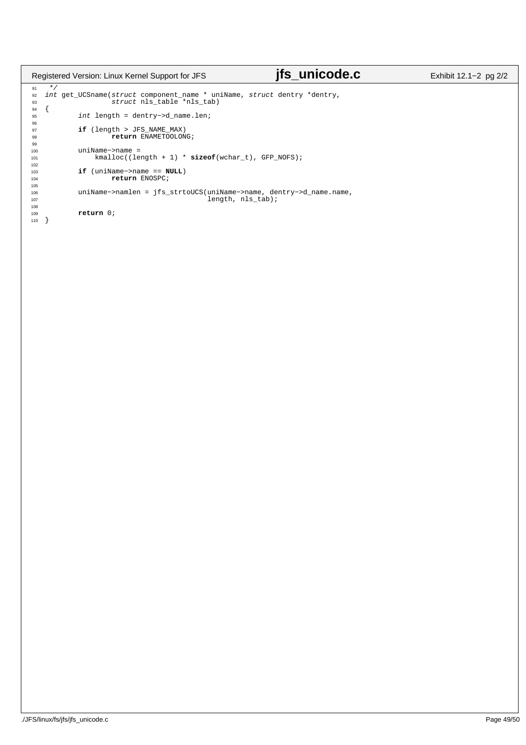```c
 */
int get_UCSname(struct component_name * uniName, struct dentry *dentry,
		struct nls_table *nls_tab)
{
	int length = dentry->d_name.len;

	if (length > JFS_NAME_MAX)
		return ENAMETOOLONG;

	uniName->name =
	    kmalloc((length + 1) * sizeof(wchar_t), GFP_NOFS);

	if (uniName->name == NULL)
		return ENOSPC;

	uniName->namlen = jfs_strtoUCS(uniName->name, dentry->d_name.name,
				       length, nls_tab);

	return 0;
}
```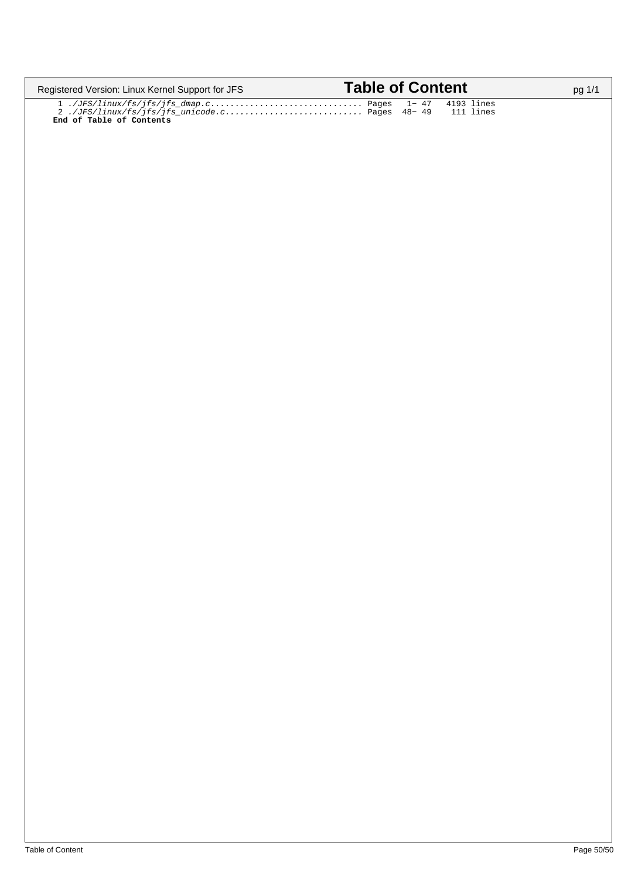# Table of Content

```
1 ./JFS/linux/fs/jfs/jfs_dmap.c............................... Pages  1- 47  4193 lines
2 ./JFS/linux/fs/jfs/jfs_unicode.c............................ Pages 48- 49   111 lines
```

**End of Table of Contents**